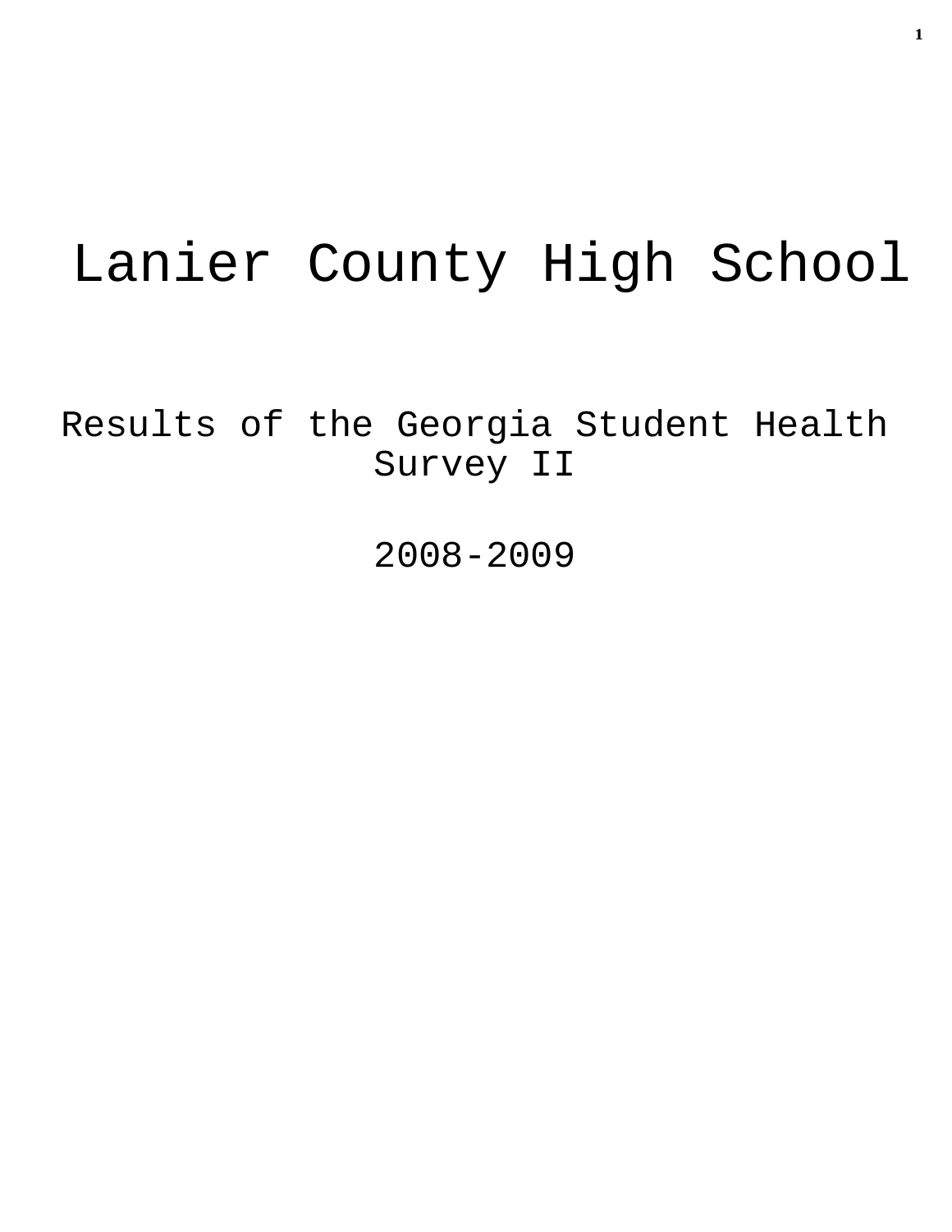# Lanier County High School

## Results of the Georgia Student Health Survey II

## 2008-2009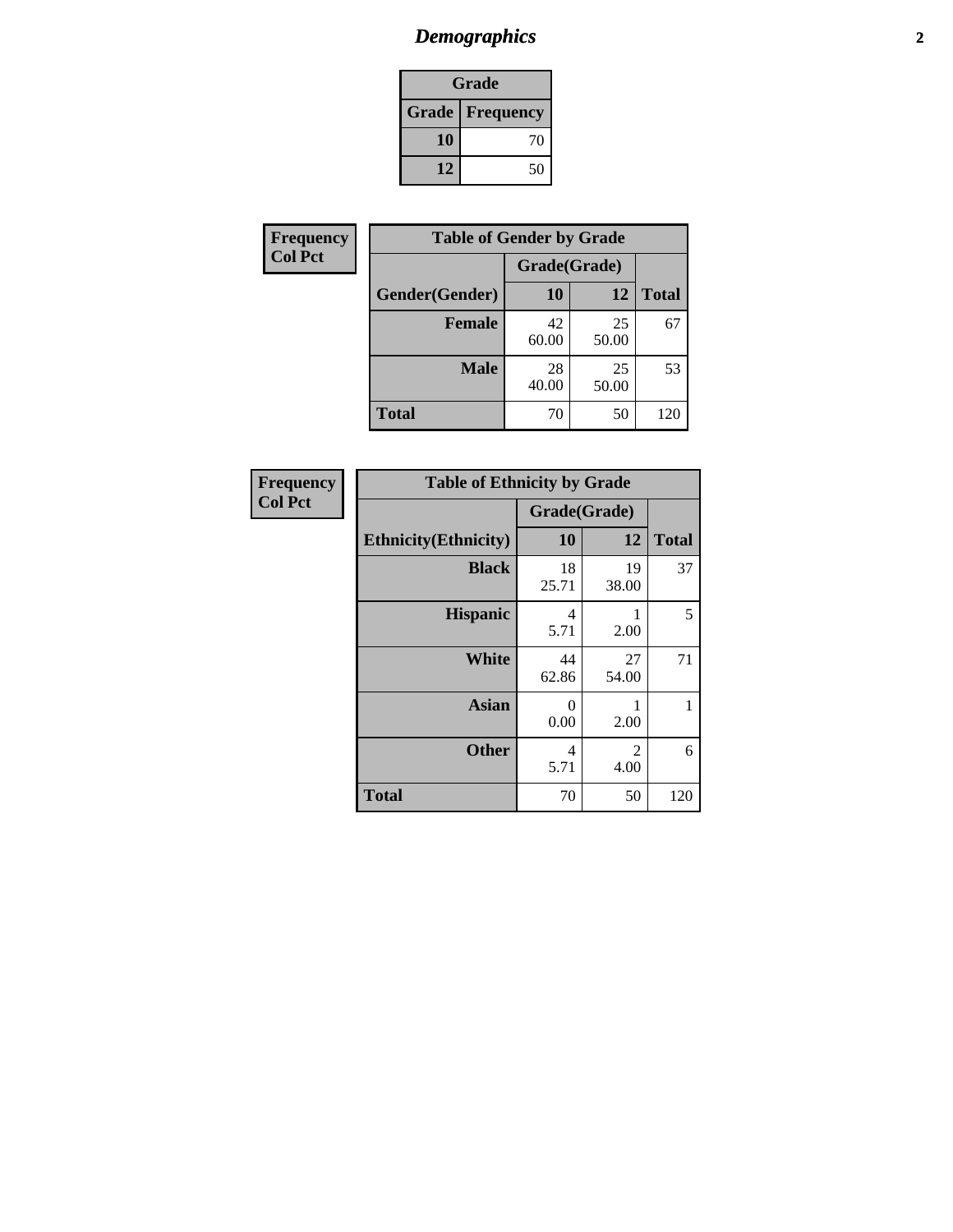# Demographics

| Grade | |
|---|---|
| **Grade** | **Frequency** |
| 10 | 70 |
| 12 | 50 |

**Frequency**
**Col Pct**

| Table of Gender by Grade | | | |
|---|---|---|---|
| | Grade(Grade) | | |
| **Gender(Gender)** | **10** | **12** | **Total** |
| **Female** | 42<br>60.00 | 25<br>50.00 | 67 |
| **Male** | 28<br>40.00 | 25<br>50.00 | 53 |
| **Total** | 70 | 50 | 120 |

**Frequency**
**Col Pct**

| Table of Ethnicity by Grade | | | |
|---|---|---|---|
| | Grade(Grade) | | |
| **Ethnicity(Ethnicity)** | **10** | **12** | **Total** |
| **Black** | 18<br>25.71 | 19<br>38.00 | 37 |
| **Hispanic** | 4<br>5.71 | 1<br>2.00 | 5 |
| **White** | 44<br>62.86 | 27<br>54.00 | 71 |
| **Asian** | 0<br>0.00 | 1<br>2.00 | 1 |
| **Other** | 4<br>5.71 | 2<br>4.00 | 6 |
| **Total** | 70 | 50 | 120 |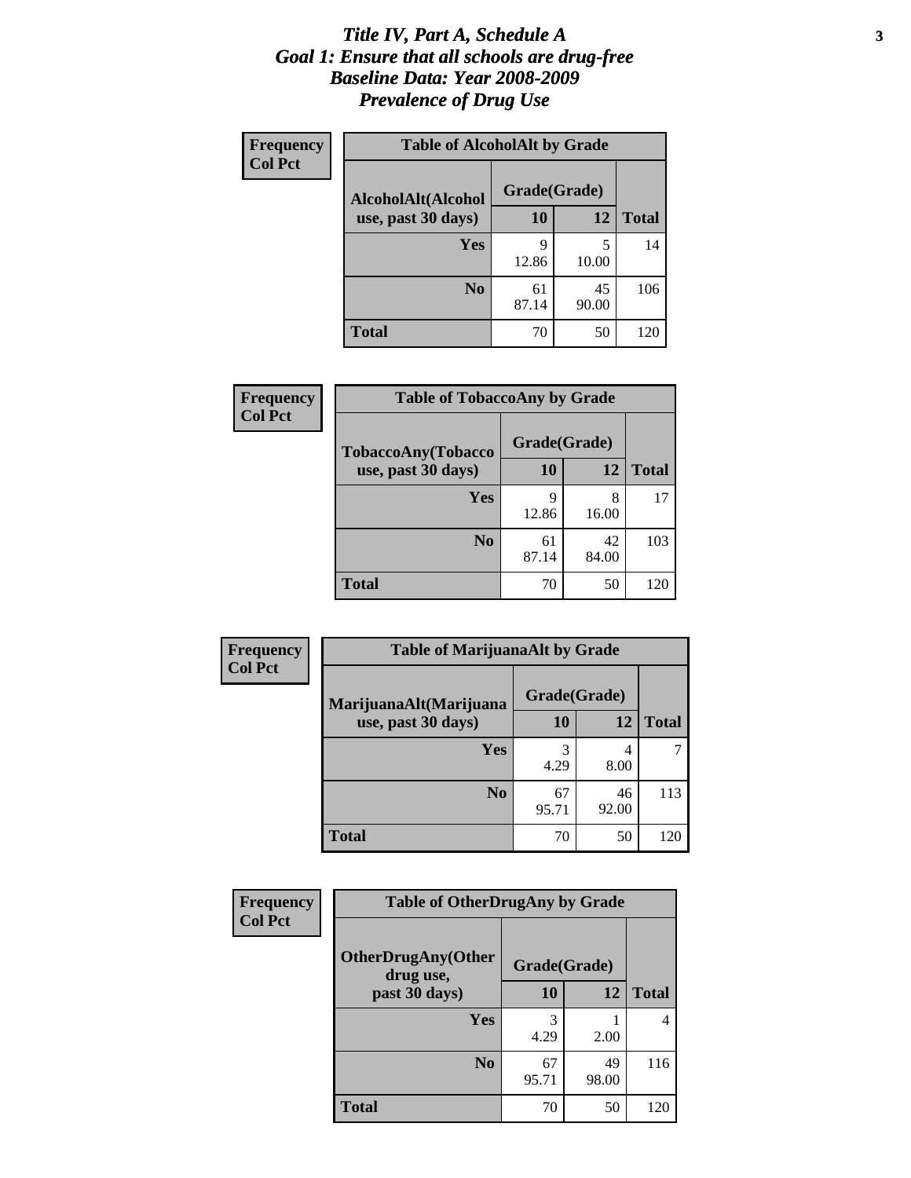# *Title IV, Part A, Schedule A*
# *Goal 1: Ensure that all schools are drug-free*
# *Baseline Data: Year 2008-2009*
# *Prevalence of Drug Use*

**Frequency**
**Col Pct**

**Table of AlcoholAlt by Grade**

| AlcoholAlt(Alcohol use, past 30 days) | Grade(Grade) 10 | 12 | Total |
|---|---|---|---|
| **Yes** | 9<br>12.86 | 5<br>10.00 | 14 |
| **No** | 61<br>87.14 | 45<br>90.00 | 106 |
| **Total** | 70 | 50 | 120 |

**Frequency**
**Col Pct**

**Table of TobaccoAny by Grade**

| TobaccoAny(Tobacco use, past 30 days) | Grade(Grade) 10 | 12 | Total |
|---|---|---|---|
| **Yes** | 9<br>12.86 | 8<br>16.00 | 17 |
| **No** | 61<br>87.14 | 42<br>84.00 | 103 |
| **Total** | 70 | 50 | 120 |

**Frequency**
**Col Pct**

**Table of MarijuanaAlt by Grade**

| MarijuanaAlt(Marijuana use, past 30 days) | Grade(Grade) 10 | 12 | Total |
|---|---|---|---|
| **Yes** | 3<br>4.29 | 4<br>8.00 | 7 |
| **No** | 67<br>95.71 | 46<br>92.00 | 113 |
| **Total** | 70 | 50 | 120 |

**Frequency**
**Col Pct**

**Table of OtherDrugAny by Grade**

| OtherDrugAny(Other drug use, past 30 days) | Grade(Grade) 10 | 12 | Total |
|---|---|---|---|
| **Yes** | 3<br>4.29 | 1<br>2.00 | 4 |
| **No** | 67<br>95.71 | 49<br>98.00 | 116 |
| **Total** | 70 | 50 | 120 |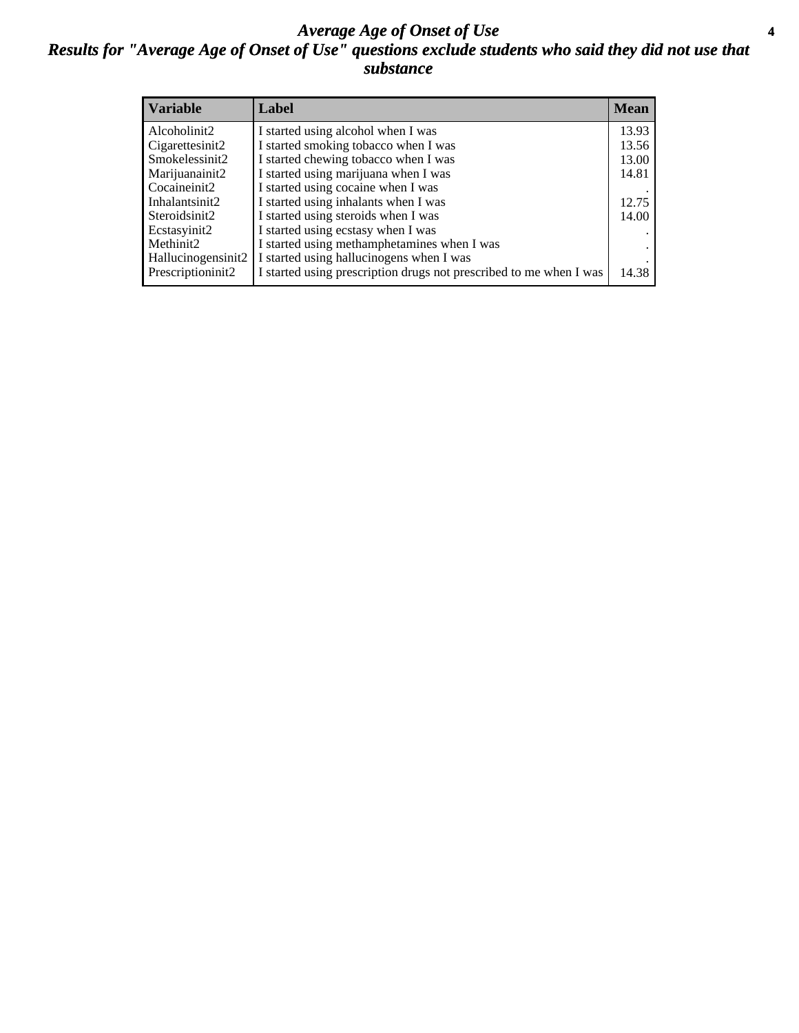# *Average Age of Onset of Use*

## *Results for "Average Age of Onset of Use" questions exclude students who said they did not use that substance*

| Variable | Label | Mean |
|---|---|---|
| Alcoholinit2 | I started using alcohol when I was | 13.93 |
| Cigarettesinit2 | I started smoking tobacco when I was | 13.56 |
| Smokelessinit2 | I started chewing tobacco when I was | 13.00 |
| Marijuanainit2 | I started using marijuana when I was | 14.81 |
| Cocaineinit2 | I started using cocaine when I was | . |
| Inhalantsinit2 | I started using inhalants when I was | 12.75 |
| Steroidsinit2 | I started using steroids when I was | 14.00 |
| Ecstasyinit2 | I started using ecstasy when I was | . |
| Methinit2 | I started using methamphetamines when I was | . |
| Hallucinogensinit2 | I started using hallucinogens when I was | . |
| Prescriptioninit2 | I started using prescription drugs not prescribed to me when I was | 14.38 |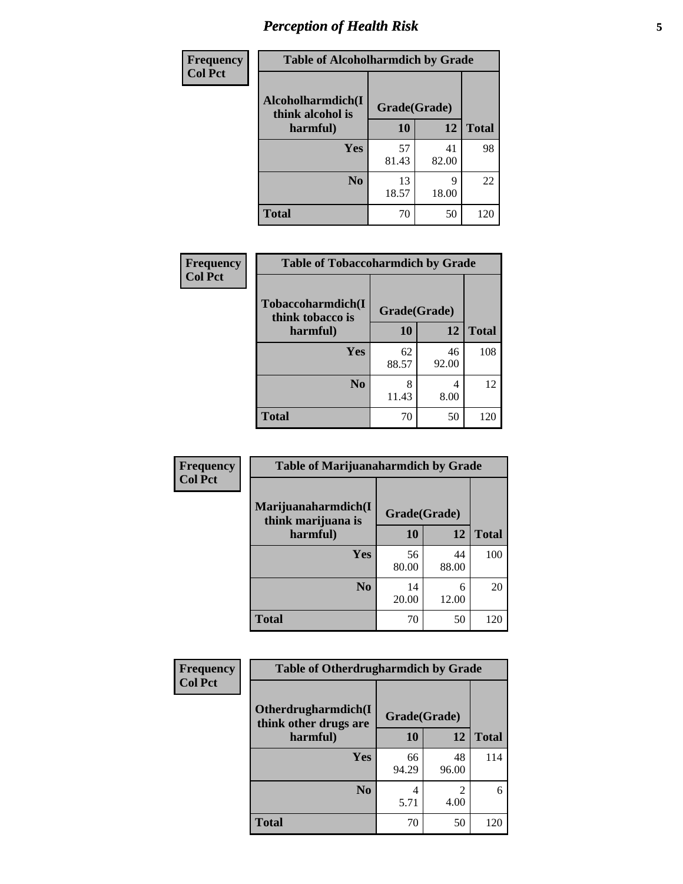## Perception of Health Risk

| Frequency Col Pct | Table of Alcoholharmdich by Grade | | |
|---|---|---|---|
| Alcoholharmdich(I think alcohol is harmful) | Grade(Grade) | | |
| | 10 | 12 | Total |
| Yes | 57<br>81.43 | 41<br>82.00 | 98 |
| No | 13<br>18.57 | 9<br>18.00 | 22 |
| Total | 70 | 50 | 120 |

| Frequency Col Pct | Table of Tobaccoharmdich by Grade | | |
|---|---|---|---|
| Tobaccoharmdich(I think tobacco is harmful) | Grade(Grade) | | |
| | 10 | 12 | Total |
| Yes | 62<br>88.57 | 46<br>92.00 | 108 |
| No | 8<br>11.43 | 4<br>8.00 | 12 |
| Total | 70 | 50 | 120 |

| Frequency Col Pct | Table of Marijuanaharmdich by Grade | | |
|---|---|---|---|
| Marijuanaharmdich(I think marijuana is harmful) | Grade(Grade) | | |
| | 10 | 12 | Total |
| Yes | 56<br>80.00 | 44<br>88.00 | 100 |
| No | 14<br>20.00 | 6<br>12.00 | 20 |
| Total | 70 | 50 | 120 |

| Frequency Col Pct | Table of Otherdrugharmdich by Grade | | |
|---|---|---|---|
| Otherdrugharmdich(I think other drugs are harmful) | Grade(Grade) | | |
| | 10 | 12 | Total |
| Yes | 66<br>94.29 | 48<br>96.00 | 114 |
| No | 4<br>5.71 | 2<br>4.00 | 6 |
| Total | 70 | 50 | 120 |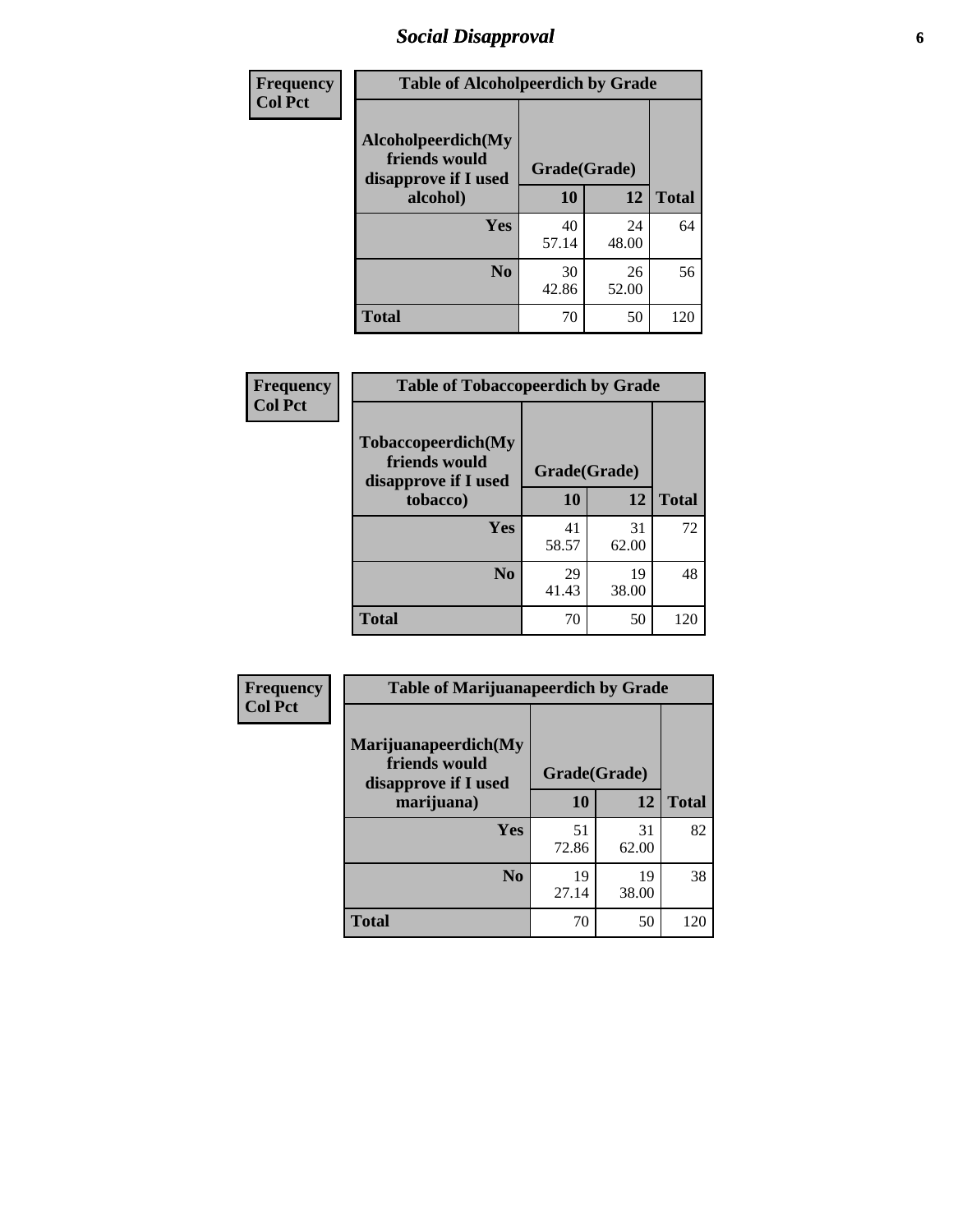# Social Disapproval

**Frequency**
**Col Pct**

**Table of Alcoholpeerdich by Grade**

| Alcoholpeerdich(My friends would disapprove if I used alcohol) | Grade(Grade) | | Total |
|---|---|---|---|
| | 10 | 12 | |
| Yes | 40<br>57.14 | 24<br>48.00 | 64 |
| No | 30<br>42.86 | 26<br>52.00 | 56 |
| Total | 70 | 50 | 120 |

**Frequency**
**Col Pct**

**Table of Tobaccopeerdich by Grade**

| Tobaccopeerdich(My friends would disapprove if I used tobacco) | Grade(Grade) | | Total |
|---|---|---|---|
| | 10 | 12 | |
| Yes | 41<br>58.57 | 31<br>62.00 | 72 |
| No | 29<br>41.43 | 19<br>38.00 | 48 |
| Total | 70 | 50 | 120 |

**Frequency**
**Col Pct**

**Table of Marijuanapeerdich by Grade**

| Marijuanapeerdich(My friends would disapprove if I used marijuana) | Grade(Grade) | | Total |
|---|---|---|---|
| | 10 | 12 | |
| Yes | 51<br>72.86 | 31<br>62.00 | 82 |
| No | 19<br>27.14 | 19<br>38.00 | 38 |
| Total | 70 | 50 | 120 |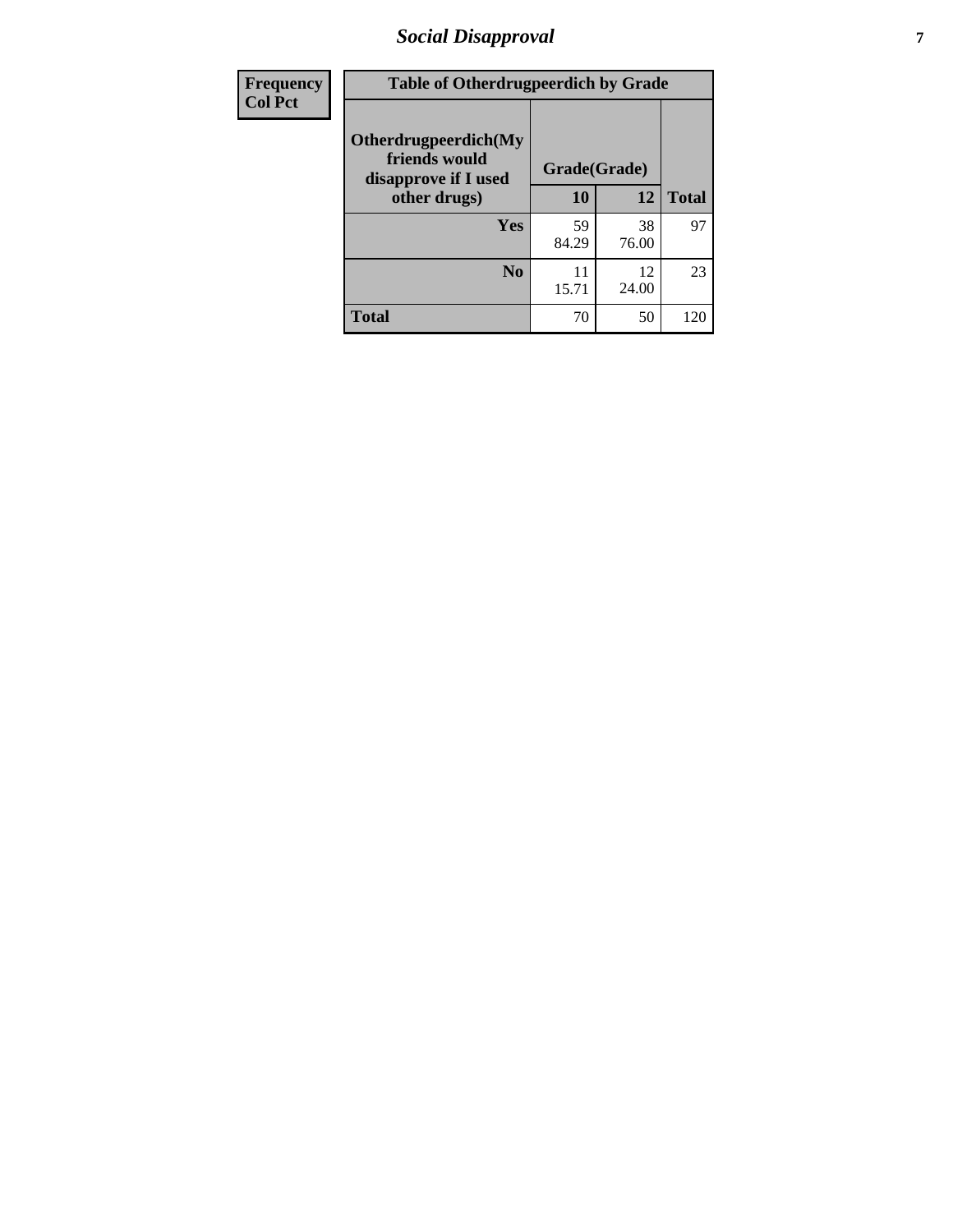| Frequency<br>Col Pct | Table of Otherdrugpeerdich by Grade | | | |
|---|---|---|---|---|
| | Otherdrugpeerdich(My friends would disapprove if I used other drugs) | Grade(Grade) | | |
| | | 10 | 12 | Total |
| | Yes | 59<br>84.29 | 38<br>76.00 | 97 |
| | No | 11<br>15.71 | 12<br>24.00 | 23 |
| | Total | 70 | 50 | 120 |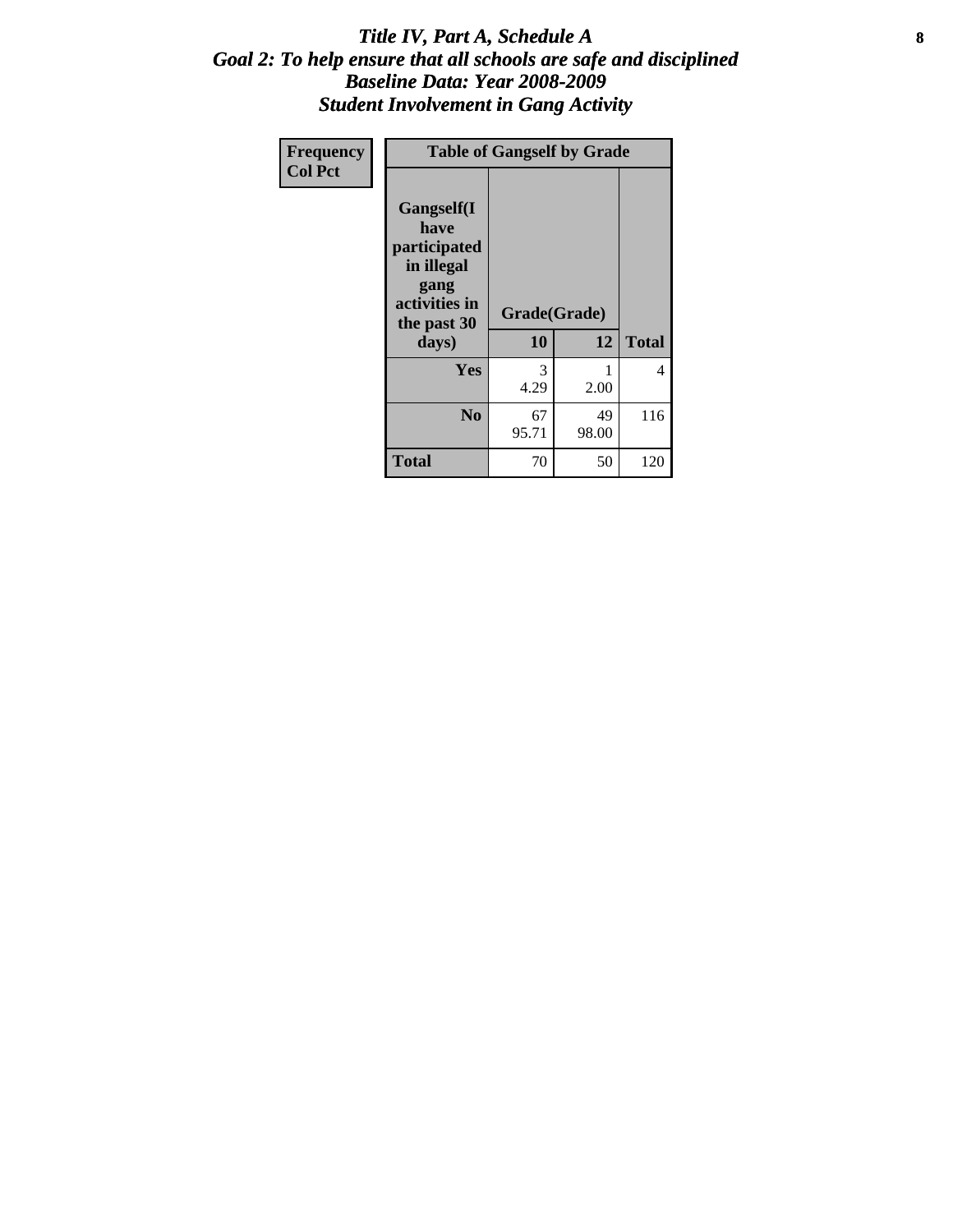# *Title IV, Part A, Schedule A*
## *Goal 2: To help ensure that all schools are safe and disciplined*
## *Baseline Data: Year 2008-2009*
## *Student Involvement in Gang Activity*

| Frequency<br>Col Pct | | | |
|---|---|---|---|
| **Table of Gangself by Grade** | | | |
| **Gangself(I have participated in illegal gang activities in the past 30 days)** | **Grade(Grade)** | | |
| | **10** | **12** | **Total** |
| **Yes** | 3<br>4.29 | 1<br>2.00 | 4 |
| **No** | 67<br>95.71 | 49<br>98.00 | 116 |
| **Total** | 70 | 50 | 120 |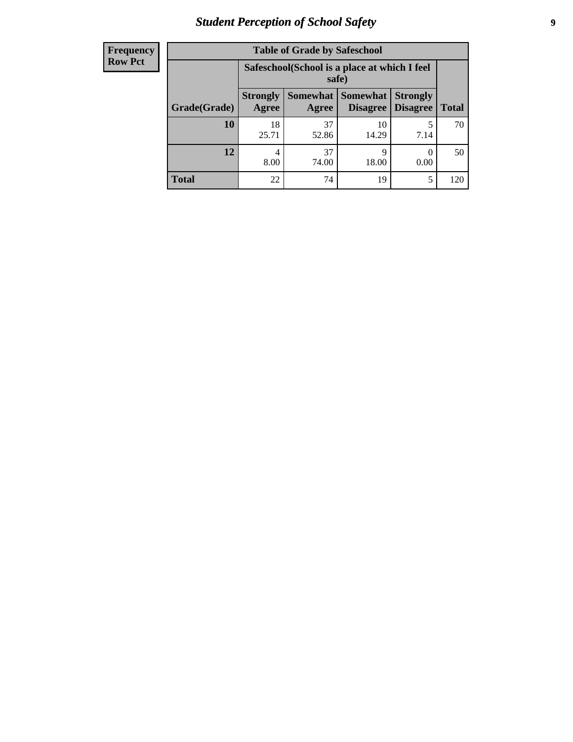# Student Perception of School Safety

| Frequency<br>Row Pct |
|---|

**Table of Grade by Safeschool**

| Grade(Grade) | Safeschool(School is a place at which I feel safe) | | | | Total |
|---|---|---|---|---|---|
| | Strongly Agree | Somewhat Agree | Somewhat Disagree | Strongly Disagree | |
| **10** | 18<br>25.71 | 37<br>52.86 | 10<br>14.29 | 5<br>7.14 | 70 |
| **12** | 4<br>8.00 | 37<br>74.00 | 9<br>18.00 | 0<br>0.00 | 50 |
| **Total** | 22 | 74 | 19 | 5 | 120 |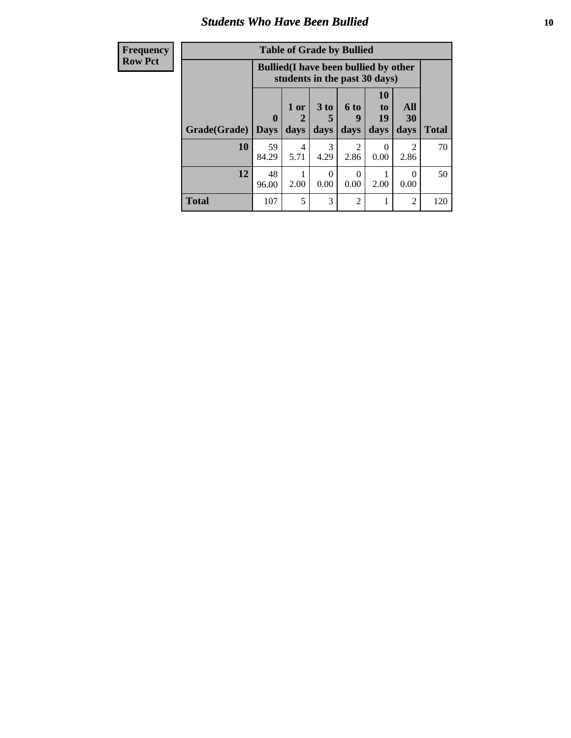## Students Who Have Been Bullied

| Frequency Row Pct |
|---|

| Table of Grade by Bullied | | | | | | | |
|---|---|---|---|---|---|---|---|
| | Bullied(I have been bullied by other students in the past 30 days) | | | | | | |
| Grade(Grade) | 0 Days | 1 or 2 days | 3 to 5 days | 6 to 9 days | 10 to 19 days | All 30 days | Total |
| 10 | 59<br>84.29 | 4<br>5.71 | 3<br>4.29 | 2<br>2.86 | 0<br>0.00 | 2<br>2.86 | 70 |
| 12 | 48<br>96.00 | 1<br>2.00 | 0<br>0.00 | 0<br>0.00 | 1<br>2.00 | 0<br>0.00 | 50 |
| Total | 107 | 5 | 3 | 2 | 1 | 2 | 120 |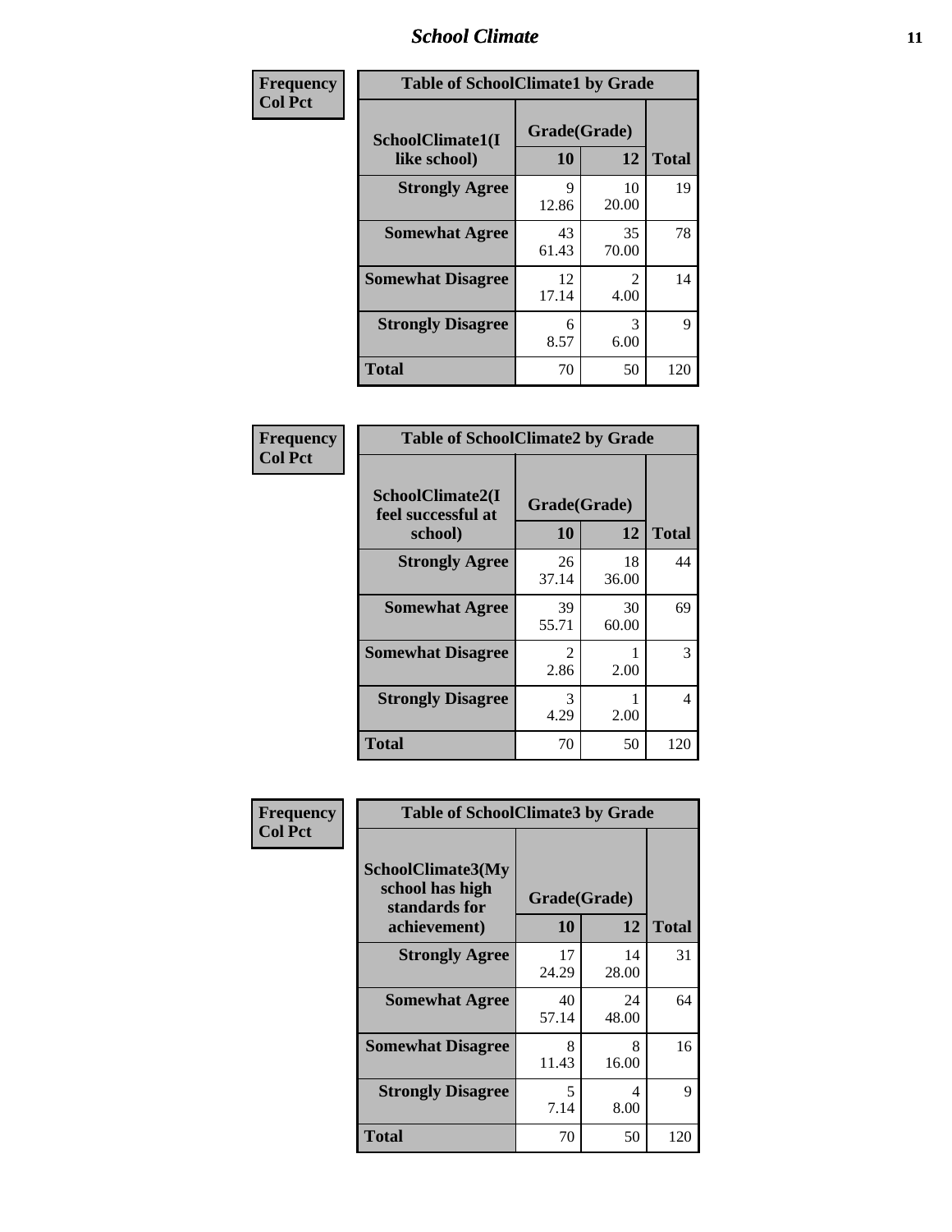## School Climate

| Frequency Col Pct | Table of SchoolClimate1 by Grade | | |
|---|---|---|---|
| **SchoolClimate1(I like school)** | **Grade(Grade)** | | |
| | **10** | **12** | **Total** |
| **Strongly Agree** | 9<br>12.86 | 10<br>20.00 | 19 |
| **Somewhat Agree** | 43<br>61.43 | 35<br>70.00 | 78 |
| **Somewhat Disagree** | 12<br>17.14 | 2<br>4.00 | 14 |
| **Strongly Disagree** | 6<br>8.57 | 3<br>6.00 | 9 |
| **Total** | 70 | 50 | 120 |

| Frequency Col Pct | Table of SchoolClimate2 by Grade | | |
|---|---|---|---|
| **SchoolClimate2(I feel successful at school)** | **Grade(Grade)** | | |
| | **10** | **12** | **Total** |
| **Strongly Agree** | 26<br>37.14 | 18<br>36.00 | 44 |
| **Somewhat Agree** | 39<br>55.71 | 30<br>60.00 | 69 |
| **Somewhat Disagree** | 2<br>2.86 | 1<br>2.00 | 3 |
| **Strongly Disagree** | 3<br>4.29 | 1<br>2.00 | 4 |
| **Total** | 70 | 50 | 120 |

| Frequency Col Pct | Table of SchoolClimate3 by Grade | | |
|---|---|---|---|
| **SchoolClimate3(My school has high standards for achievement)** | **Grade(Grade)** | | |
| | **10** | **12** | **Total** |
| **Strongly Agree** | 17<br>24.29 | 14<br>28.00 | 31 |
| **Somewhat Agree** | 40<br>57.14 | 24<br>48.00 | 64 |
| **Somewhat Disagree** | 8<br>11.43 | 8<br>16.00 | 16 |
| **Strongly Disagree** | 5<br>7.14 | 4<br>8.00 | 9 |
| **Total** | 70 | 50 | 120 |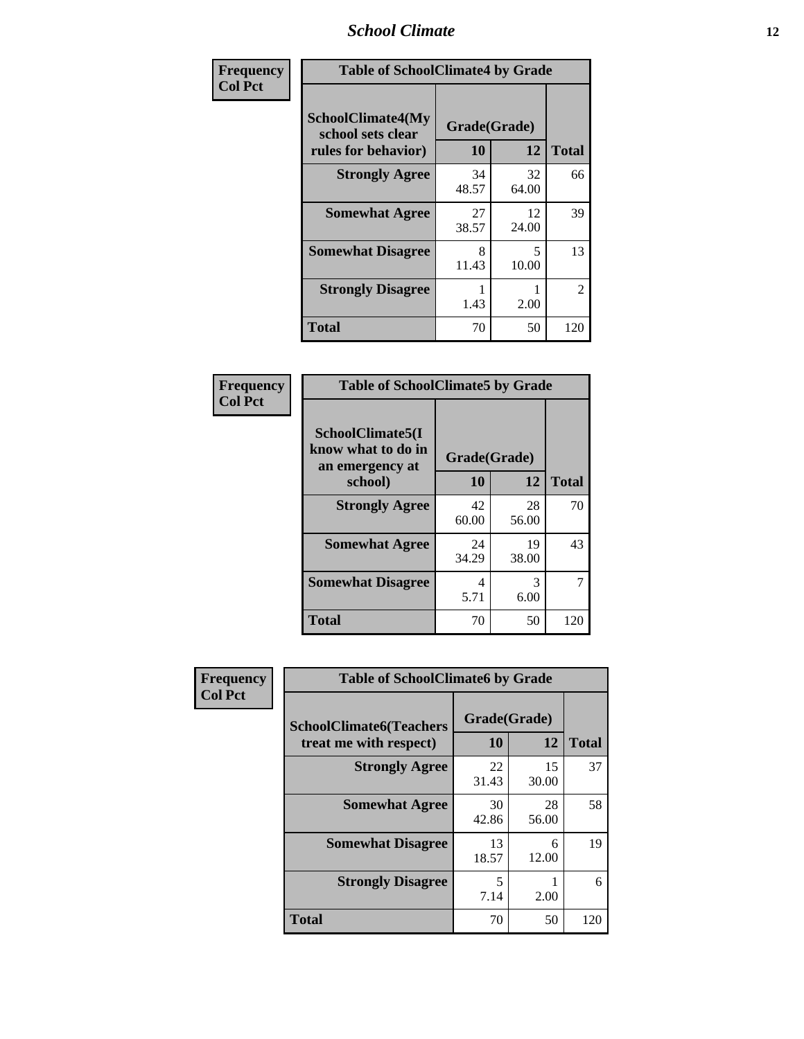# School Climate

**Frequency**
**Col Pct**

| Table of SchoolClimate4 by Grade | | | |
|---|---|---|---|
| **SchoolClimate4(My school sets clear rules for behavior)** | **Grade(Grade)** | | |
| | **10** | **12** | **Total** |
| **Strongly Agree** | 34<br>48.57 | 32<br>64.00 | 66 |
| **Somewhat Agree** | 27<br>38.57 | 12<br>24.00 | 39 |
| **Somewhat Disagree** | 8<br>11.43 | 5<br>10.00 | 13 |
| **Strongly Disagree** | 1<br>1.43 | 1<br>2.00 | 2 |
| **Total** | 70 | 50 | 120 |

**Frequency**
**Col Pct**

| Table of SchoolClimate5 by Grade | | | |
|---|---|---|---|
| **SchoolClimate5(I know what to do in an emergency at school)** | **Grade(Grade)** | | |
| | **10** | **12** | **Total** |
| **Strongly Agree** | 42<br>60.00 | 28<br>56.00 | 70 |
| **Somewhat Agree** | 24<br>34.29 | 19<br>38.00 | 43 |
| **Somewhat Disagree** | 4<br>5.71 | 3<br>6.00 | 7 |
| **Total** | 70 | 50 | 120 |

**Frequency**
**Col Pct**

| Table of SchoolClimate6 by Grade | | | |
|---|---|---|---|
| **SchoolClimate6(Teachers treat me with respect)** | **Grade(Grade)** | | |
| | **10** | **12** | **Total** |
| **Strongly Agree** | 22<br>31.43 | 15<br>30.00 | 37 |
| **Somewhat Agree** | 30<br>42.86 | 28<br>56.00 | 58 |
| **Somewhat Disagree** | 13<br>18.57 | 6<br>12.00 | 19 |
| **Strongly Disagree** | 5<br>7.14 | 1<br>2.00 | 6 |
| **Total** | 70 | 50 | 120 |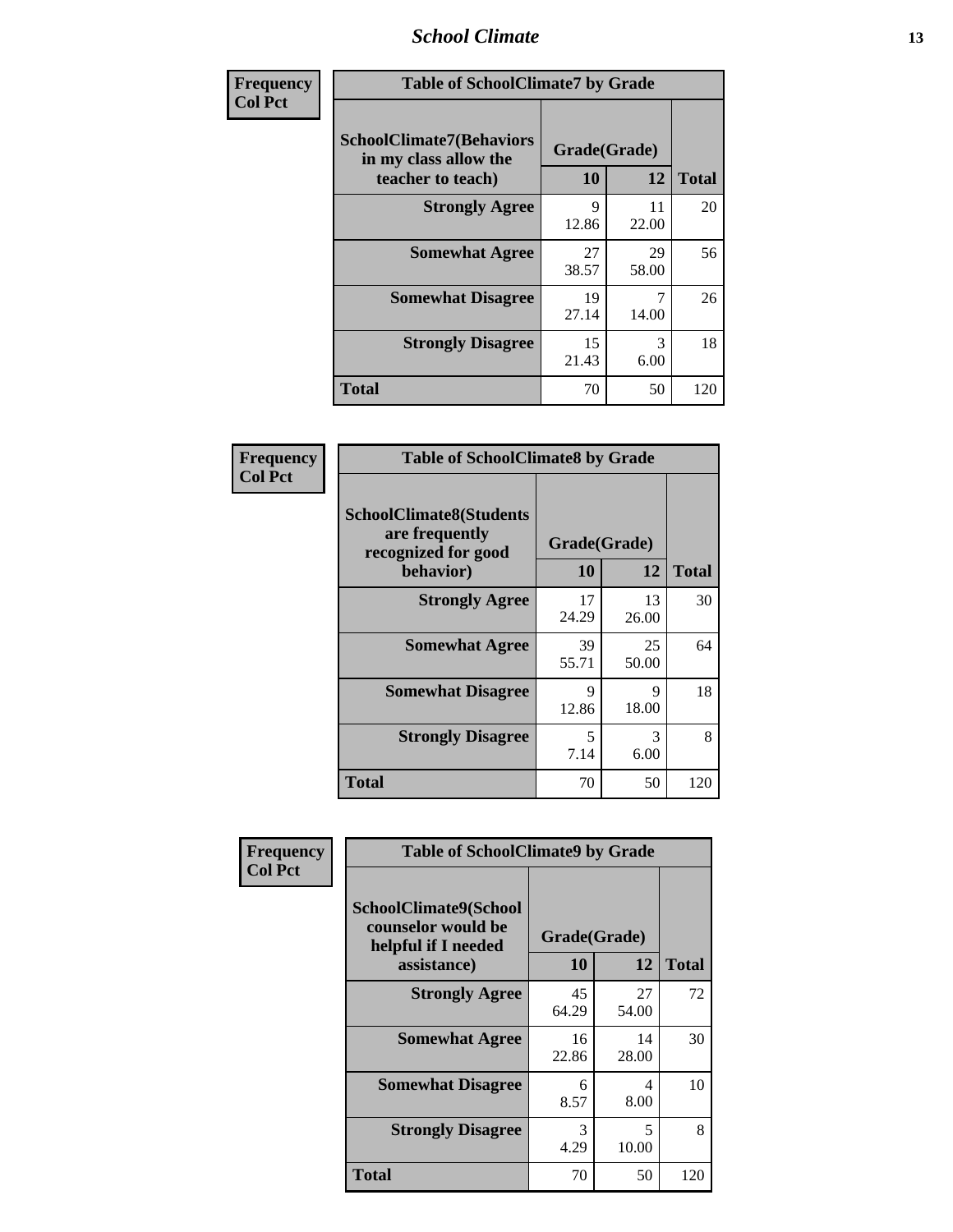| Frequency<br>Col Pct | Table of SchoolClimate7 by Grade | | |
|---|---|---|---|
| SchoolClimate7(Behaviors in my class allow the teacher to teach) | Grade(Grade) | | |
| | 10 | 12 | Total |
| Strongly Agree | 9<br>12.86 | 11<br>22.00 | 20 |
| Somewhat Agree | 27<br>38.57 | 29<br>58.00 | 56 |
| Somewhat Disagree | 19<br>27.14 | 7<br>14.00 | 26 |
| Strongly Disagree | 15<br>21.43 | 3<br>6.00 | 18 |
| Total | 70 | 50 | 120 |

| Frequency<br>Col Pct | Table of SchoolClimate8 by Grade | | |
|---|---|---|---|
| SchoolClimate8(Students are frequently recognized for good behavior) | Grade(Grade) | | |
| | 10 | 12 | Total |
| Strongly Agree | 17<br>24.29 | 13<br>26.00 | 30 |
| Somewhat Agree | 39<br>55.71 | 25<br>50.00 | 64 |
| Somewhat Disagree | 9<br>12.86 | 9<br>18.00 | 18 |
| Strongly Disagree | 5<br>7.14 | 3<br>6.00 | 8 |
| Total | 70 | 50 | 120 |

| Frequency<br>Col Pct | Table of SchoolClimate9 by Grade | | |
|---|---|---|---|
| SchoolClimate9(School counselor would be helpful if I needed assistance) | Grade(Grade) | | |
| | 10 | 12 | Total |
| Strongly Agree | 45<br>64.29 | 27<br>54.00 | 72 |
| Somewhat Agree | 16<br>22.86 | 14<br>28.00 | 30 |
| Somewhat Disagree | 6<br>8.57 | 4<br>8.00 | 10 |
| Strongly Disagree | 3<br>4.29 | 5<br>10.00 | 8 |
| Total | 70 | 50 | 120 |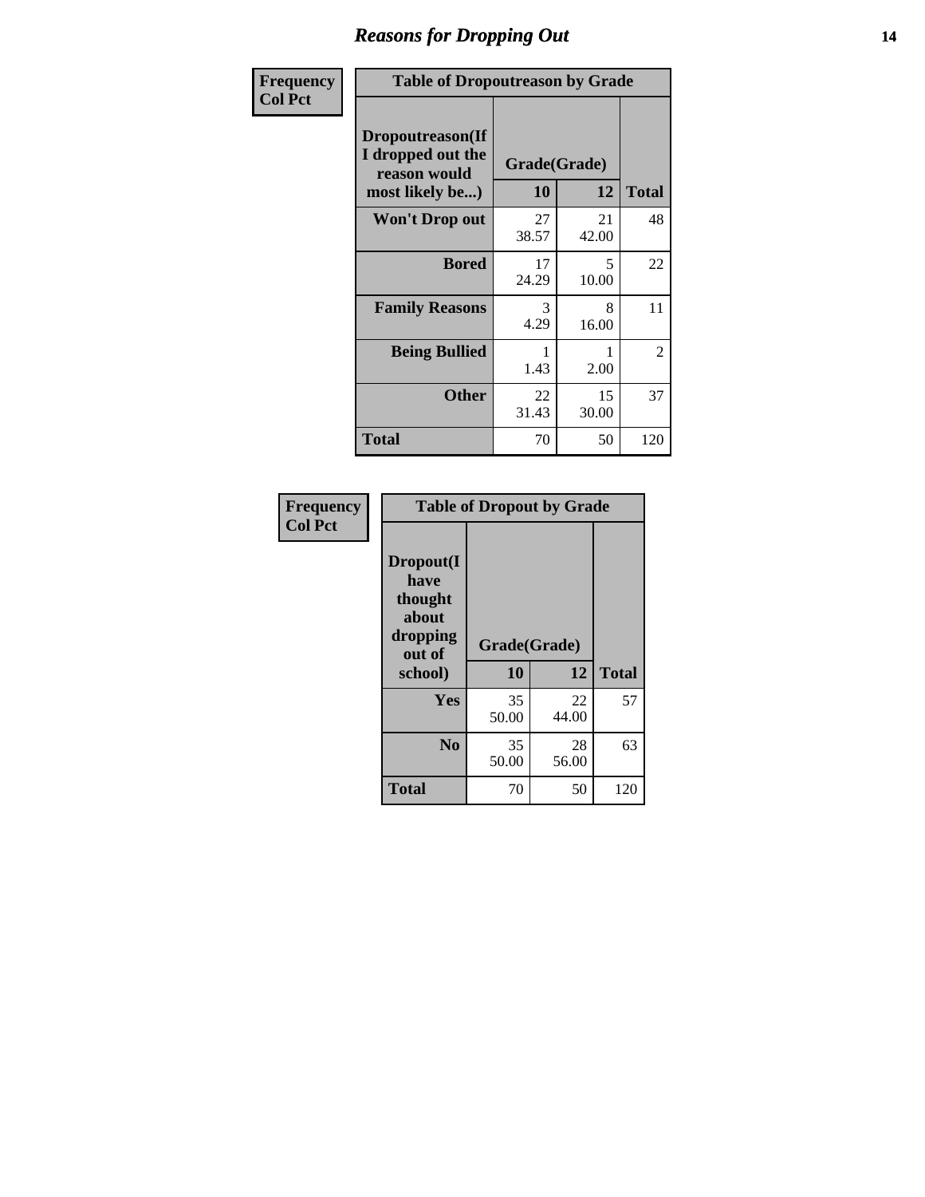# Reasons for Dropping Out

| Frequency<br>Col Pct | Table of Dropoutreason by Grade | | |
|---|---|---|---|
| Dropoutreason(If I dropped out the reason would most likely be...) | Grade(Grade) | | Total |
| | 10 | 12 | |
| Won't Drop out | 27<br>38.57 | 21<br>42.00 | 48 |
| Bored | 17<br>24.29 | 5<br>10.00 | 22 |
| Family Reasons | 3<br>4.29 | 8<br>16.00 | 11 |
| Being Bullied | 1<br>1.43 | 1<br>2.00 | 2 |
| Other | 22<br>31.43 | 15<br>30.00 | 37 |
| Total | 70 | 50 | 120 |

| Frequency<br>Col Pct | Table of Dropout by Grade | | |
|---|---|---|---|
| Dropout(I have thought about dropping out of school) | Grade(Grade) | | Total |
| | 10 | 12 | |
| Yes | 35<br>50.00 | 22<br>44.00 | 57 |
| No | 35<br>50.00 | 28<br>56.00 | 63 |
| Total | 70 | 50 | 120 |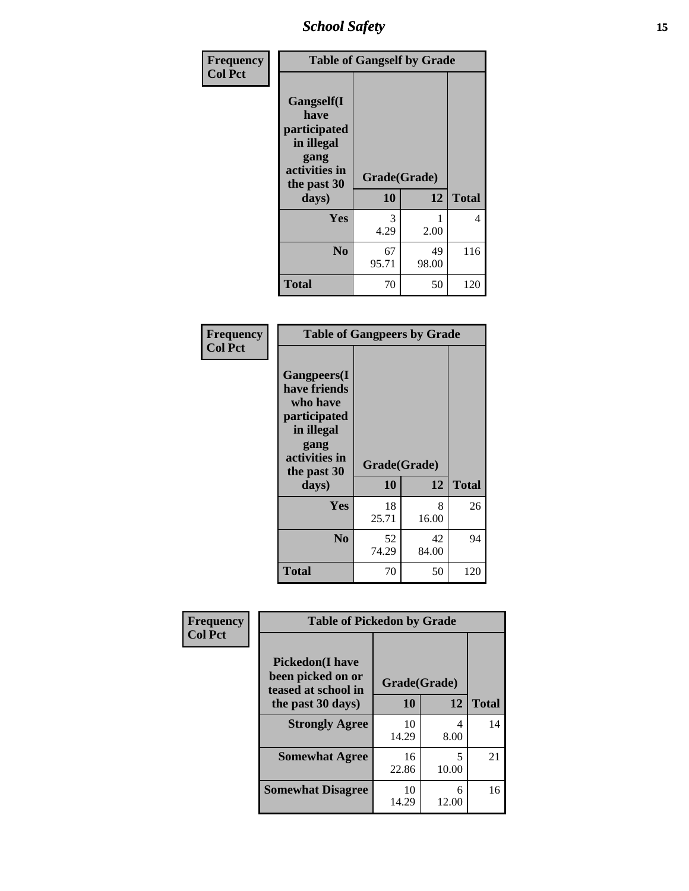Frequency
Col Pct

| Table of Gangself by Grade | | | |
|---|---|---|---|
| Gangself(I have participated in illegal gang activities in the past 30 days) | Grade(Grade) | | |
| | 10 | 12 | Total |
| Yes | 3<br>4.29 | 1<br>2.00 | 4 |
| No | 67<br>95.71 | 49<br>98.00 | 116 |
| Total | 70 | 50 | 120 |

Frequency
Col Pct

| Table of Gangpeers by Grade | | | |
|---|---|---|---|
| Gangpeers(I have friends who have participated in illegal gang activities in the past 30 days) | Grade(Grade) | | |
| | 10 | 12 | Total |
| Yes | 18<br>25.71 | 8<br>16.00 | 26 |
| No | 52<br>74.29 | 42<br>84.00 | 94 |
| Total | 70 | 50 | 120 |

Frequency
Col Pct

| Table of Pickedon by Grade | | | |
|---|---|---|---|
| Pickedon(I have been picked on or teased at school in the past 30 days) | Grade(Grade) | | |
| | 10 | 12 | Total |
| Strongly Agree | 10<br>14.29 | 4<br>8.00 | 14 |
| Somewhat Agree | 16<br>22.86 | 5<br>10.00 | 21 |
| Somewhat Disagree | 10<br>14.29 | 6<br>12.00 | 16 |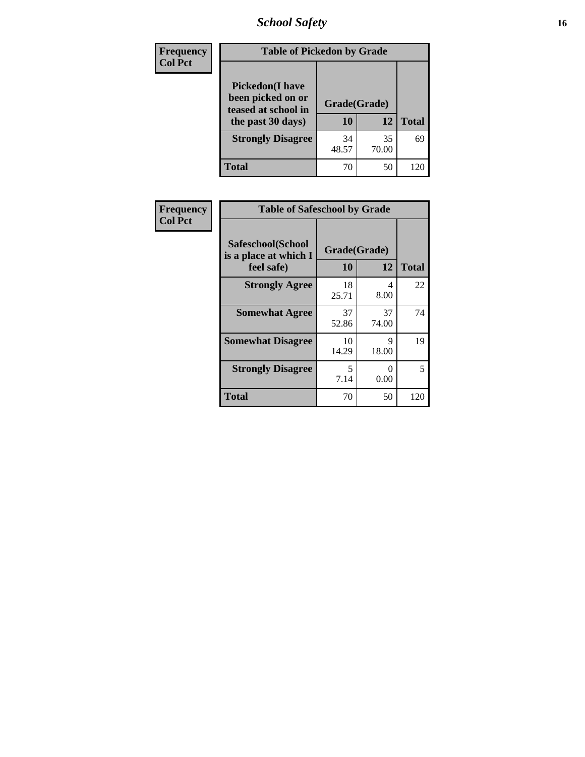| Frequency Col Pct | Table of Pickedon by Grade | | | |
|---|---|---|---|---|
| | Pickedon(I have been picked on or teased at school in the past 30 days) | Grade(Grade) | | |
| | | 10 | 12 | Total |
| | Strongly Disagree | 34<br>48.57 | 35<br>70.00 | 69 |
| | Total | 70 | 50 | 120 |

| Frequency Col Pct | Table of Safeschool by Grade | | | |
|---|---|---|---|---|
| | Safeschool(School is a place at which I feel safe) | Grade(Grade) | | |
| | | 10 | 12 | Total |
| | Strongly Agree | 18<br>25.71 | 4<br>8.00 | 22 |
| | Somewhat Agree | 37<br>52.86 | 37<br>74.00 | 74 |
| | Somewhat Disagree | 10<br>14.29 | 9<br>18.00 | 19 |
| | Strongly Disagree | 5<br>7.14 | 0<br>0.00 | 5 |
| | Total | 70 | 50 | 120 |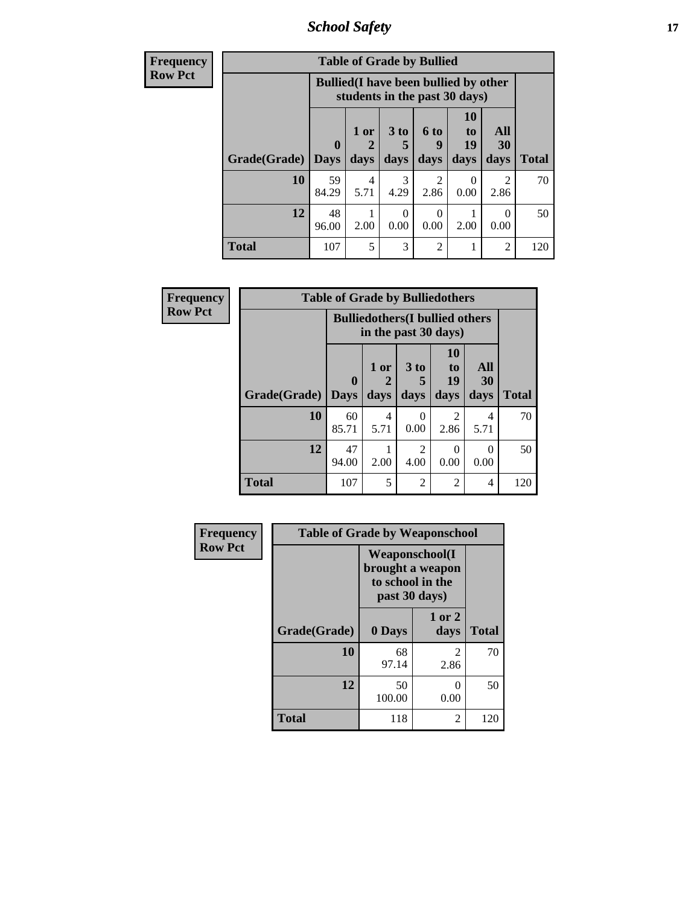| Frequency<br>Row Pct | Table of Grade by Bullied | | | | | | |
|---|---|---|---|---|---|---|---|
| | Bullied(I have been bullied by other students in the past 30 days) | | | | | | |
| Grade(Grade) | 0 Days | 1 or 2 days | 3 to 5 days | 6 to 9 days | 10 to 19 days | All 30 days | Total |
| 10 | 59<br>84.29 | 4<br>5.71 | 3<br>4.29 | 2<br>2.86 | 0<br>0.00 | 2<br>2.86 | 70 |
| 12 | 48<br>96.00 | 1<br>2.00 | 0<br>0.00 | 0<br>0.00 | 1<br>2.00 | 0<br>0.00 | 50 |
| Total | 107 | 5 | 3 | 2 | 1 | 2 | 120 |

| Frequency<br>Row Pct | Table of Grade by Bulliedothers | | | | | |
|---|---|---|---|---|---|---|
| | Bulliedothers(I bullied others in the past 30 days) | | | | | |
| Grade(Grade) | 0 Days | 1 or 2 days | 3 to 5 days | 10 to 19 days | All 30 days | Total |
| 10 | 60<br>85.71 | 4<br>5.71 | 0<br>0.00 | 2<br>2.86 | 4<br>5.71 | 70 |
| 12 | 47<br>94.00 | 1<br>2.00 | 2<br>4.00 | 0<br>0.00 | 0<br>0.00 | 50 |
| Total | 107 | 5 | 2 | 2 | 4 | 120 |

| Frequency<br>Row Pct | Table of Grade by Weaponschool | | |
|---|---|---|---|
| | Weaponschool(I brought a weapon to school in the past 30 days) | | |
| Grade(Grade) | 0 Days | 1 or 2 days | Total |
| 10 | 68<br>97.14 | 2<br>2.86 | 70 |
| 12 | 50<br>100.00 | 0<br>0.00 | 50 |
| Total | 118 | 2 | 120 |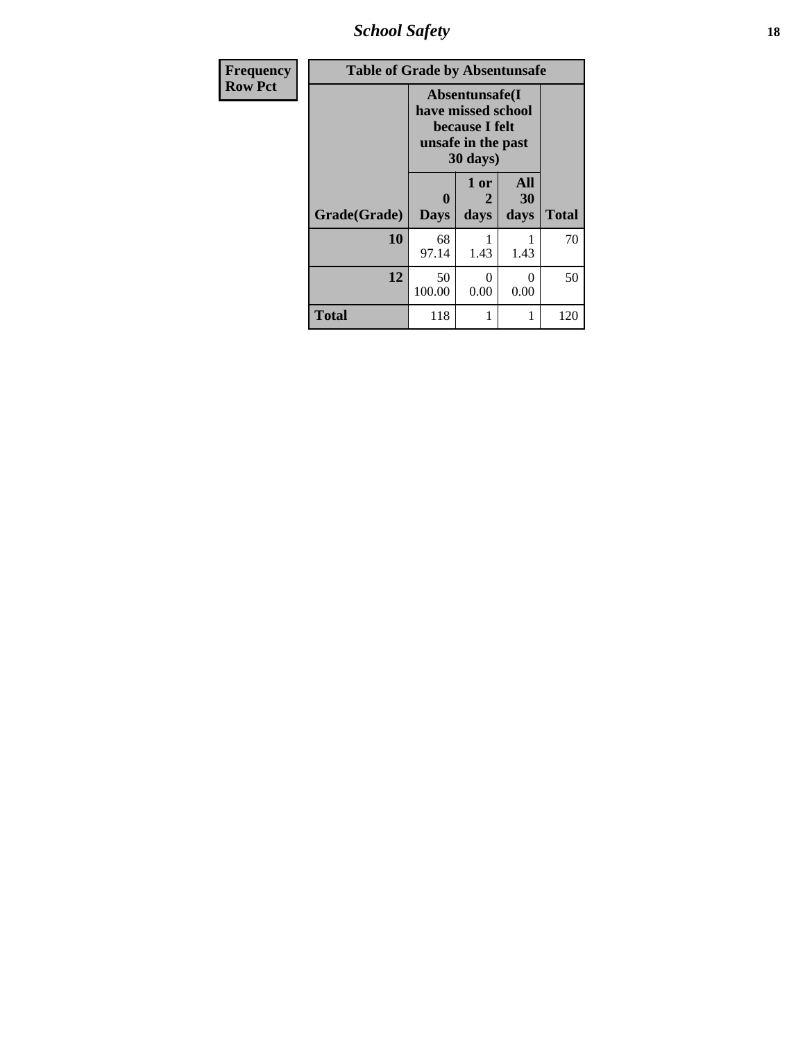| Frequency Row Pct | Table of Grade by Absentunsafe | | | |
|---|---|---|---|---|
| | Absentunsafe(I have missed school because I felt unsafe in the past 30 days) | | | |
| Grade(Grade) | 0 Days | 1 or 2 days | All 30 days | Total |
| 10 | 68<br>97.14 | 1<br>1.43 | 1<br>1.43 | 70 |
| 12 | 50<br>100.00 | 0<br>0.00 | 0<br>0.00 | 50 |
| Total | 118 | 1 | 1 | 120 |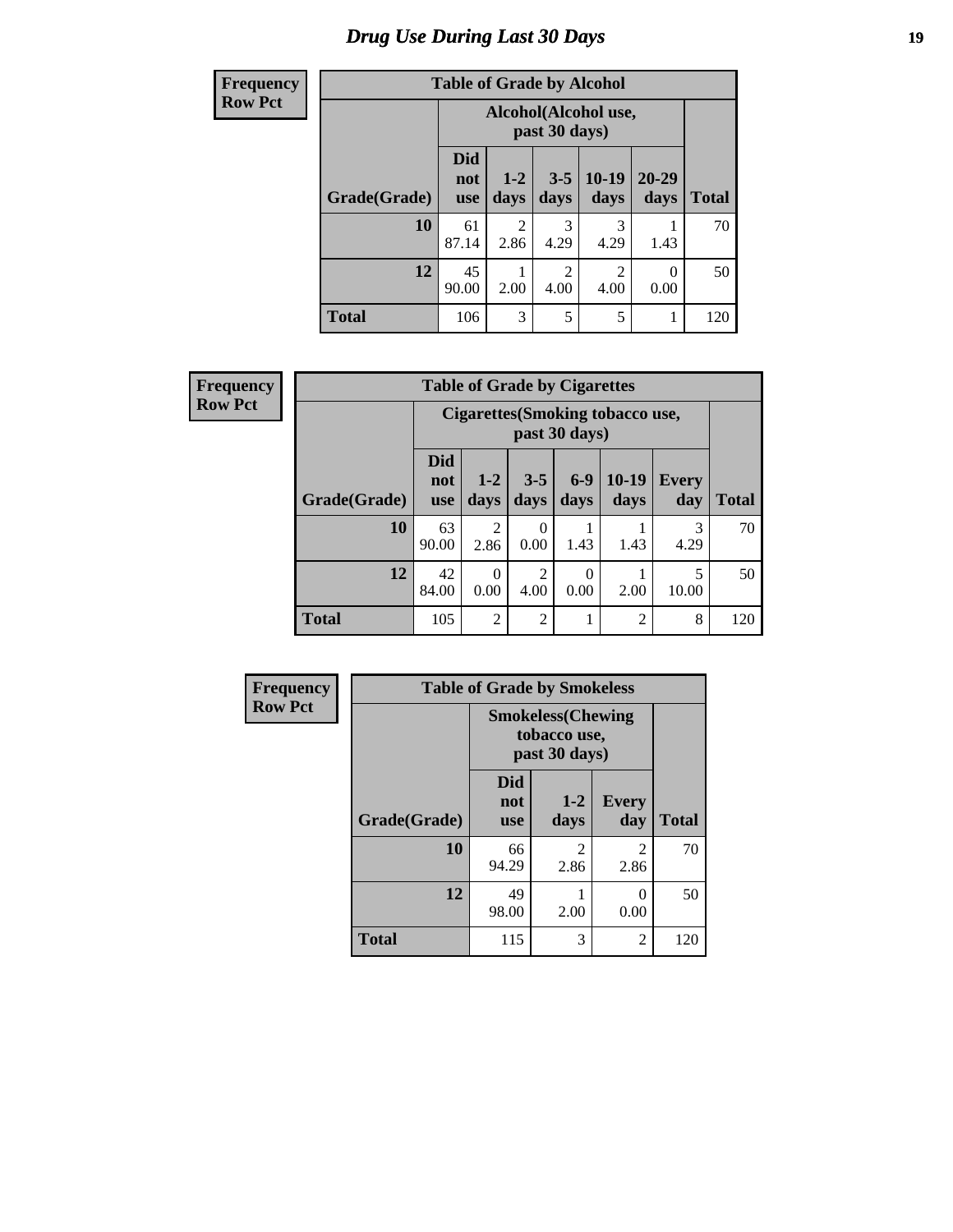# Drug Use During Last 30 Days

**Frequency**
**Row Pct**

**Table of Grade by Alcohol**

| Grade(Grade) | Alcohol(Alcohol use, past 30 days) | | | | | Total |
|---|---|---|---|---|---|---|
| | Did not use | 1-2 days | 3-5 days | 10-19 days | 20-29 days | |
| **10** | 61<br>87.14 | 2<br>2.86 | 3<br>4.29 | 3<br>4.29 | 1<br>1.43 | 70 |
| **12** | 45<br>90.00 | 1<br>2.00 | 2<br>4.00 | 2<br>4.00 | 0<br>0.00 | 50 |
| **Total** | 106 | 3 | 5 | 5 | 1 | 120 |

**Frequency**
**Row Pct**

**Table of Grade by Cigarettes**

| Grade(Grade) | Cigarettes(Smoking tobacco use, past 30 days) | | | | | | Total |
|---|---|---|---|---|---|---|---|
| | Did not use | 1-2 days | 3-5 days | 6-9 days | 10-19 days | Every day | |
| **10** | 63<br>90.00 | 2<br>2.86 | 0<br>0.00 | 1<br>1.43 | 1<br>1.43 | 3<br>4.29 | 70 |
| **12** | 42<br>84.00 | 0<br>0.00 | 2<br>4.00 | 0<br>0.00 | 1<br>2.00 | 5<br>10.00 | 50 |
| **Total** | 105 | 2 | 2 | 1 | 2 | 8 | 120 |

**Frequency**
**Row Pct**

**Table of Grade by Smokeless**

| Grade(Grade) | Smokeless(Chewing tobacco use, past 30 days) | | | Total |
|---|---|---|---|---|
| | Did not use | 1-2 days | Every day | |
| **10** | 66<br>94.29 | 2<br>2.86 | 2<br>2.86 | 70 |
| **12** | 49<br>98.00 | 1<br>2.00 | 0<br>0.00 | 50 |
| **Total** | 115 | 3 | 2 | 120 |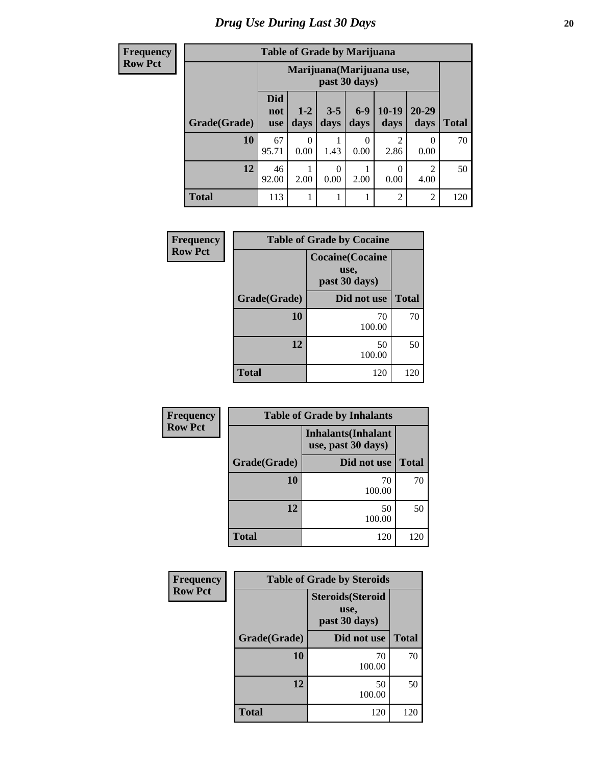# Drug Use During Last 30 Days

**Frequency**
**Row Pct**

| Table of Grade by Marijuana | | | | | | | |
|---|---|---|---|---|---|---|---|
| | Marijuana(Marijuana use, past 30 days) | | | | | | |
| Grade(Grade) | Did not use | 1-2 days | 3-5 days | 6-9 days | 10-19 days | 20-29 days | Total |
| **10** | 67<br>95.71 | 0<br>0.00 | 1<br>1.43 | 0<br>0.00 | 2<br>2.86 | 0<br>0.00 | 70 |
| **12** | 46<br>92.00 | 1<br>2.00 | 0<br>0.00 | 1<br>2.00 | 0<br>0.00 | 2<br>4.00 | 50 |
| **Total** | 113 | 1 | 1 | 1 | 2 | 2 | 120 |

**Frequency**
**Row Pct**

| Table of Grade by Cocaine | | |
|---|---|---|
| | Cocaine(Cocaine use, past 30 days) | |
| Grade(Grade) | Did not use | Total |
| **10** | 70<br>100.00 | 70 |
| **12** | 50<br>100.00 | 50 |
| **Total** | 120 | 120 |

**Frequency**
**Row Pct**

| Table of Grade by Inhalants | | |
|---|---|---|
| | Inhalants(Inhalant use, past 30 days) | |
| Grade(Grade) | Did not use | Total |
| **10** | 70<br>100.00 | 70 |
| **12** | 50<br>100.00 | 50 |
| **Total** | 120 | 120 |

**Frequency**
**Row Pct**

| Table of Grade by Steroids | | |
|---|---|---|
| | Steroids(Steroid use, past 30 days) | |
| Grade(Grade) | Did not use | Total |
| **10** | 70<br>100.00 | 70 |
| **12** | 50<br>100.00 | 50 |
| **Total** | 120 | 120 |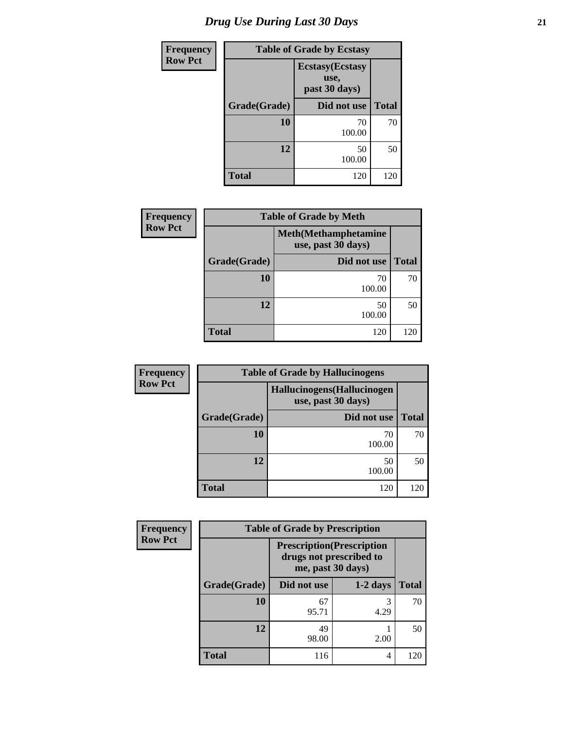# Drug Use During Last 30 Days

| Frequency<br>Row Pct | | |
|---|---|---|
| **Table of Grade by Ecstasy** | | |
| | **Ecstasy(Ecstasy use, past 30 days)** | |
| **Grade(Grade)** | **Did not use** | **Total** |
| **10** | 70<br>100.00 | 70 |
| **12** | 50<br>100.00 | 50 |
| **Total** | 120 | 120 |

| Frequency<br>Row Pct | | |
|---|---|---|
| **Table of Grade by Meth** | | |
| | **Meth(Methamphetamine use, past 30 days)** | |
| **Grade(Grade)** | **Did not use** | **Total** |
| **10** | 70<br>100.00 | 70 |
| **12** | 50<br>100.00 | 50 |
| **Total** | 120 | 120 |

| Frequency<br>Row Pct | | |
|---|---|---|
| **Table of Grade by Hallucinogens** | | |
| | **Hallucinogens(Hallucinogen use, past 30 days)** | |
| **Grade(Grade)** | **Did not use** | **Total** |
| **10** | 70<br>100.00 | 70 |
| **12** | 50<br>100.00 | 50 |
| **Total** | 120 | 120 |

| Frequency<br>Row Pct | | | |
|---|---|---|---|
| **Table of Grade by Prescription** | | | |
| | **Prescription(Prescription drugs not prescribed to me, past 30 days)** | | |
| **Grade(Grade)** | **Did not use** | **1-2 days** | **Total** |
| **10** | 67<br>95.71 | 3<br>4.29 | 70 |
| **12** | 49<br>98.00 | 1<br>2.00 | 50 |
| **Total** | 116 | 4 | 120 |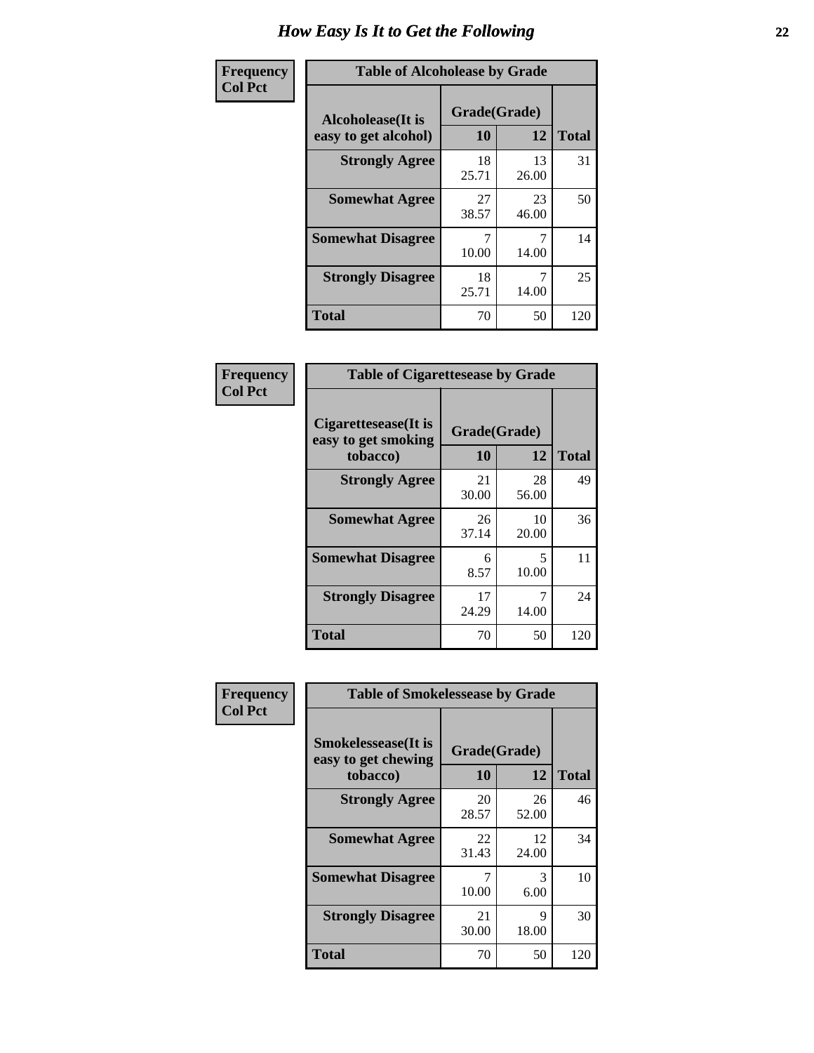# How Easy Is It to Get the Following

**Frequency**
**Col Pct**

| Table of Alcoholease by Grade | | | |
|---|---|---|---|
| Alcoholease(It is easy to get alcohol) | Grade(Grade) | | Total |
| | 10 | 12 | |
| **Strongly Agree** | 18<br>25.71 | 13<br>26.00 | 31 |
| **Somewhat Agree** | 27<br>38.57 | 23<br>46.00 | 50 |
| **Somewhat Disagree** | 7<br>10.00 | 7<br>14.00 | 14 |
| **Strongly Disagree** | 18<br>25.71 | 7<br>14.00 | 25 |
| **Total** | 70 | 50 | 120 |

**Frequency**
**Col Pct**

| Table of Cigarettesease by Grade | | | |
|---|---|---|---|
| Cigarettesease(It is easy to get smoking tobacco) | Grade(Grade) | | Total |
| | 10 | 12 | |
| **Strongly Agree** | 21<br>30.00 | 28<br>56.00 | 49 |
| **Somewhat Agree** | 26<br>37.14 | 10<br>20.00 | 36 |
| **Somewhat Disagree** | 6<br>8.57 | 5<br>10.00 | 11 |
| **Strongly Disagree** | 17<br>24.29 | 7<br>14.00 | 24 |
| **Total** | 70 | 50 | 120 |

**Frequency**
**Col Pct**

| Table of Smokelessease by Grade | | | |
|---|---|---|---|
| Smokelessease(It is easy to get chewing tobacco) | Grade(Grade) | | Total |
| | 10 | 12 | |
| **Strongly Agree** | 20<br>28.57 | 26<br>52.00 | 46 |
| **Somewhat Agree** | 22<br>31.43 | 12<br>24.00 | 34 |
| **Somewhat Disagree** | 7<br>10.00 | 3<br>6.00 | 10 |
| **Strongly Disagree** | 21<br>30.00 | 9<br>18.00 | 30 |
| **Total** | 70 | 50 | 120 |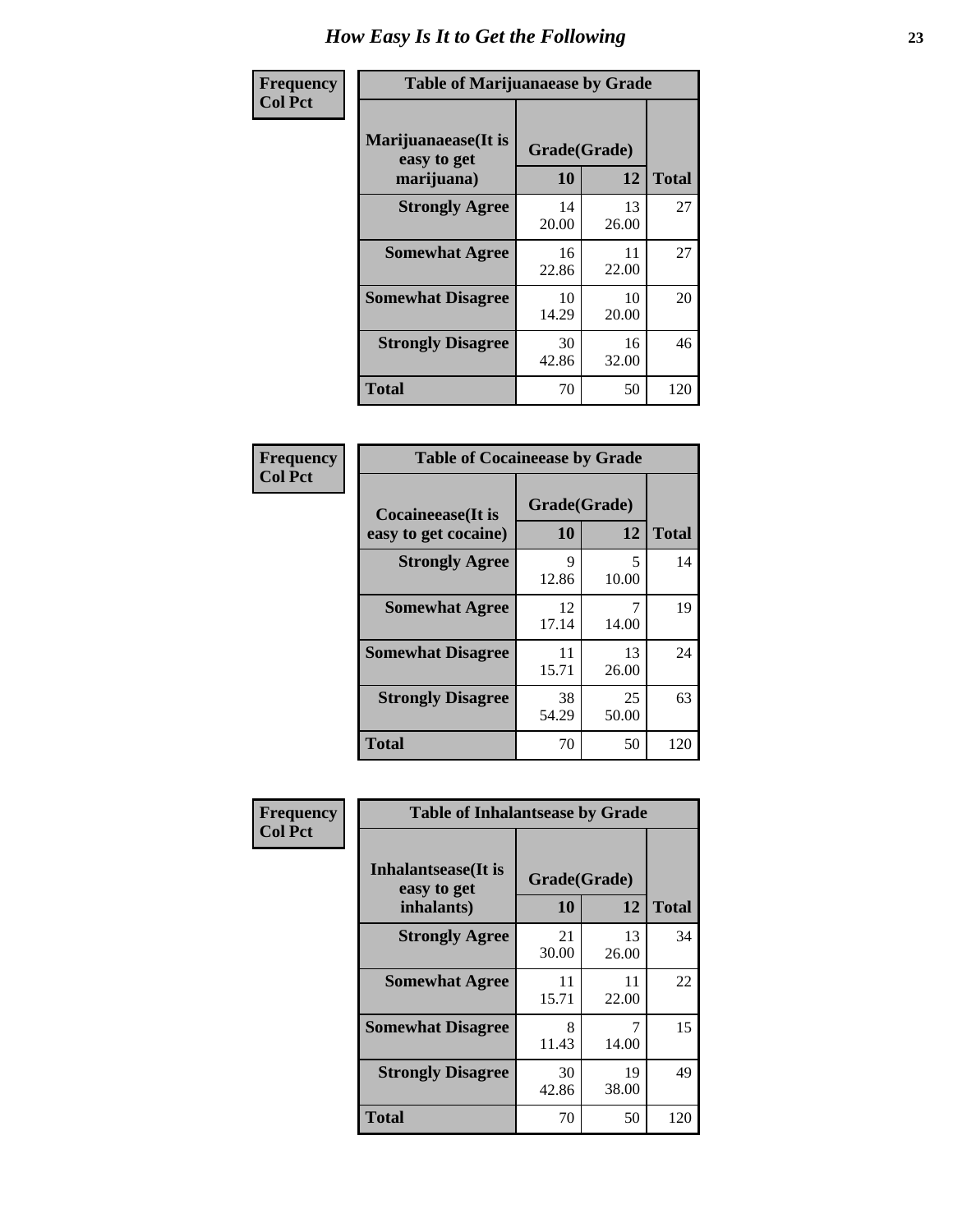# How Easy Is It to Get the Following

**Frequency / Col Pct**

| Table of Marijuanaease by Grade | | | |
|---|---|---|---|
| **Marijuanaease(It is easy to get marijuana)** | **Grade(Grade)** | | |
| | **10** | **12** | **Total** |
| **Strongly Agree** | 14<br>20.00 | 13<br>26.00 | 27 |
| **Somewhat Agree** | 16<br>22.86 | 11<br>22.00 | 27 |
| **Somewhat Disagree** | 10<br>14.29 | 10<br>20.00 | 20 |
| **Strongly Disagree** | 30<br>42.86 | 16<br>32.00 | 46 |
| **Total** | 70 | 50 | 120 |

**Frequency / Col Pct**

| Table of Cocaineease by Grade | | | |
|---|---|---|---|
| **Cocaineease(It is easy to get cocaine)** | **Grade(Grade)** | | |
| | **10** | **12** | **Total** |
| **Strongly Agree** | 9<br>12.86 | 5<br>10.00 | 14 |
| **Somewhat Agree** | 12<br>17.14 | 7<br>14.00 | 19 |
| **Somewhat Disagree** | 11<br>15.71 | 13<br>26.00 | 24 |
| **Strongly Disagree** | 38<br>54.29 | 25<br>50.00 | 63 |
| **Total** | 70 | 50 | 120 |

**Frequency / Col Pct**

| Table of Inhalantsease by Grade | | | |
|---|---|---|---|
| **Inhalantsease(It is easy to get inhalants)** | **Grade(Grade)** | | |
| | **10** | **12** | **Total** |
| **Strongly Agree** | 21<br>30.00 | 13<br>26.00 | 34 |
| **Somewhat Agree** | 11<br>15.71 | 11<br>22.00 | 22 |
| **Somewhat Disagree** | 8<br>11.43 | 7<br>14.00 | 15 |
| **Strongly Disagree** | 30<br>42.86 | 19<br>38.00 | 49 |
| **Total** | 70 | 50 | 120 |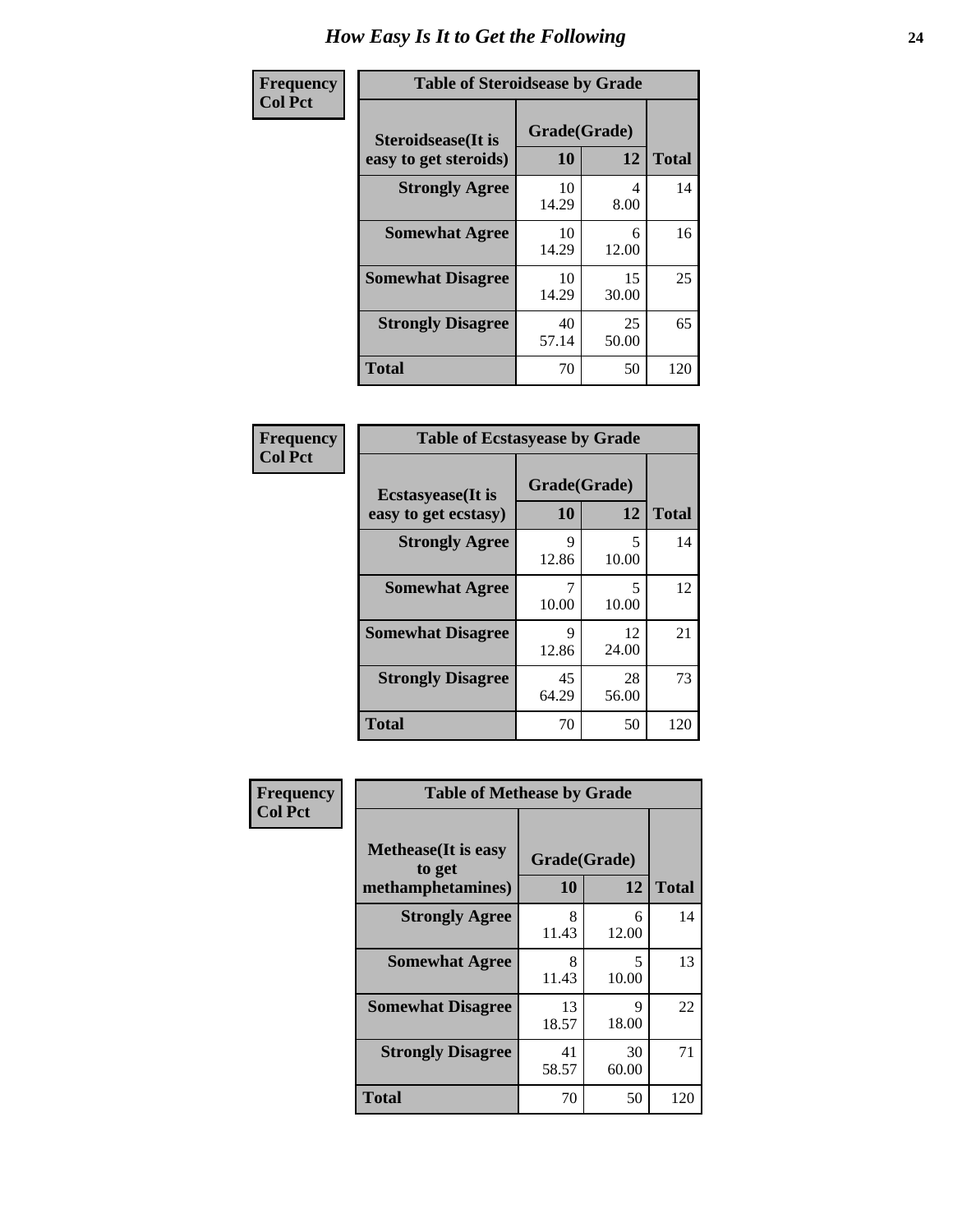# How Easy Is It to Get the Following

**Frequency**
**Col Pct**

**Table of Steroidsease by Grade**

| Steroidsease(It is easy to get steroids) | Grade(Grade) 10 | 12 | Total |
|---|---|---|---|
| **Strongly Agree** | 10<br>14.29 | 4<br>8.00 | 14 |
| **Somewhat Agree** | 10<br>14.29 | 6<br>12.00 | 16 |
| **Somewhat Disagree** | 10<br>14.29 | 15<br>30.00 | 25 |
| **Strongly Disagree** | 40<br>57.14 | 25<br>50.00 | 65 |
| **Total** | 70 | 50 | 120 |

**Frequency**
**Col Pct**

**Table of Ecstasyease by Grade**

| Ecstasyease(It is easy to get ecstasy) | Grade(Grade) 10 | 12 | Total |
|---|---|---|---|
| **Strongly Agree** | 9<br>12.86 | 5<br>10.00 | 14 |
| **Somewhat Agree** | 7<br>10.00 | 5<br>10.00 | 12 |
| **Somewhat Disagree** | 9<br>12.86 | 12<br>24.00 | 21 |
| **Strongly Disagree** | 45<br>64.29 | 28<br>56.00 | 73 |
| **Total** | 70 | 50 | 120 |

**Frequency**
**Col Pct**

**Table of Methease by Grade**

| Methease(It is easy to get methamphetamines) | Grade(Grade) 10 | 12 | Total |
|---|---|---|---|
| **Strongly Agree** | 8<br>11.43 | 6<br>12.00 | 14 |
| **Somewhat Agree** | 8<br>11.43 | 5<br>10.00 | 13 |
| **Somewhat Disagree** | 13<br>18.57 | 9<br>18.00 | 22 |
| **Strongly Disagree** | 41<br>58.57 | 30<br>60.00 | 71 |
| **Total** | 70 | 50 | 120 |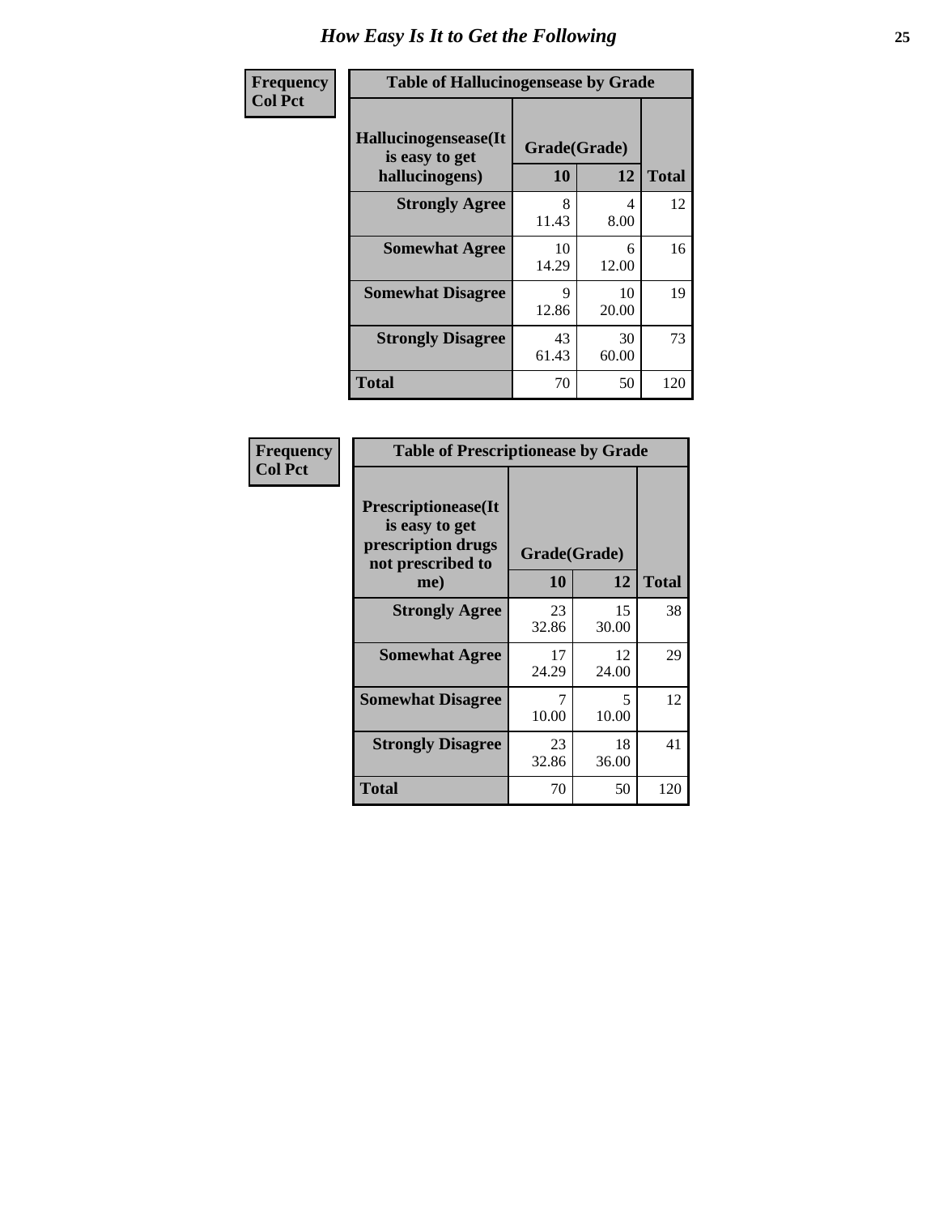# How Easy Is It to Get the Following

**Frequency**
**Col Pct**

**Table of Hallucinogensease by Grade**

| Hallucinogensease(It is easy to get hallucinogens) | Grade(Grade) | | Total |
|---|---|---|---|
| | 10 | 12 | |
| **Strongly Agree** | 8<br>11.43 | 4<br>8.00 | 12 |
| **Somewhat Agree** | 10<br>14.29 | 6<br>12.00 | 16 |
| **Somewhat Disagree** | 9<br>12.86 | 10<br>20.00 | 19 |
| **Strongly Disagree** | 43<br>61.43 | 30<br>60.00 | 73 |
| **Total** | 70 | 50 | 120 |

**Frequency**
**Col Pct**

**Table of Prescriptionease by Grade**

| Prescriptionease(It is easy to get prescription drugs not prescribed to me) | Grade(Grade) | | Total |
|---|---|---|---|
| | 10 | 12 | |
| **Strongly Agree** | 23<br>32.86 | 15<br>30.00 | 38 |
| **Somewhat Agree** | 17<br>24.29 | 12<br>24.00 | 29 |
| **Somewhat Disagree** | 7<br>10.00 | 5<br>10.00 | 12 |
| **Strongly Disagree** | 23<br>32.86 | 18<br>36.00 | 41 |
| **Total** | 70 | 50 | 120 |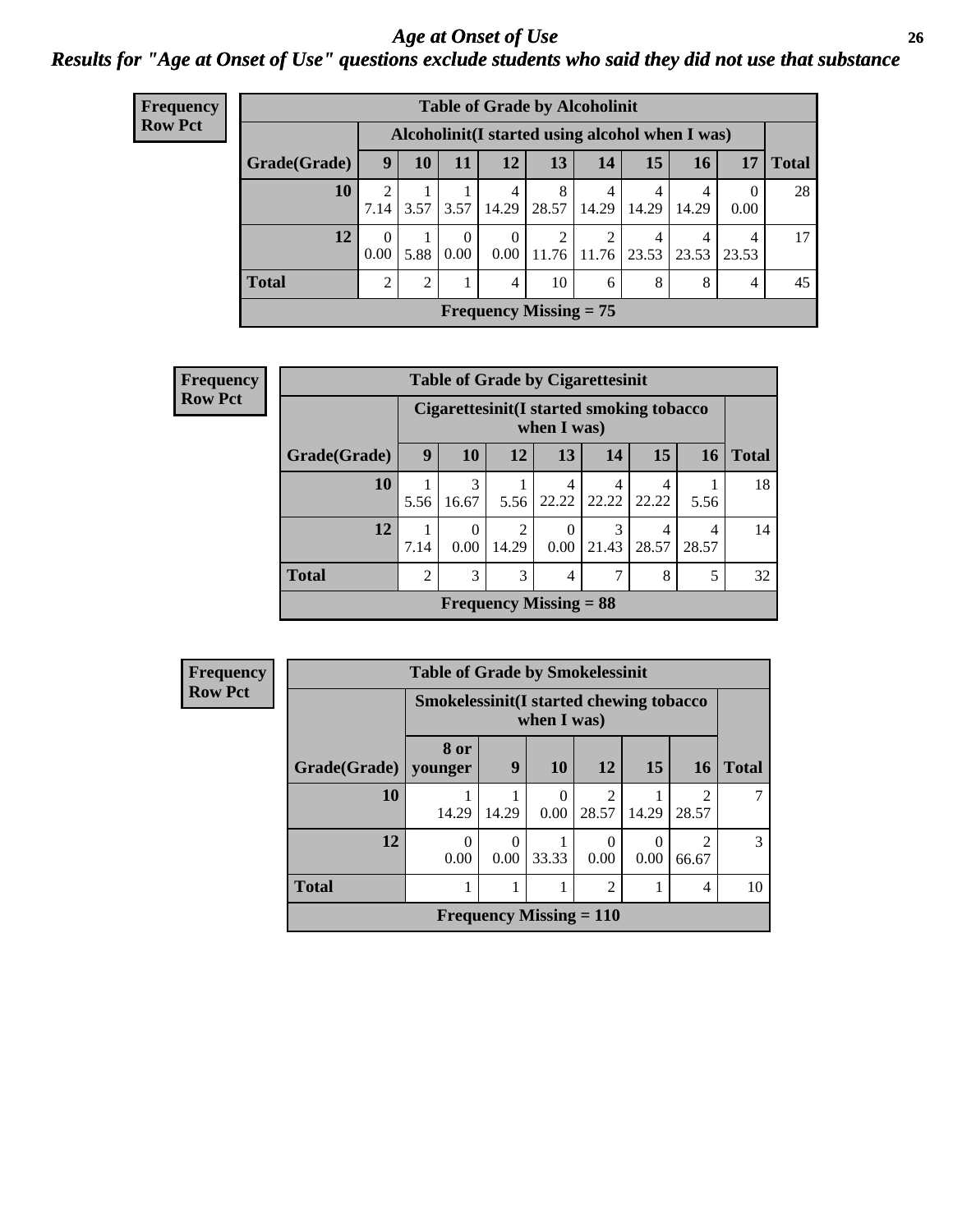# Age at Onset of Use

## Results for "Age at Onset of Use" questions exclude students who said they did not use that substance

**Frequency**
**Row Pct**

**Table of Grade by Alcoholinit**

| | Alcoholinit(I started using alcohol when I was) | | | | | | | | | |
|---|---|---|---|---|---|---|---|---|---|---|
| **Grade(Grade)** | **9** | **10** | **11** | **12** | **13** | **14** | **15** | **16** | **17** | **Total** |
| **10** | 2<br>7.14 | 1<br>3.57 | 1<br>3.57 | 4<br>14.29 | 8<br>28.57 | 4<br>14.29 | 4<br>14.29 | 4<br>14.29 | 0<br>0.00 | 28 |
| **12** | 0<br>0.00 | 1<br>5.88 | 0<br>0.00 | 0<br>0.00 | 2<br>11.76 | 2<br>11.76 | 4<br>23.53 | 4<br>23.53 | 4<br>23.53 | 17 |
| **Total** | 2 | 2 | 1 | 4 | 10 | 6 | 8 | 8 | 4 | 45 |

**Frequency Missing = 75**

**Frequency**
**Row Pct**

**Table of Grade by Cigarettesinit**

| | Cigarettesinit(I started smoking tobacco when I was) | | | | | | | |
|---|---|---|---|---|---|---|---|---|
| **Grade(Grade)** | **9** | **10** | **12** | **13** | **14** | **15** | **16** | **Total** |
| **10** | 1<br>5.56 | 3<br>16.67 | 1<br>5.56 | 4<br>22.22 | 4<br>22.22 | 4<br>22.22 | 1<br>5.56 | 18 |
| **12** | 1<br>7.14 | 0<br>0.00 | 2<br>14.29 | 0<br>0.00 | 3<br>21.43 | 4<br>28.57 | 4<br>28.57 | 14 |
| **Total** | 2 | 3 | 3 | 4 | 7 | 8 | 5 | 32 |

**Frequency Missing = 88**

**Frequency**
**Row Pct**

**Table of Grade by Smokelessinit**

| | Smokelessinit(I started chewing tobacco when I was) | | | | | | |
|---|---|---|---|---|---|---|---|
| **Grade(Grade)** | **8 or younger** | **9** | **10** | **12** | **15** | **16** | **Total** |
| **10** | 1<br>14.29 | 1<br>14.29 | 0<br>0.00 | 2<br>28.57 | 1<br>14.29 | 2<br>28.57 | 7 |
| **12** | 0<br>0.00 | 0<br>0.00 | 1<br>33.33 | 0<br>0.00 | 0<br>0.00 | 2<br>66.67 | 3 |
| **Total** | 1 | 1 | 1 | 2 | 1 | 4 | 10 |

**Frequency Missing = 110**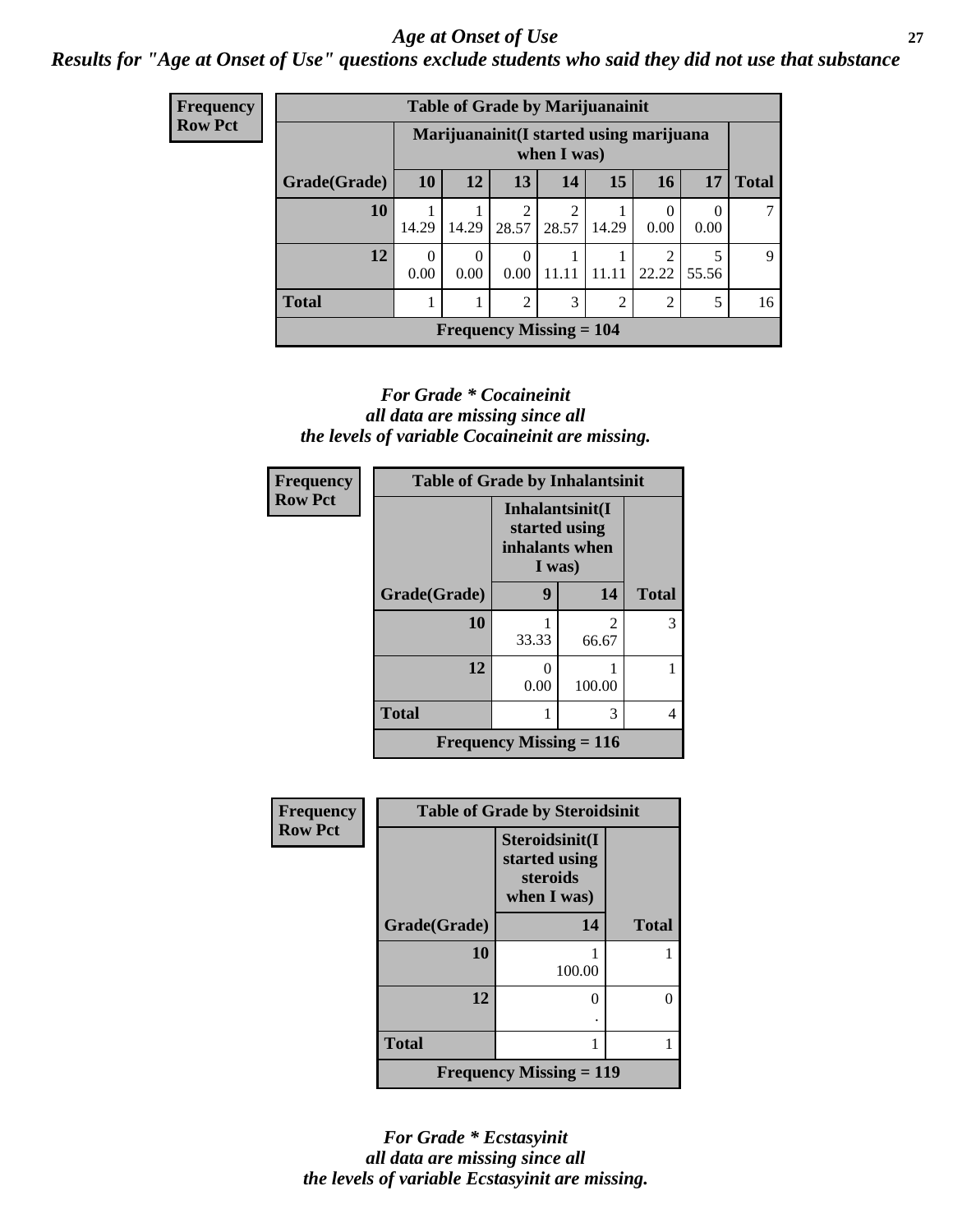*Age at Onset of Use*

***Results for "Age at Onset of Use" questions exclude students who said they did not use that substance***

**Frequency**
**Row Pct**

| Table of Grade by Marijuanainit | | | | | | | | |
|---|---|---|---|---|---|---|---|---|
| | Marijuanainit(I started using marijuana when I was) | | | | | | | |
| Grade(Grade) | 10 | 12 | 13 | 14 | 15 | 16 | 17 | Total |
| 10 | 1<br>14.29 | 1<br>14.29 | 2<br>28.57 | 2<br>28.57 | 1<br>14.29 | 0<br>0.00 | 0<br>0.00 | 7 |
| 12 | 0<br>0.00 | 0<br>0.00 | 0<br>0.00 | 1<br>11.11 | 1<br>11.11 | 2<br>22.22 | 5<br>55.56 | 9 |
| Total | 1 | 1 | 2 | 3 | 2 | 2 | 5 | 16 |
| Frequency Missing = 104 | | | | | | | | |

***For Grade * Cocaineinit all data are missing since all the levels of variable Cocaineinit are missing.***

**Frequency**
**Row Pct**

| Table of Grade by Inhalantsinit | | | |
|---|---|---|---|
| | Inhalantsinit(I started using inhalants when I was) | | |
| Grade(Grade) | 9 | 14 | Total |
| 10 | 1<br>33.33 | 2<br>66.67 | 3 |
| 12 | 0<br>0.00 | 1<br>100.00 | 1 |
| Total | 1 | 3 | 4 |
| Frequency Missing = 116 | | | |

**Frequency**
**Row Pct**

| Table of Grade by Steroidsinit | | |
|---|---|---|
| | Steroidsinit(I started using steroids when I was) | |
| Grade(Grade) | 14 | Total |
| 10 | 1<br>100.00 | 1 |
| 12 | 0<br>. | 0 |
| Total | 1 | 1 |
| Frequency Missing = 119 | | |

***For Grade * Ecstasyinit all data are missing since all the levels of variable Ecstasyinit are missing.***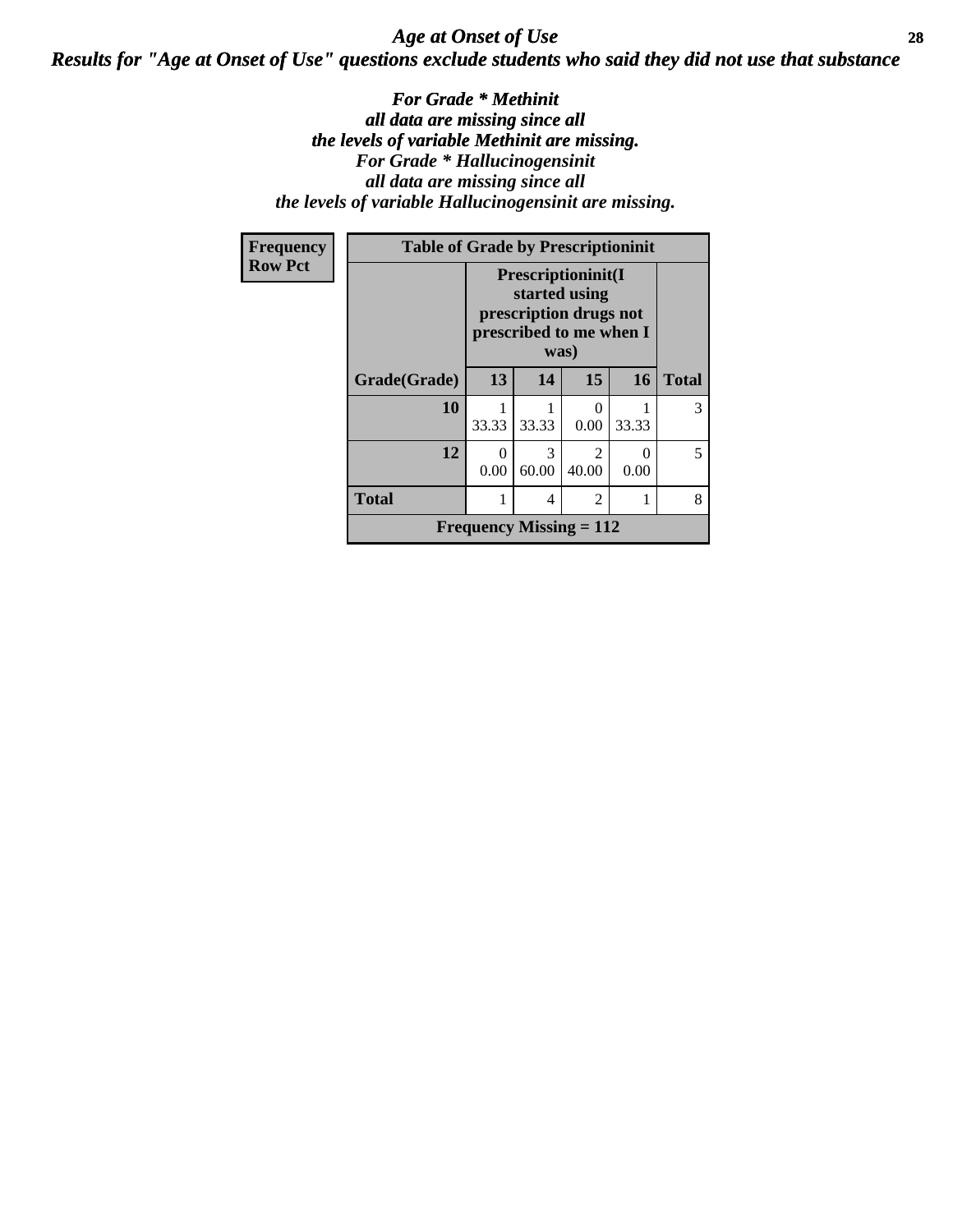# *Age at Onset of Use*

***Results for "Age at Onset of Use" questions exclude students who said they did not use that substance***

***For Grade * Methinit all data are missing since all the levels of variable Methinit are missing.***
***For Grade * Hallucinogensinit all data are missing since all the levels of variable Hallucinogensinit are missing.***

**Frequency**
**Row Pct**

**Table of Grade by Prescriptioninit**

| Grade(Grade) | Prescriptioninit(I started using prescription drugs not prescribed to me when I was) 13 | 14 | 15 | 16 | Total |
|---|---|---|---|---|---|
| **10** | 1<br>33.33 | 1<br>33.33 | 0<br>0.00 | 1<br>33.33 | 3 |
| **12** | 0<br>0.00 | 3<br>60.00 | 2<br>40.00 | 0<br>0.00 | 5 |
| **Total** | 1 | 4 | 2 | 1 | 8 |

**Frequency Missing = 112**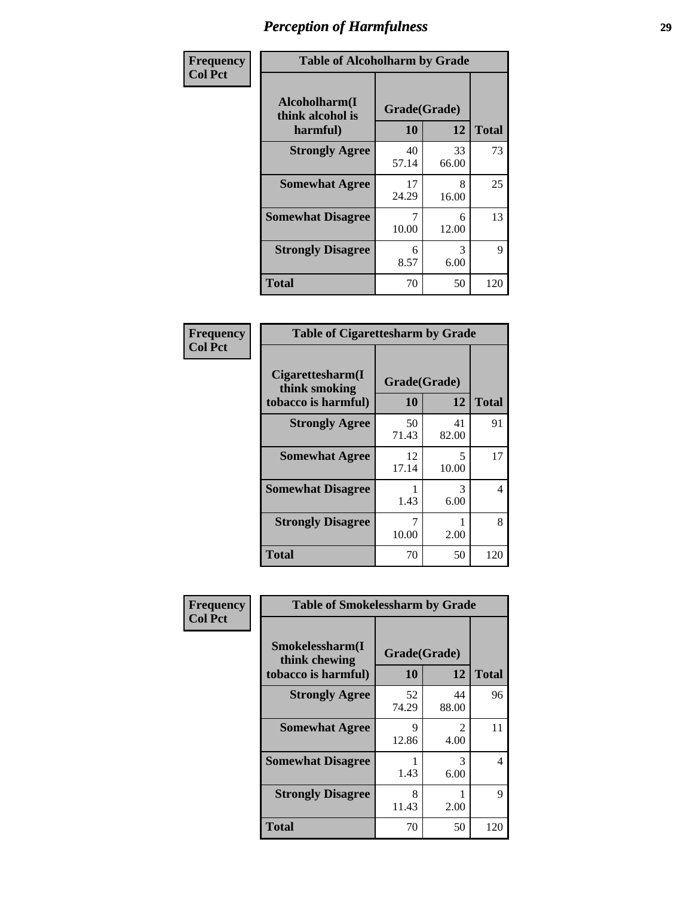# Perception of Harmfulness

| Frequency Col Pct | Table of Alcoholharm by Grade | | |
|---|---|---|---|
| Alcoholharm(I think alcohol is harmful) | Grade(Grade) | | |
| | 10 | 12 | Total |
| Strongly Agree | 40<br>57.14 | 33<br>66.00 | 73 |
| Somewhat Agree | 17<br>24.29 | 8<br>16.00 | 25 |
| Somewhat Disagree | 7<br>10.00 | 6<br>12.00 | 13 |
| Strongly Disagree | 6<br>8.57 | 3<br>6.00 | 9 |
| Total | 70 | 50 | 120 |

| Frequency Col Pct | Table of Cigarettesharm by Grade | | |
|---|---|---|---|
| Cigarettesharm(I think smoking tobacco is harmful) | Grade(Grade) | | |
| | 10 | 12 | Total |
| Strongly Agree | 50<br>71.43 | 41<br>82.00 | 91 |
| Somewhat Agree | 12<br>17.14 | 5<br>10.00 | 17 |
| Somewhat Disagree | 1<br>1.43 | 3<br>6.00 | 4 |
| Strongly Disagree | 7<br>10.00 | 1<br>2.00 | 8 |
| Total | 70 | 50 | 120 |

| Frequency Col Pct | Table of Smokelessharm by Grade | | |
|---|---|---|---|
| Smokelessharm(I think chewing tobacco is harmful) | Grade(Grade) | | |
| | 10 | 12 | Total |
| Strongly Agree | 52<br>74.29 | 44<br>88.00 | 96 |
| Somewhat Agree | 9<br>12.86 | 2<br>4.00 | 11 |
| Somewhat Disagree | 1<br>1.43 | 3<br>6.00 | 4 |
| Strongly Disagree | 8<br>11.43 | 1<br>2.00 | 9 |
| Total | 70 | 50 | 120 |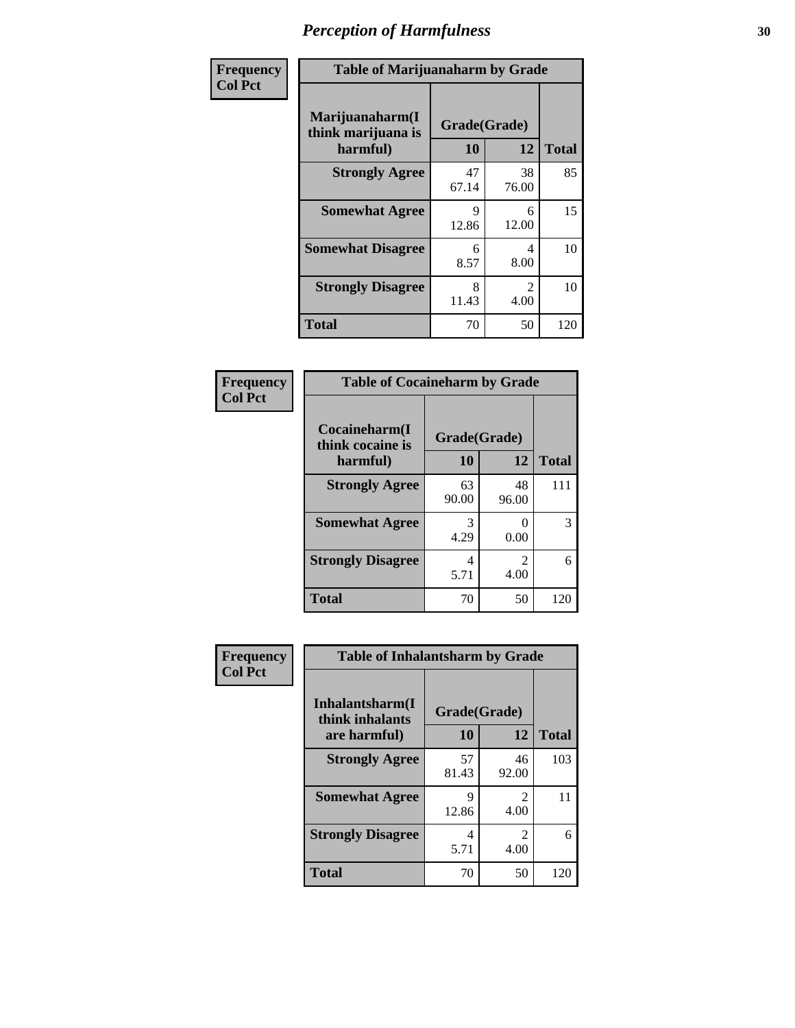# Perception of Harmfulness

**Frequency**
**Col Pct**

| Table of Marijuanaharm by Grade | | | |
|---|---|---|---|
| **Marijuanaharm(I think marijuana is harmful)** | **Grade(Grade)** | | |
| | **10** | **12** | **Total** |
| **Strongly Agree** | 47<br>67.14 | 38<br>76.00 | 85 |
| **Somewhat Agree** | 9<br>12.86 | 6<br>12.00 | 15 |
| **Somewhat Disagree** | 6<br>8.57 | 4<br>8.00 | 10 |
| **Strongly Disagree** | 8<br>11.43 | 2<br>4.00 | 10 |
| **Total** | 70 | 50 | 120 |

**Frequency**
**Col Pct**

| Table of Cocaineharm by Grade | | | |
|---|---|---|---|
| **Cocaineharm(I think cocaine is harmful)** | **Grade(Grade)** | | |
| | **10** | **12** | **Total** |
| **Strongly Agree** | 63<br>90.00 | 48<br>96.00 | 111 |
| **Somewhat Agree** | 3<br>4.29 | 0<br>0.00 | 3 |
| **Strongly Disagree** | 4<br>5.71 | 2<br>4.00 | 6 |
| **Total** | 70 | 50 | 120 |

**Frequency**
**Col Pct**

| Table of Inhalantsharm by Grade | | | |
|---|---|---|---|
| **Inhalantsharm(I think inhalants are harmful)** | **Grade(Grade)** | | |
| | **10** | **12** | **Total** |
| **Strongly Agree** | 57<br>81.43 | 46<br>92.00 | 103 |
| **Somewhat Agree** | 9<br>12.86 | 2<br>4.00 | 11 |
| **Strongly Disagree** | 4<br>5.71 | 2<br>4.00 | 6 |
| **Total** | 70 | 50 | 120 |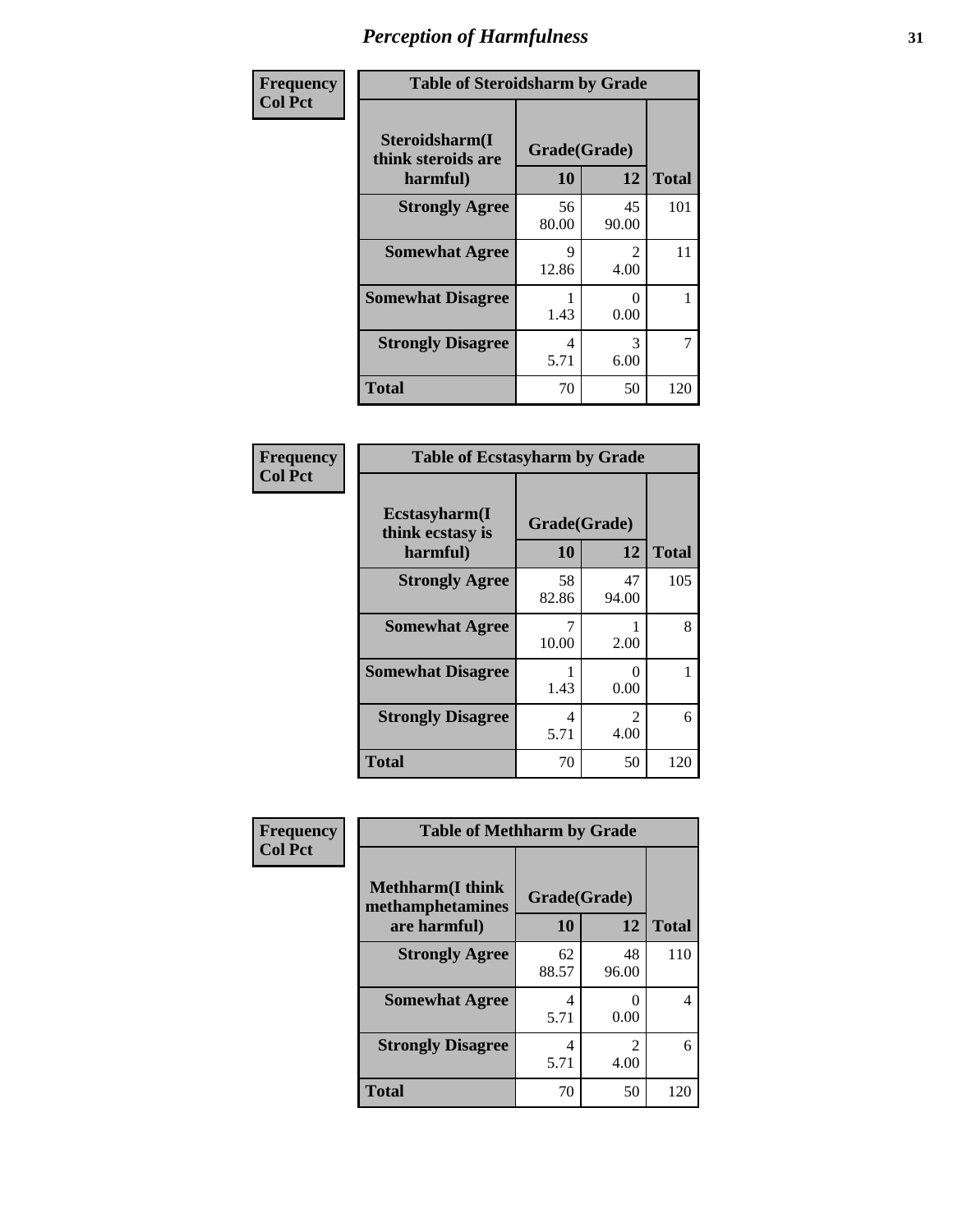# Perception of Harmfulness

| Frequency Col Pct | Table of Steroidsharm by Grade | | |
|---|---|---|---|
| Steroidsharm(I think steroids are harmful) | Grade(Grade) | | |
| | 10 | 12 | Total |
| Strongly Agree | 56<br>80.00 | 45<br>90.00 | 101 |
| Somewhat Agree | 9<br>12.86 | 2<br>4.00 | 11 |
| Somewhat Disagree | 1<br>1.43 | 0<br>0.00 | 1 |
| Strongly Disagree | 4<br>5.71 | 3<br>6.00 | 7 |
| Total | 70 | 50 | 120 |

| Frequency Col Pct | Table of Ecstasyharm by Grade | | |
|---|---|---|---|
| Ecstasyharm(I think ecstasy is harmful) | Grade(Grade) | | |
| | 10 | 12 | Total |
| Strongly Agree | 58<br>82.86 | 47<br>94.00 | 105 |
| Somewhat Agree | 7<br>10.00 | 1<br>2.00 | 8 |
| Somewhat Disagree | 1<br>1.43 | 0<br>0.00 | 1 |
| Strongly Disagree | 4<br>5.71 | 2<br>4.00 | 6 |
| Total | 70 | 50 | 120 |

| Frequency Col Pct | Table of Methharm by Grade | | |
|---|---|---|---|
| Methharm(I think methamphetamines are harmful) | Grade(Grade) | | |
| | 10 | 12 | Total |
| Strongly Agree | 62<br>88.57 | 48<br>96.00 | 110 |
| Somewhat Agree | 4<br>5.71 | 0<br>0.00 | 4 |
| Strongly Disagree | 4<br>5.71 | 2<br>4.00 | 6 |
| Total | 70 | 50 | 120 |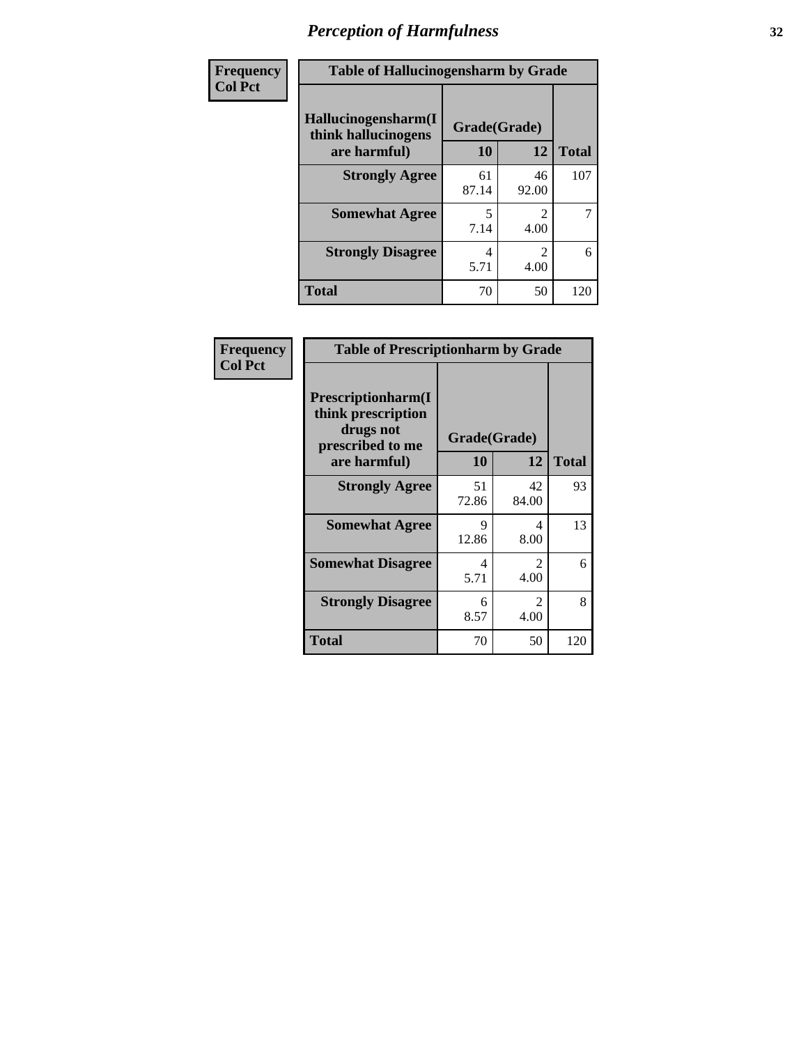# Perception of Harmfulness

| Frequency<br>Col Pct | Table of Hallucinogensharm by Grade | | |
|---|---|---|---|
| **Hallucinogensharm(I think hallucinogens are harmful)** | **Grade(Grade)** | | **Total** |
| | **10** | **12** | |
| **Strongly Agree** | 61<br>87.14 | 46<br>92.00 | 107 |
| **Somewhat Agree** | 5<br>7.14 | 2<br>4.00 | 7 |
| **Strongly Disagree** | 4<br>5.71 | 2<br>4.00 | 6 |
| **Total** | 70 | 50 | 120 |

| Frequency<br>Col Pct | Table of Prescriptionharm by Grade | | |
|---|---|---|---|
| **Prescriptionharm(I think prescription drugs not prescribed to me are harmful)** | **Grade(Grade)** | | **Total** |
| | **10** | **12** | |
| **Strongly Agree** | 51<br>72.86 | 42<br>84.00 | 93 |
| **Somewhat Agree** | 9<br>12.86 | 4<br>8.00 | 13 |
| **Somewhat Disagree** | 4<br>5.71 | 2<br>4.00 | 6 |
| **Strongly Disagree** | 6<br>8.57 | 2<br>4.00 | 8 |
| **Total** | 70 | 50 | 120 |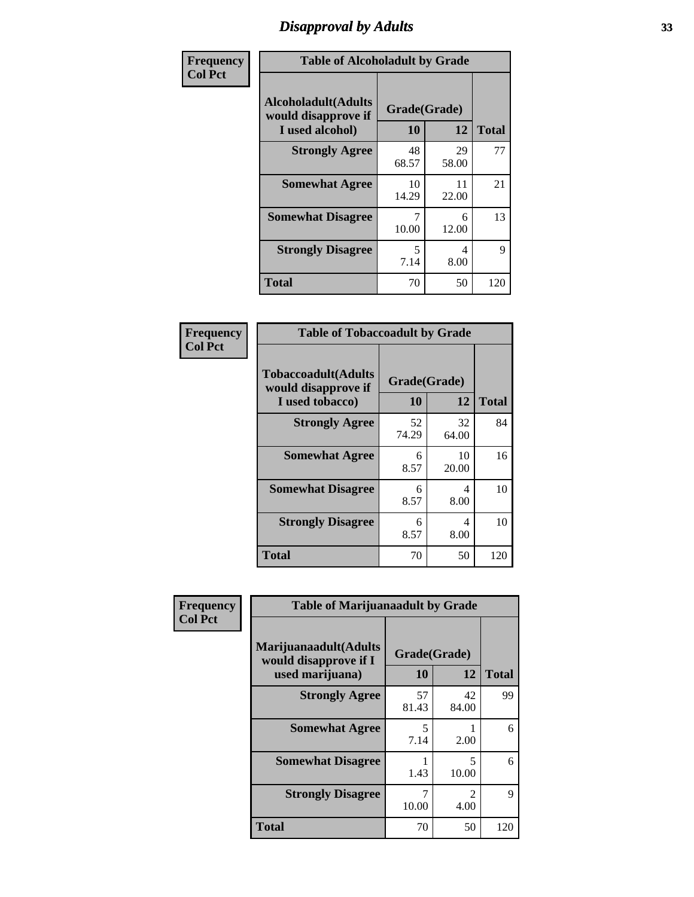# Disapproval by Adults

| Frequency Col Pct | Table of Alcoholadult by Grade | | |
|---|---|---|---|
| Alcoholadult(Adults would disapprove if I used alcohol) | Grade(Grade) | | |
| | 10 | 12 | Total |
| Strongly Agree | 48<br>68.57 | 29<br>58.00 | 77 |
| Somewhat Agree | 10<br>14.29 | 11<br>22.00 | 21 |
| Somewhat Disagree | 7<br>10.00 | 6<br>12.00 | 13 |
| Strongly Disagree | 5<br>7.14 | 4<br>8.00 | 9 |
| Total | 70 | 50 | 120 |

| Frequency Col Pct | Table of Tobaccoadult by Grade | | |
|---|---|---|---|
| Tobaccoadult(Adults would disapprove if I used tobacco) | Grade(Grade) | | |
| | 10 | 12 | Total |
| Strongly Agree | 52<br>74.29 | 32<br>64.00 | 84 |
| Somewhat Agree | 6<br>8.57 | 10<br>20.00 | 16 |
| Somewhat Disagree | 6<br>8.57 | 4<br>8.00 | 10 |
| Strongly Disagree | 6<br>8.57 | 4<br>8.00 | 10 |
| Total | 70 | 50 | 120 |

| Frequency Col Pct | Table of Marijuanaadult by Grade | | |
|---|---|---|---|
| Marijuanaadult(Adults would disapprove if I used marijuana) | Grade(Grade) | | |
| | 10 | 12 | Total |
| Strongly Agree | 57<br>81.43 | 42<br>84.00 | 99 |
| Somewhat Agree | 5<br>7.14 | 1<br>2.00 | 6 |
| Somewhat Disagree | 1<br>1.43 | 5<br>10.00 | 6 |
| Strongly Disagree | 7<br>10.00 | 2<br>4.00 | 9 |
| Total | 70 | 50 | 120 |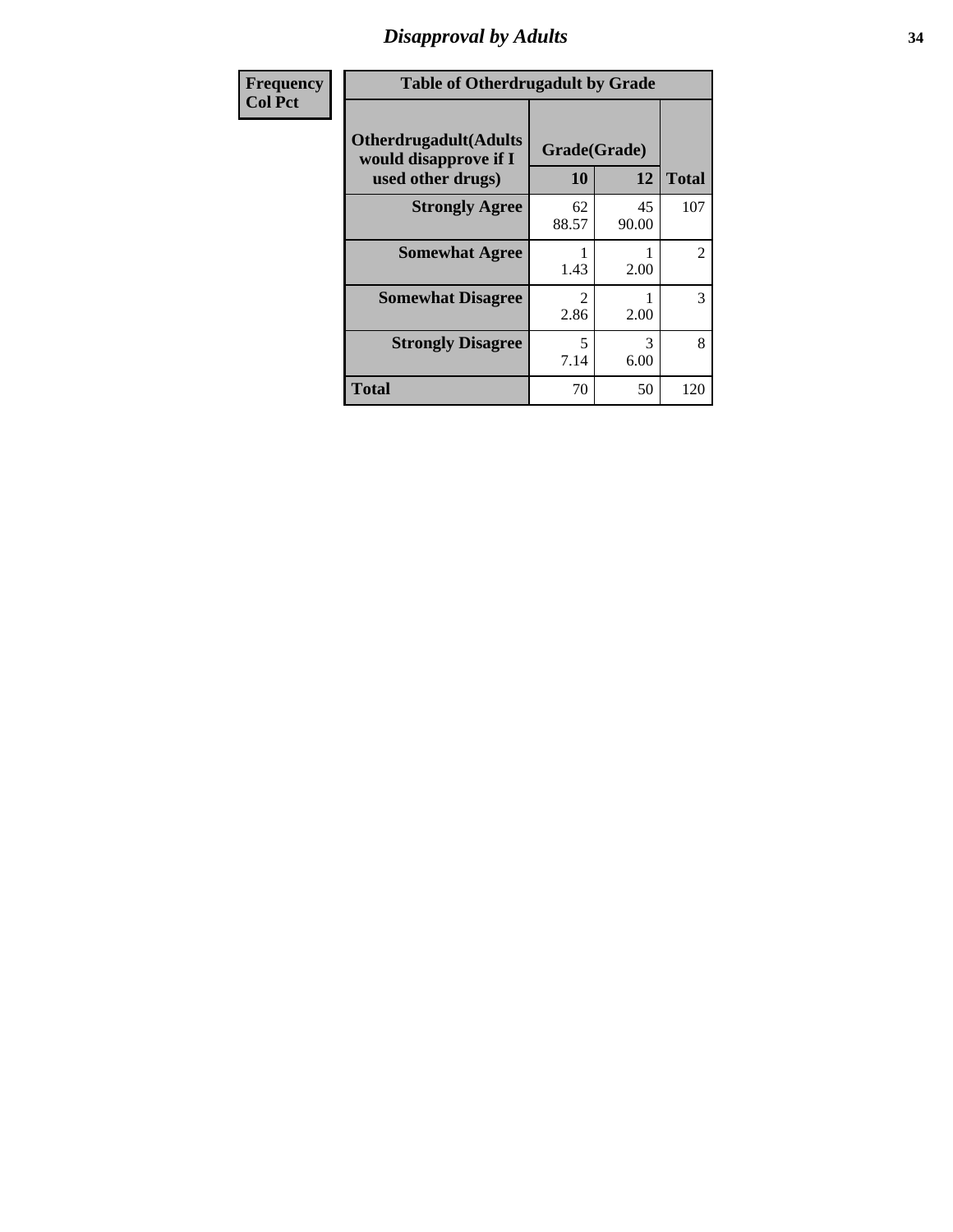| Frequency<br>Col Pct | Table of Otherdrugadult by Grade | | |
|---|---|---|---|
| **Otherdrugadult(Adults would disapprove if I used other drugs)** | **Grade(Grade)** | | |
| | **10** | **12** | **Total** |
| **Strongly Agree** | 62<br>88.57 | 45<br>90.00 | 107 |
| **Somewhat Agree** | 1<br>1.43 | 1<br>2.00 | 2 |
| **Somewhat Disagree** | 2<br>2.86 | 1<br>2.00 | 3 |
| **Strongly Disagree** | 5<br>7.14 | 3<br>6.00 | 8 |
| **Total** | 70 | 50 | 120 |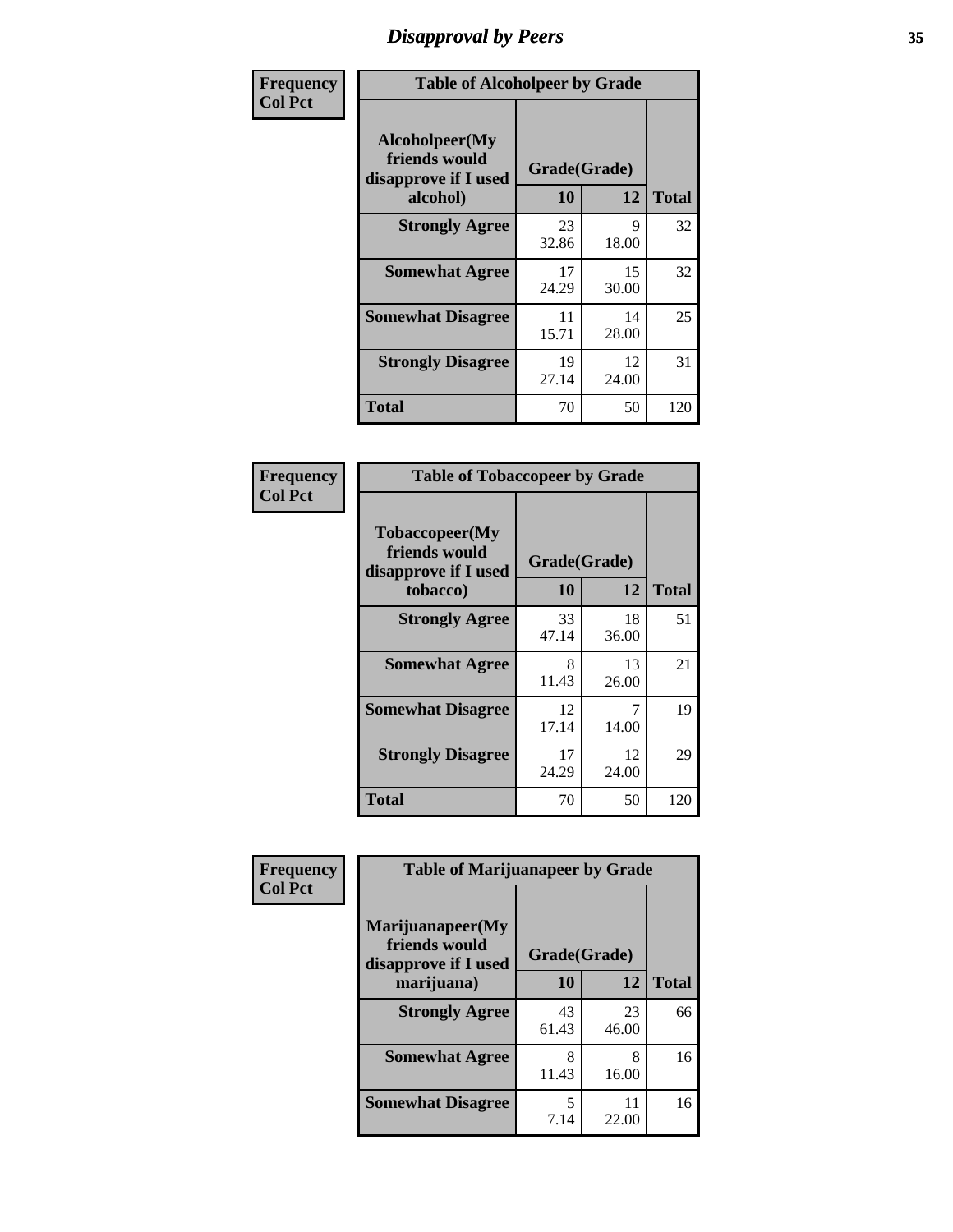# Disapproval by Peers

| Frequency Col Pct | Table of Alcoholpeer by Grade | | |
|---|---|---|---|
| Alcoholpeer(My friends would disapprove if I used alcohol) | Grade(Grade) | | |
| | 10 | 12 | Total |
| Strongly Agree | 23<br>32.86 | 9<br>18.00 | 32 |
| Somewhat Agree | 17<br>24.29 | 15<br>30.00 | 32 |
| Somewhat Disagree | 11<br>15.71 | 14<br>28.00 | 25 |
| Strongly Disagree | 19<br>27.14 | 12<br>24.00 | 31 |
| Total | 70 | 50 | 120 |

| Frequency Col Pct | Table of Tobaccopeer by Grade | | |
|---|---|---|---|
| Tobaccopeer(My friends would disapprove if I used tobacco) | Grade(Grade) | | |
| | 10 | 12 | Total |
| Strongly Agree | 33<br>47.14 | 18<br>36.00 | 51 |
| Somewhat Agree | 8<br>11.43 | 13<br>26.00 | 21 |
| Somewhat Disagree | 12<br>17.14 | 7<br>14.00 | 19 |
| Strongly Disagree | 17<br>24.29 | 12<br>24.00 | 29 |
| Total | 70 | 50 | 120 |

| Frequency Col Pct | Table of Marijuanapeer by Grade | | |
|---|---|---|---|
| Marijuanapeer(My friends would disapprove if I used marijuana) | Grade(Grade) | | |
| | 10 | 12 | Total |
| Strongly Agree | 43<br>61.43 | 23<br>46.00 | 66 |
| Somewhat Agree | 8<br>11.43 | 8<br>16.00 | 16 |
| Somewhat Disagree | 5<br>7.14 | 11<br>22.00 | 16 |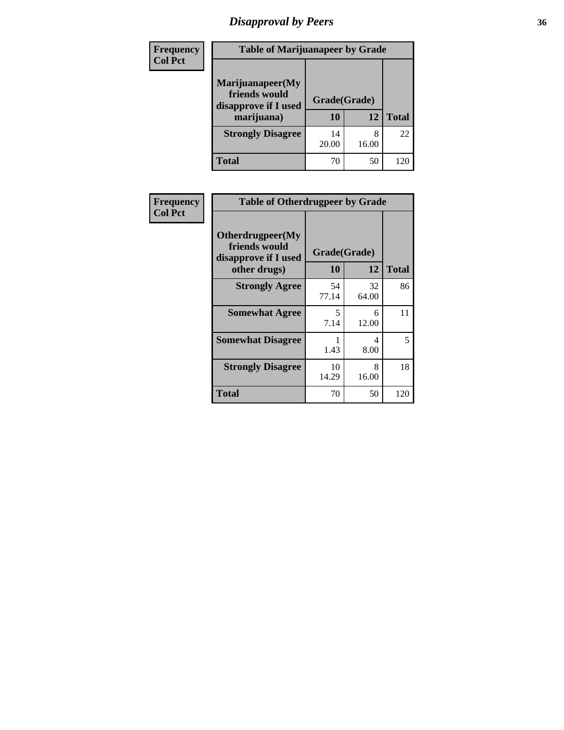# *Disapproval by Peers*

| Frequency Col Pct | Table of Marijuanapeer by Grade | | |
|---|---|---|---|
| **Marijuanapeer(My friends would disapprove if I used marijuana)** | **Grade(Grade)** | | |
| | **10** | **12** | **Total** |
| **Strongly Disagree** | 14<br>20.00 | 8<br>16.00 | 22 |
| **Total** | 70 | 50 | 120 |

| Frequency Col Pct | Table of Otherdrugpeer by Grade | | |
|---|---|---|---|
| **Otherdrugpeer(My friends would disapprove if I used other drugs)** | **Grade(Grade)** | | |
| | **10** | **12** | **Total** |
| **Strongly Agree** | 54<br>77.14 | 32<br>64.00 | 86 |
| **Somewhat Agree** | 5<br>7.14 | 6<br>12.00 | 11 |
| **Somewhat Disagree** | 1<br>1.43 | 4<br>8.00 | 5 |
| **Strongly Disagree** | 10<br>14.29 | 8<br>16.00 | 18 |
| **Total** | 70 | 50 | 120 |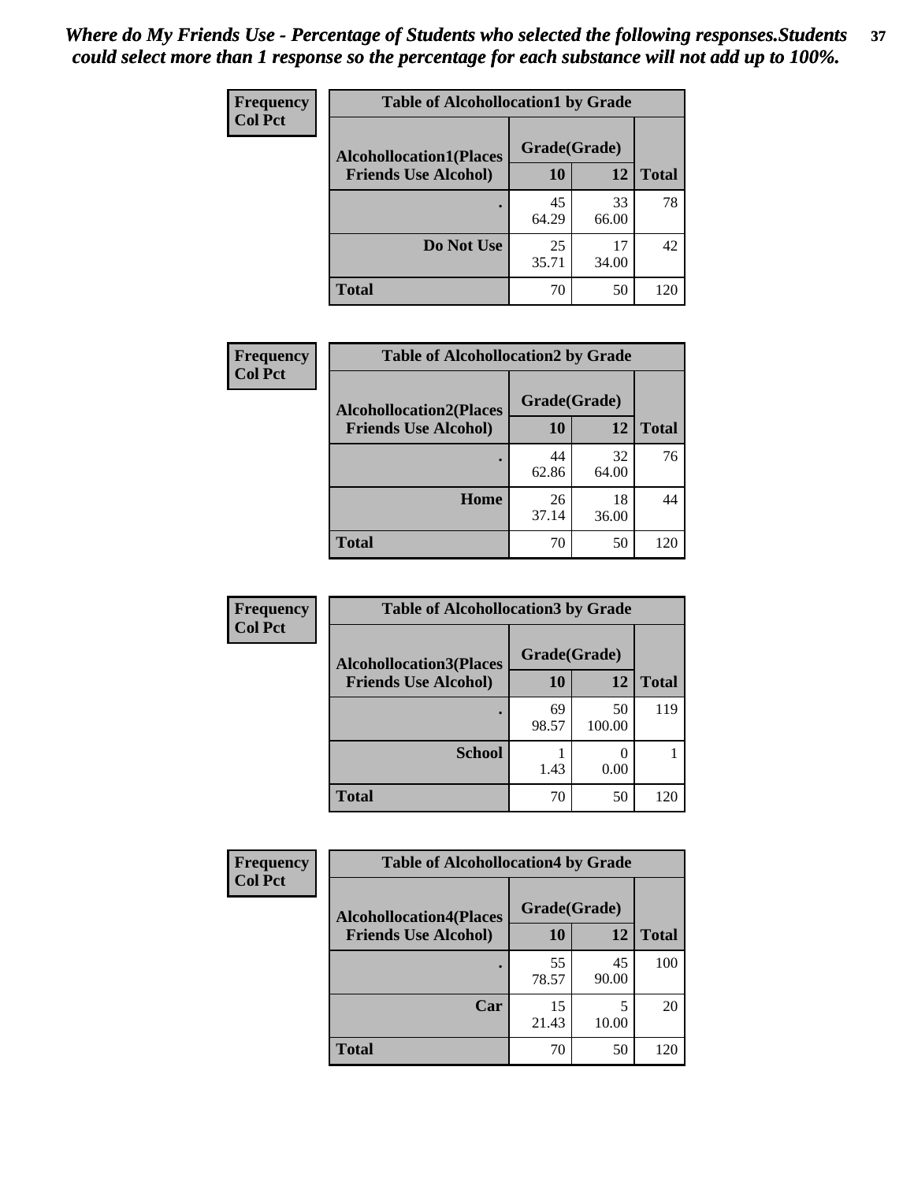*Where do My Friends Use - Percentage of Students who selected the following responses.Students could select more than 1 response so the percentage for each substance will not add up to 100%.*

| Frequency<br>Col Pct | Table of Alcohollocation1 by Grade | | |
|---|---|---|---|
| Alcohollocation1(Places Friends Use Alcohol) | Grade(Grade) | | |
| | 10 | 12 | Total |
| . | 45<br>64.29 | 33<br>66.00 | 78 |
| Do Not Use | 25<br>35.71 | 17<br>34.00 | 42 |
| Total | 70 | 50 | 120 |

| Frequency<br>Col Pct | Table of Alcohollocation2 by Grade | | |
|---|---|---|---|
| Alcohollocation2(Places Friends Use Alcohol) | Grade(Grade) | | |
| | 10 | 12 | Total |
| . | 44<br>62.86 | 32<br>64.00 | 76 |
| Home | 26<br>37.14 | 18<br>36.00 | 44 |
| Total | 70 | 50 | 120 |

| Frequency<br>Col Pct | Table of Alcohollocation3 by Grade | | |
|---|---|---|---|
| Alcohollocation3(Places Friends Use Alcohol) | Grade(Grade) | | |
| | 10 | 12 | Total |
| . | 69<br>98.57 | 50<br>100.00 | 119 |
| School | 1<br>1.43 | 0<br>0.00 | 1 |
| Total | 70 | 50 | 120 |

| Frequency<br>Col Pct | Table of Alcohollocation4 by Grade | | |
|---|---|---|---|
| Alcohollocation4(Places Friends Use Alcohol) | Grade(Grade) | | |
| | 10 | 12 | Total |
| . | 55<br>78.57 | 45<br>90.00 | 100 |
| Car | 15<br>21.43 | 5<br>10.00 | 20 |
| Total | 70 | 50 | 120 |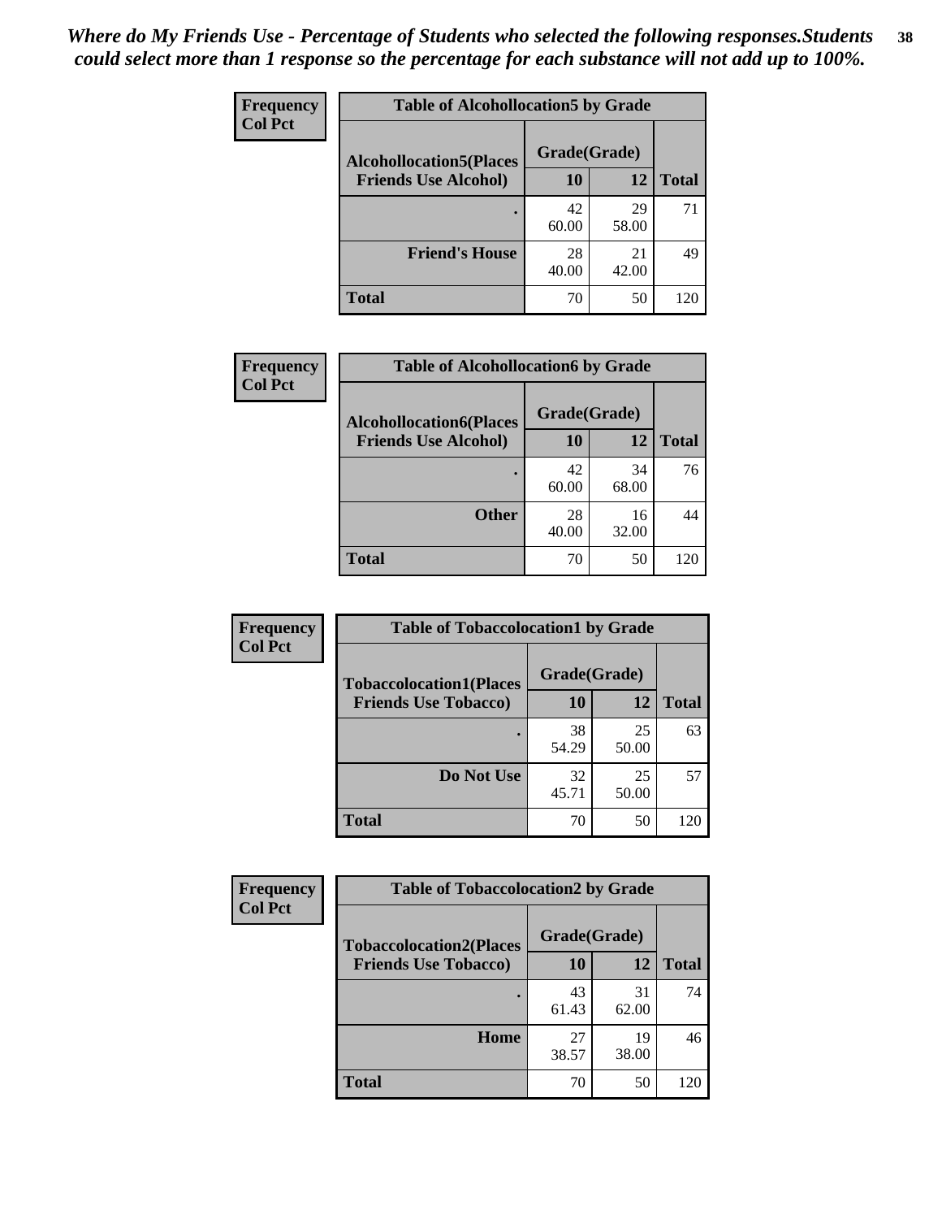*Where do My Friends Use - Percentage of Students who selected the following responses.Students could select more than 1 response so the percentage for each substance will not add up to 100%.*

**Frequency**
**Col Pct**

| Table of Alcohollocation5 by Grade | | | |
|---|---|---|---|
| **Alcohollocation5(Places Friends Use Alcohol)** | **Grade(Grade)** | | **Total** |
| | **10** | **12** | |
| **.** | 42<br>60.00 | 29<br>58.00 | 71 |
| **Friend's House** | 28<br>40.00 | 21<br>42.00 | 49 |
| **Total** | 70 | 50 | 120 |

**Frequency**
**Col Pct**

| Table of Alcohollocation6 by Grade | | | |
|---|---|---|---|
| **Alcohollocation6(Places Friends Use Alcohol)** | **Grade(Grade)** | | **Total** |
| | **10** | **12** | |
| **.** | 42<br>60.00 | 34<br>68.00 | 76 |
| **Other** | 28<br>40.00 | 16<br>32.00 | 44 |
| **Total** | 70 | 50 | 120 |

**Frequency**
**Col Pct**

| Table of Tobaccolocation1 by Grade | | | |
|---|---|---|---|
| **Tobaccolocation1(Places Friends Use Tobacco)** | **Grade(Grade)** | | **Total** |
| | **10** | **12** | |
| **.** | 38<br>54.29 | 25<br>50.00 | 63 |
| **Do Not Use** | 32<br>45.71 | 25<br>50.00 | 57 |
| **Total** | 70 | 50 | 120 |

**Frequency**
**Col Pct**

| Table of Tobaccolocation2 by Grade | | | |
|---|---|---|---|
| **Tobaccolocation2(Places Friends Use Tobacco)** | **Grade(Grade)** | | **Total** |
| | **10** | **12** | |
| **.** | 43<br>61.43 | 31<br>62.00 | 74 |
| **Home** | 27<br>38.57 | 19<br>38.00 | 46 |
| **Total** | 70 | 50 | 120 |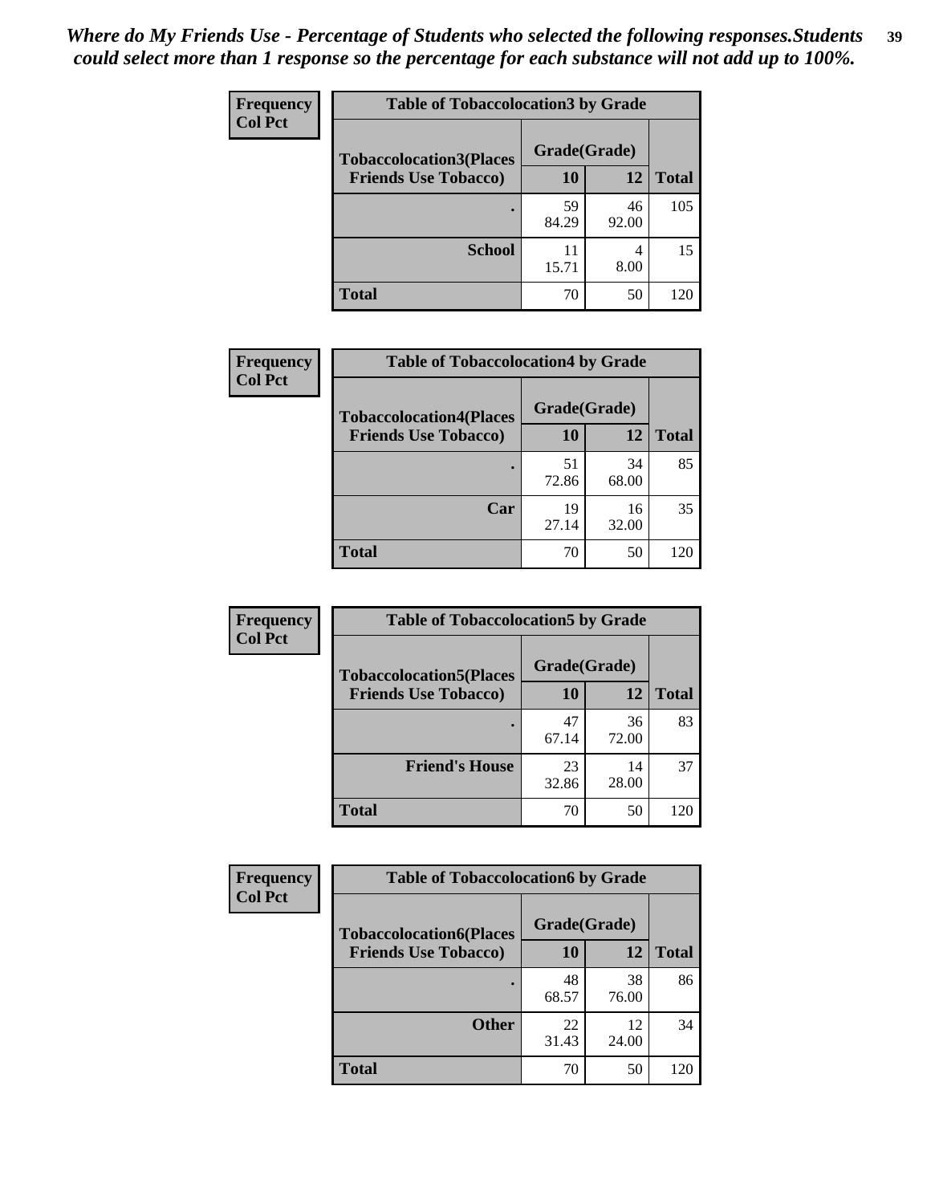*Where do My Friends Use - Percentage of Students who selected the following responses.Students could select more than 1 response so the percentage for each substance will not add up to 100%.*

**Frequency**
**Col Pct**

| Table of Tobaccolocation3 by Grade | | | |
|---|---|---|---|
| **Tobaccolocation3(Places Friends Use Tobacco)** | **Grade(Grade)** | | **Total** |
| | **10** | **12** | |
| **.** | 59<br>84.29 | 46<br>92.00 | 105 |
| **School** | 11<br>15.71 | 4<br>8.00 | 15 |
| **Total** | 70 | 50 | 120 |

**Frequency**
**Col Pct**

| Table of Tobaccolocation4 by Grade | | | |
|---|---|---|---|
| **Tobaccolocation4(Places Friends Use Tobacco)** | **Grade(Grade)** | | **Total** |
| | **10** | **12** | |
| **.** | 51<br>72.86 | 34<br>68.00 | 85 |
| **Car** | 19<br>27.14 | 16<br>32.00 | 35 |
| **Total** | 70 | 50 | 120 |

**Frequency**
**Col Pct**

| Table of Tobaccolocation5 by Grade | | | |
|---|---|---|---|
| **Tobaccolocation5(Places Friends Use Tobacco)** | **Grade(Grade)** | | **Total** |
| | **10** | **12** | |
| **.** | 47<br>67.14 | 36<br>72.00 | 83 |
| **Friend's House** | 23<br>32.86 | 14<br>28.00 | 37 |
| **Total** | 70 | 50 | 120 |

**Frequency**
**Col Pct**

| Table of Tobaccolocation6 by Grade | | | |
|---|---|---|---|
| **Tobaccolocation6(Places Friends Use Tobacco)** | **Grade(Grade)** | | **Total** |
| | **10** | **12** | |
| **.** | 48<br>68.57 | 38<br>76.00 | 86 |
| **Other** | 22<br>31.43 | 12<br>24.00 | 34 |
| **Total** | 70 | 50 | 120 |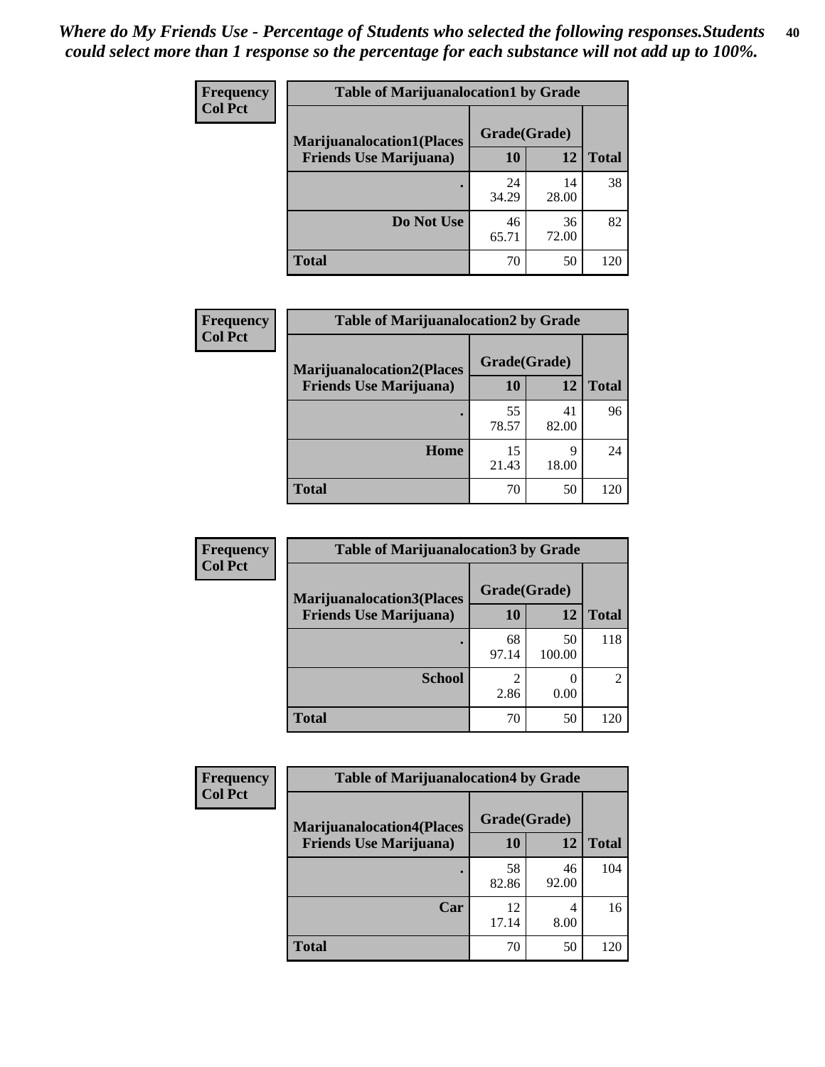*Where do My Friends Use - Percentage of Students who selected the following responses.Students could select more than 1 response so the percentage for each substance will not add up to 100%.*

**Frequency**
**Col Pct**

| Table of Marijuanalocation1 by Grade | | | |
|---|---|---|---|
| **Marijuanalocation1(Places Friends Use Marijuana)** | **Grade(Grade)** | | |
| | **10** | **12** | **Total** |
| . | 24<br>34.29 | 14<br>28.00 | 38 |
| **Do Not Use** | 46<br>65.71 | 36<br>72.00 | 82 |
| **Total** | 70 | 50 | 120 |

**Frequency**
**Col Pct**

| Table of Marijuanalocation2 by Grade | | | |
|---|---|---|---|
| **Marijuanalocation2(Places Friends Use Marijuana)** | **Grade(Grade)** | | |
| | **10** | **12** | **Total** |
| . | 55<br>78.57 | 41<br>82.00 | 96 |
| **Home** | 15<br>21.43 | 9<br>18.00 | 24 |
| **Total** | 70 | 50 | 120 |

**Frequency**
**Col Pct**

| Table of Marijuanalocation3 by Grade | | | |
|---|---|---|---|
| **Marijuanalocation3(Places Friends Use Marijuana)** | **Grade(Grade)** | | |
| | **10** | **12** | **Total** |
| . | 68<br>97.14 | 50<br>100.00 | 118 |
| **School** | 2<br>2.86 | 0<br>0.00 | 2 |
| **Total** | 70 | 50 | 120 |

**Frequency**
**Col Pct**

| Table of Marijuanalocation4 by Grade | | | |
|---|---|---|---|
| **Marijuanalocation4(Places Friends Use Marijuana)** | **Grade(Grade)** | | |
| | **10** | **12** | **Total** |
| . | 58<br>82.86 | 46<br>92.00 | 104 |
| **Car** | 12<br>17.14 | 4<br>8.00 | 16 |
| **Total** | 70 | 50 | 120 |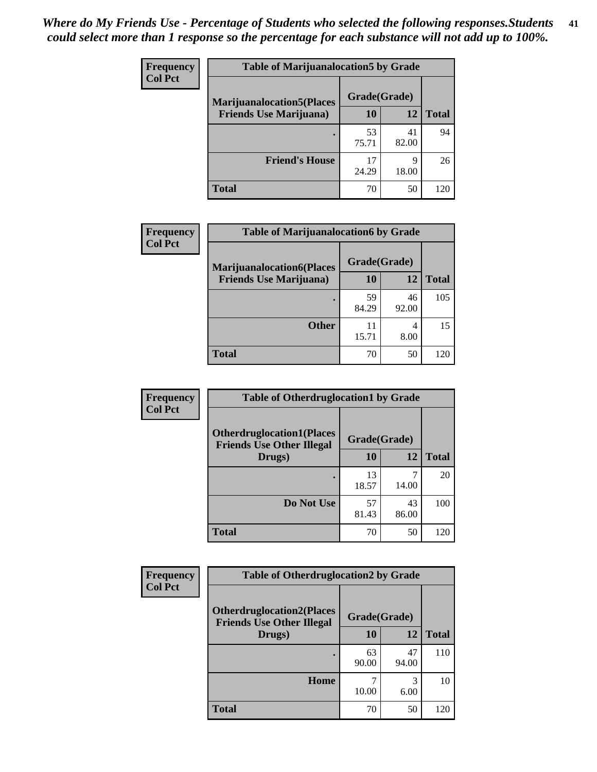*Where do My Friends Use - Percentage of Students who selected the following responses.Students could select more than 1 response so the percentage for each substance will not add up to 100%.*

**Frequency**
**Col Pct**

| Table of Marijuanalocation5 by Grade | | | |
|---|---|---|---|
| **Marijuanalocation5(Places Friends Use Marijuana)** | **Grade(Grade)** | | |
| | **10** | **12** | **Total** |
| **.** | 53<br>75.71 | 41<br>82.00 | 94 |
| **Friend's House** | 17<br>24.29 | 9<br>18.00 | 26 |
| **Total** | 70 | 50 | 120 |

**Frequency**
**Col Pct**

| Table of Marijuanalocation6 by Grade | | | |
|---|---|---|---|
| **Marijuanalocation6(Places Friends Use Marijuana)** | **Grade(Grade)** | | |
| | **10** | **12** | **Total** |
| **.** | 59<br>84.29 | 46<br>92.00 | 105 |
| **Other** | 11<br>15.71 | 4<br>8.00 | 15 |
| **Total** | 70 | 50 | 120 |

**Frequency**
**Col Pct**

| Table of Otherdruglocation1 by Grade | | | |
|---|---|---|---|
| **Otherdruglocation1(Places Friends Use Other Illegal Drugs)** | **Grade(Grade)** | | |
| | **10** | **12** | **Total** |
| **.** | 13<br>18.57 | 7<br>14.00 | 20 |
| **Do Not Use** | 57<br>81.43 | 43<br>86.00 | 100 |
| **Total** | 70 | 50 | 120 |

**Frequency**
**Col Pct**

| Table of Otherdruglocation2 by Grade | | | |
|---|---|---|---|
| **Otherdruglocation2(Places Friends Use Other Illegal Drugs)** | **Grade(Grade)** | | |
| | **10** | **12** | **Total** |
| **.** | 63<br>90.00 | 47<br>94.00 | 110 |
| **Home** | 7<br>10.00 | 3<br>6.00 | 10 |
| **Total** | 70 | 50 | 120 |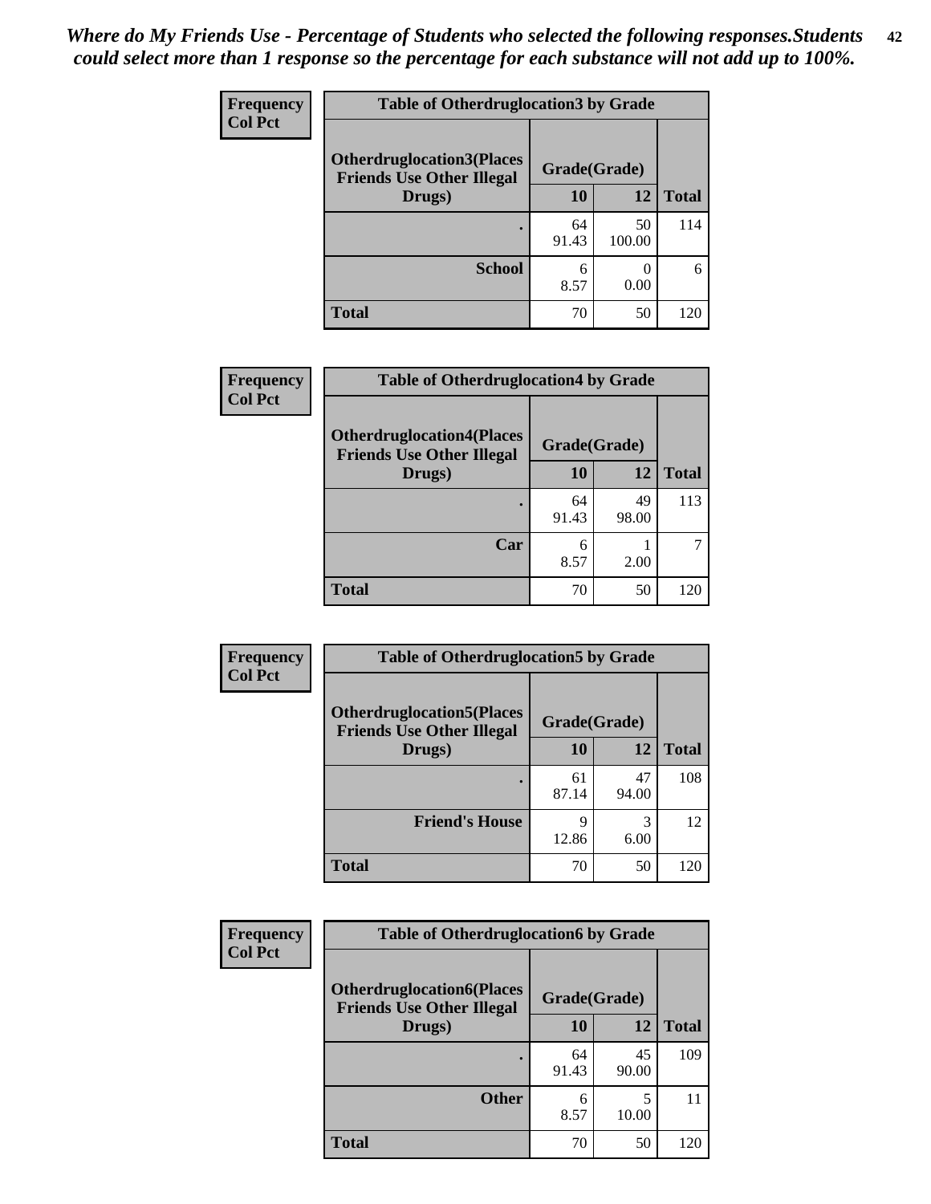*Where do My Friends Use - Percentage of Students who selected the following responses.Students could select more than 1 response so the percentage for each substance will not add up to 100%.*

**Frequency**
**Col Pct**

| Table of Otherdruglocation3 by Grade | | | |
|---|---|---|---|
| **Otherdruglocation3(Places Friends Use Other Illegal Drugs)** | **Grade(Grade)** | | **Total** |
| | **10** | **12** | |
| **.** | 64<br>91.43 | 50<br>100.00 | 114 |
| **School** | 6<br>8.57 | 0<br>0.00 | 6 |
| **Total** | 70 | 50 | 120 |

**Frequency**
**Col Pct**

| Table of Otherdruglocation4 by Grade | | | |
|---|---|---|---|
| **Otherdruglocation4(Places Friends Use Other Illegal Drugs)** | **Grade(Grade)** | | **Total** |
| | **10** | **12** | |
| **.** | 64<br>91.43 | 49<br>98.00 | 113 |
| **Car** | 6<br>8.57 | 1<br>2.00 | 7 |
| **Total** | 70 | 50 | 120 |

**Frequency**
**Col Pct**

| Table of Otherdruglocation5 by Grade | | | |
|---|---|---|---|
| **Otherdruglocation5(Places Friends Use Other Illegal Drugs)** | **Grade(Grade)** | | **Total** |
| | **10** | **12** | |
| **.** | 61<br>87.14 | 47<br>94.00 | 108 |
| **Friend's House** | 9<br>12.86 | 3<br>6.00 | 12 |
| **Total** | 70 | 50 | 120 |

**Frequency**
**Col Pct**

| Table of Otherdruglocation6 by Grade | | | |
|---|---|---|---|
| **Otherdruglocation6(Places Friends Use Other Illegal Drugs)** | **Grade(Grade)** | | **Total** |
| | **10** | **12** | |
| **.** | 64<br>91.43 | 45<br>90.00 | 109 |
| **Other** | 6<br>8.57 | 5<br>10.00 | 11 |
| **Total** | 70 | 50 | 120 |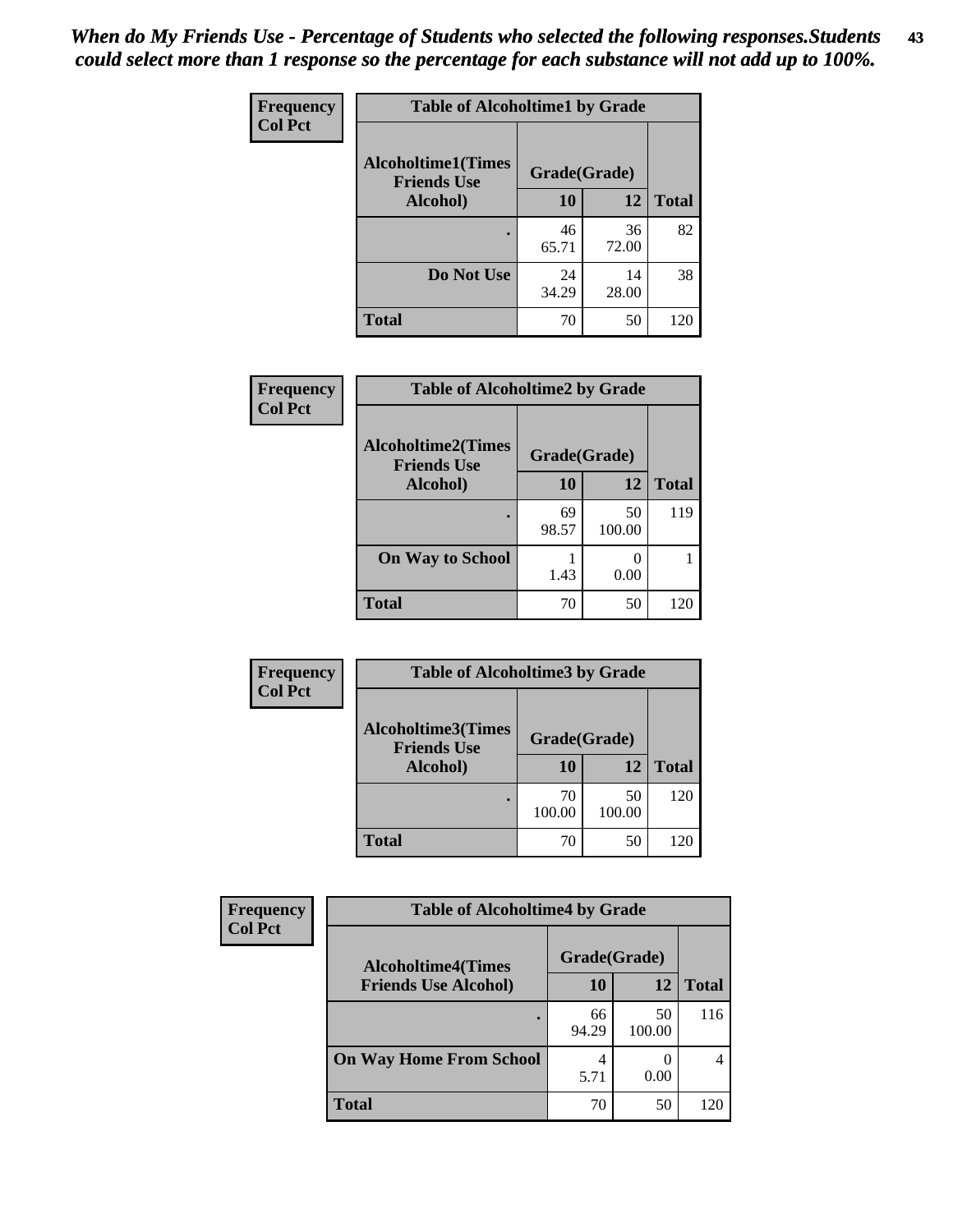*When do My Friends Use - Percentage of Students who selected the following responses.Students could select more than 1 response so the percentage for each substance will not add up to 100%.*

**Frequency**
**Col Pct**

| Table of Alcoholtime1 by Grade | | | |
|---|---|---|---|
| **Alcoholtime1(Times Friends Use Alcohol)** | **Grade(Grade)** | | |
| | **10** | **12** | **Total** |
| **.** | 46<br>65.71 | 36<br>72.00 | 82 |
| **Do Not Use** | 24<br>34.29 | 14<br>28.00 | 38 |
| **Total** | 70 | 50 | 120 |

**Frequency**
**Col Pct**

| Table of Alcoholtime2 by Grade | | | |
|---|---|---|---|
| **Alcoholtime2(Times Friends Use Alcohol)** | **Grade(Grade)** | | |
| | **10** | **12** | **Total** |
| **.** | 69<br>98.57 | 50<br>100.00 | 119 |
| **On Way to School** | 1<br>1.43 | 0<br>0.00 | 1 |
| **Total** | 70 | 50 | 120 |

**Frequency**
**Col Pct**

| Table of Alcoholtime3 by Grade | | | |
|---|---|---|---|
| **Alcoholtime3(Times Friends Use Alcohol)** | **Grade(Grade)** | | |
| | **10** | **12** | **Total** |
| **.** | 70<br>100.00 | 50<br>100.00 | 120 |
| **Total** | 70 | 50 | 120 |

**Frequency**
**Col Pct**

| Table of Alcoholtime4 by Grade | | | |
|---|---|---|---|
| **Alcoholtime4(Times Friends Use Alcohol)** | **Grade(Grade)** | | |
| | **10** | **12** | **Total** |
| **.** | 66<br>94.29 | 50<br>100.00 | 116 |
| **On Way Home From School** | 4<br>5.71 | 0<br>0.00 | 4 |
| **Total** | 70 | 50 | 120 |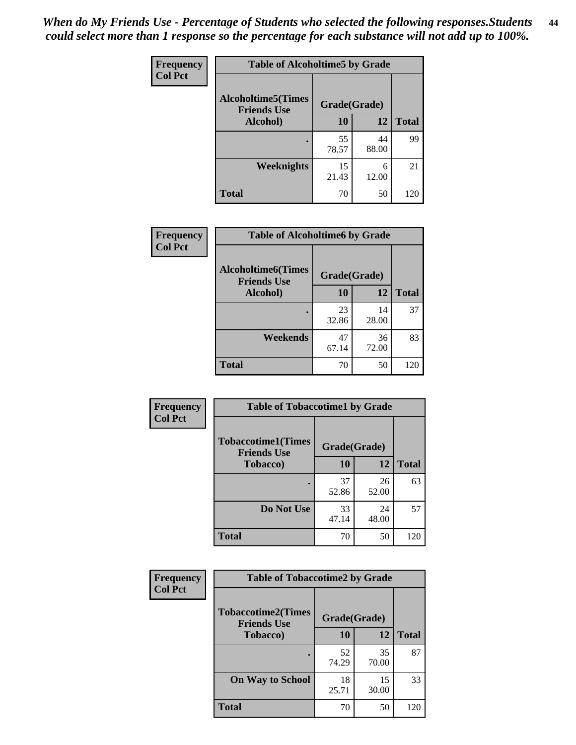*When do My Friends Use - Percentage of Students who selected the following responses.Students could select more than 1 response so the percentage for each substance will not add up to 100%.*

**Frequency**
**Col Pct**

| Table of Alcoholtime5 by Grade | | | |
|---|---|---|---|
| **Alcoholtime5(Times Friends Use Alcohol)** | **Grade(Grade)** | | **Total** |
| | **10** | **12** | |
| **.** | 55<br>78.57 | 44<br>88.00 | 99 |
| **Weeknights** | 15<br>21.43 | 6<br>12.00 | 21 |
| **Total** | 70 | 50 | 120 |

**Frequency**
**Col Pct**

| Table of Alcoholtime6 by Grade | | | |
|---|---|---|---|
| **Alcoholtime6(Times Friends Use Alcohol)** | **Grade(Grade)** | | **Total** |
| | **10** | **12** | |
| **.** | 23<br>32.86 | 14<br>28.00 | 37 |
| **Weekends** | 47<br>67.14 | 36<br>72.00 | 83 |
| **Total** | 70 | 50 | 120 |

**Frequency**
**Col Pct**

| Table of Tobaccotime1 by Grade | | | |
|---|---|---|---|
| **Tobaccotime1(Times Friends Use Tobacco)** | **Grade(Grade)** | | **Total** |
| | **10** | **12** | |
| **.** | 37<br>52.86 | 26<br>52.00 | 63 |
| **Do Not Use** | 33<br>47.14 | 24<br>48.00 | 57 |
| **Total** | 70 | 50 | 120 |

**Frequency**
**Col Pct**

| Table of Tobaccotime2 by Grade | | | |
|---|---|---|---|
| **Tobaccotime2(Times Friends Use Tobacco)** | **Grade(Grade)** | | **Total** |
| | **10** | **12** | |
| **.** | 52<br>74.29 | 35<br>70.00 | 87 |
| **On Way to School** | 18<br>25.71 | 15<br>30.00 | 33 |
| **Total** | 70 | 50 | 120 |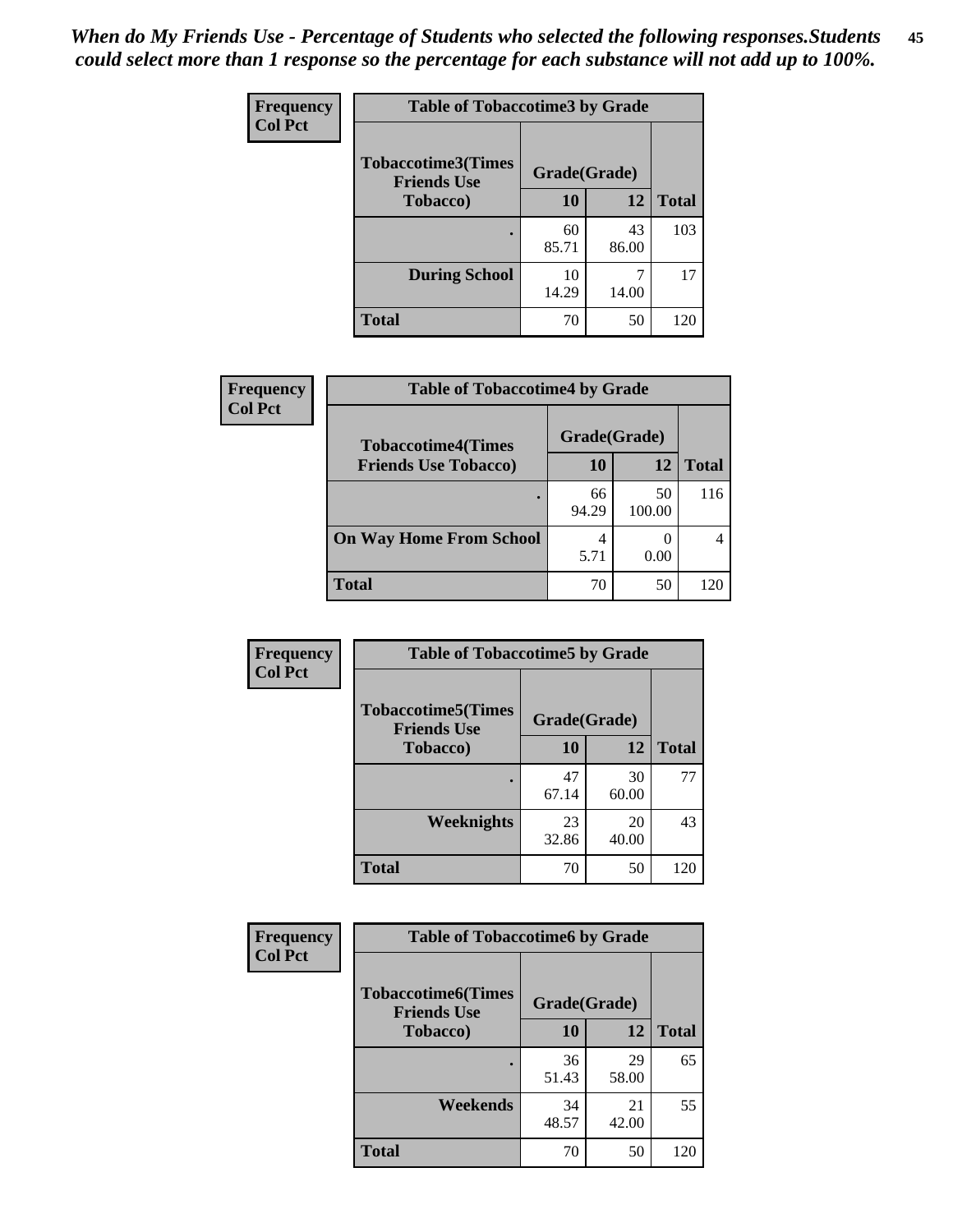*When do My Friends Use - Percentage of Students who selected the following responses.Students could select more than 1 response so the percentage for each substance will not add up to 100%.*

**Frequency**
**Col Pct**

**Table of Tobaccotime3 by Grade**

| Tobaccotime3(Times Friends Use Tobacco) | Grade(Grade) | | Total |
|---|---|---|---|
| | 10 | 12 | |
| . | 60<br>85.71 | 43<br>86.00 | 103 |
| During School | 10<br>14.29 | 7<br>14.00 | 17 |
| Total | 70 | 50 | 120 |

**Frequency**
**Col Pct**

**Table of Tobaccotime4 by Grade**

| Tobaccotime4(Times Friends Use Tobacco) | Grade(Grade) | | Total |
|---|---|---|---|
| | 10 | 12 | |
| . | 66<br>94.29 | 50<br>100.00 | 116 |
| On Way Home From School | 4<br>5.71 | 0<br>0.00 | 4 |
| Total | 70 | 50 | 120 |

**Frequency**
**Col Pct**

**Table of Tobaccotime5 by Grade**

| Tobaccotime5(Times Friends Use Tobacco) | Grade(Grade) | | Total |
|---|---|---|---|
| | 10 | 12 | |
| . | 47<br>67.14 | 30<br>60.00 | 77 |
| Weeknights | 23<br>32.86 | 20<br>40.00 | 43 |
| Total | 70 | 50 | 120 |

**Frequency**
**Col Pct**

**Table of Tobaccotime6 by Grade**

| Tobaccotime6(Times Friends Use Tobacco) | Grade(Grade) | | Total |
|---|---|---|---|
| | 10 | 12 | |
| . | 36<br>51.43 | 29<br>58.00 | 65 |
| Weekends | 34<br>48.57 | 21<br>42.00 | 55 |
| Total | 70 | 50 | 120 |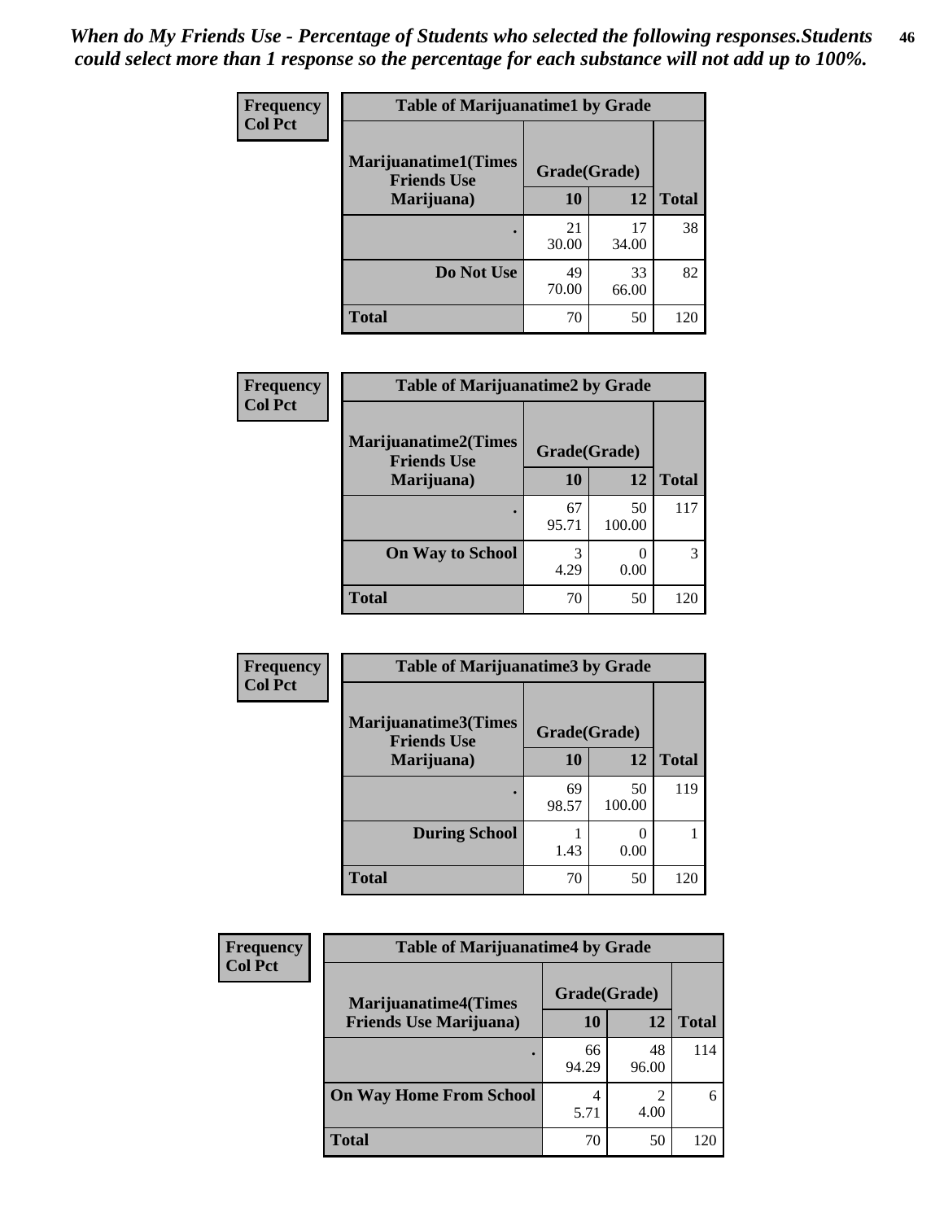*When do My Friends Use - Percentage of Students who selected the following responses.Students could select more than 1 response so the percentage for each substance will not add up to 100%.*

**Frequency**
**Col Pct**

| Table of Marijuanatime1 by Grade | | | |
|---|---|---|---|
| **Marijuanatime1(Times Friends Use Marijuana)** | **Grade(Grade)** | | |
| | **10** | **12** | **Total** |
| **.** | 21<br>30.00 | 17<br>34.00 | 38 |
| **Do Not Use** | 49<br>70.00 | 33<br>66.00 | 82 |
| **Total** | 70 | 50 | 120 |

**Frequency**
**Col Pct**

| Table of Marijuanatime2 by Grade | | | |
|---|---|---|---|
| **Marijuanatime2(Times Friends Use Marijuana)** | **Grade(Grade)** | | |
| | **10** | **12** | **Total** |
| **.** | 67<br>95.71 | 50<br>100.00 | 117 |
| **On Way to School** | 3<br>4.29 | 0<br>0.00 | 3 |
| **Total** | 70 | 50 | 120 |

**Frequency**
**Col Pct**

| Table of Marijuanatime3 by Grade | | | |
|---|---|---|---|
| **Marijuanatime3(Times Friends Use Marijuana)** | **Grade(Grade)** | | |
| | **10** | **12** | **Total** |
| **.** | 69<br>98.57 | 50<br>100.00 | 119 |
| **During School** | 1<br>1.43 | 0<br>0.00 | 1 |
| **Total** | 70 | 50 | 120 |

**Frequency**
**Col Pct**

| Table of Marijuanatime4 by Grade | | | |
|---|---|---|---|
| **Marijuanatime4(Times Friends Use Marijuana)** | **Grade(Grade)** | | |
| | **10** | **12** | **Total** |
| **.** | 66<br>94.29 | 48<br>96.00 | 114 |
| **On Way Home From School** | 4<br>5.71 | 2<br>4.00 | 6 |
| **Total** | 70 | 50 | 120 |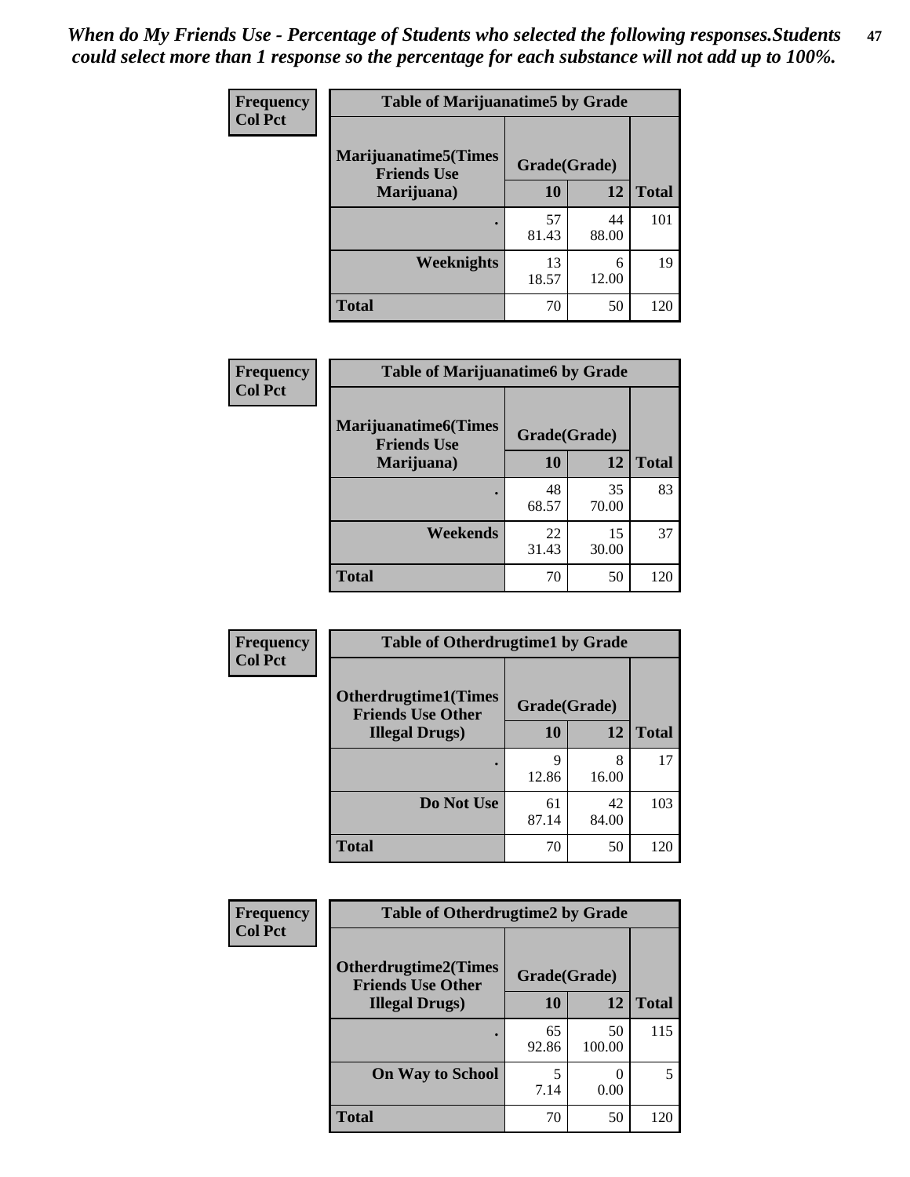*When do My Friends Use - Percentage of Students who selected the following responses.Students could select more than 1 response so the percentage for each substance will not add up to 100%.*

**Frequency / Col Pct**

| Table of Marijuanatime5 by Grade | | | |
|---|---|---|---|
| **Marijuanatime5(Times Friends Use Marijuana)** | **Grade(Grade)** | | **Total** |
| | **10** | **12** | |
| **.** | 57<br>81.43 | 44<br>88.00 | 101 |
| **Weeknights** | 13<br>18.57 | 6<br>12.00 | 19 |
| **Total** | 70 | 50 | 120 |

**Frequency / Col Pct**

| Table of Marijuanatime6 by Grade | | | |
|---|---|---|---|
| **Marijuanatime6(Times Friends Use Marijuana)** | **Grade(Grade)** | | **Total** |
| | **10** | **12** | |
| **.** | 48<br>68.57 | 35<br>70.00 | 83 |
| **Weekends** | 22<br>31.43 | 15<br>30.00 | 37 |
| **Total** | 70 | 50 | 120 |

**Frequency / Col Pct**

| Table of Otherdrugtime1 by Grade | | | |
|---|---|---|---|
| **Otherdrugtime1(Times Friends Use Other Illegal Drugs)** | **Grade(Grade)** | | **Total** |
| | **10** | **12** | |
| **.** | 9<br>12.86 | 8<br>16.00 | 17 |
| **Do Not Use** | 61<br>87.14 | 42<br>84.00 | 103 |
| **Total** | 70 | 50 | 120 |

**Frequency / Col Pct**

| Table of Otherdrugtime2 by Grade | | | |
|---|---|---|---|
| **Otherdrugtime2(Times Friends Use Other Illegal Drugs)** | **Grade(Grade)** | | **Total** |
| | **10** | **12** | |
| **.** | 65<br>92.86 | 50<br>100.00 | 115 |
| **On Way to School** | 5<br>7.14 | 0<br>0.00 | 5 |
| **Total** | 70 | 50 | 120 |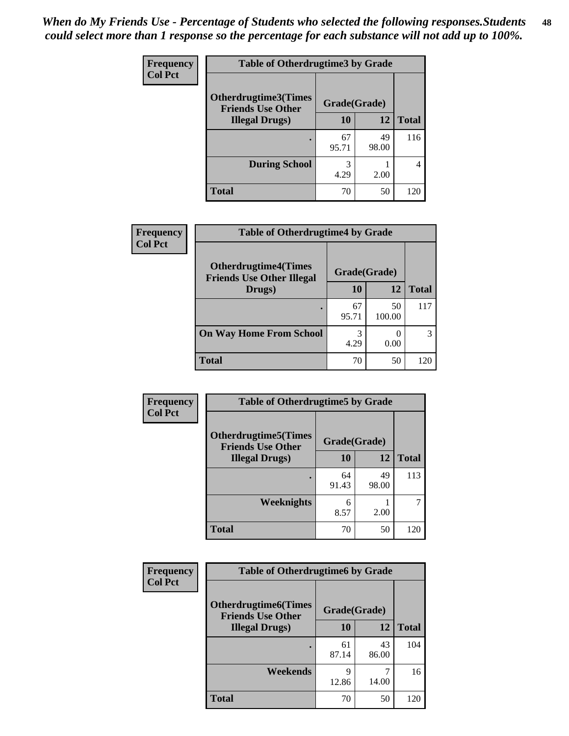*When do My Friends Use - Percentage of Students who selected the following responses.Students could select more than 1 response so the percentage for each substance will not add up to 100%.*

**Frequency**
**Col Pct**

| Table of Otherdrugtime3 by Grade | | | |
|---|---|---|---|
| **Otherdrugtime3(Times Friends Use Other Illegal Drugs)** | **Grade(Grade)** | | |
| | **10** | **12** | **Total** |
| . | 67<br>95.71 | 49<br>98.00 | 116 |
| **During School** | 3<br>4.29 | 1<br>2.00 | 4 |
| **Total** | 70 | 50 | 120 |

**Frequency**
**Col Pct**

| Table of Otherdrugtime4 by Grade | | | |
|---|---|---|---|
| **Otherdrugtime4(Times Friends Use Other Illegal Drugs)** | **Grade(Grade)** | | |
| | **10** | **12** | **Total** |
| . | 67<br>95.71 | 50<br>100.00 | 117 |
| **On Way Home From School** | 3<br>4.29 | 0<br>0.00 | 3 |
| **Total** | 70 | 50 | 120 |

**Frequency**
**Col Pct**

| Table of Otherdrugtime5 by Grade | | | |
|---|---|---|---|
| **Otherdrugtime5(Times Friends Use Other Illegal Drugs)** | **Grade(Grade)** | | |
| | **10** | **12** | **Total** |
| . | 64<br>91.43 | 49<br>98.00 | 113 |
| **Weeknights** | 6<br>8.57 | 1<br>2.00 | 7 |
| **Total** | 70 | 50 | 120 |

**Frequency**
**Col Pct**

| Table of Otherdrugtime6 by Grade | | | |
|---|---|---|---|
| **Otherdrugtime6(Times Friends Use Other Illegal Drugs)** | **Grade(Grade)** | | |
| | **10** | **12** | **Total** |
| . | 61<br>87.14 | 43<br>86.00 | 104 |
| **Weekends** | 9<br>12.86 | 7<br>14.00 | 16 |
| **Total** | 70 | 50 | 120 |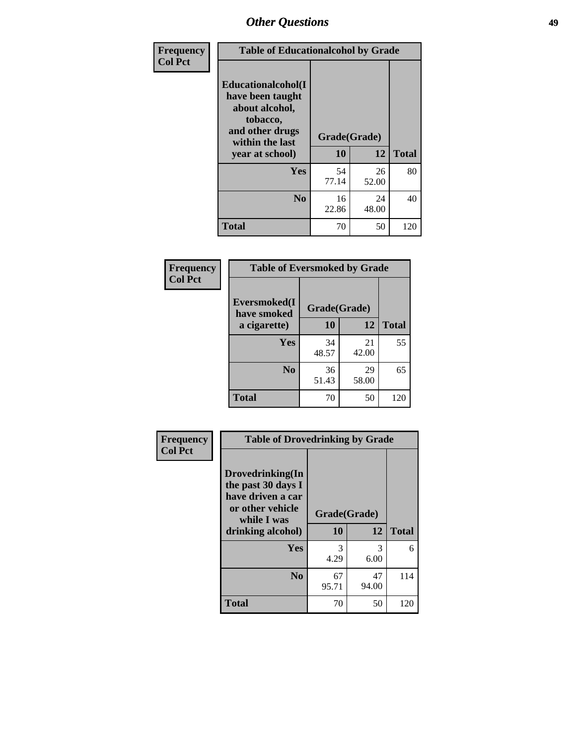## Other Questions

**Frequency**
**Col Pct**

| Table of Educationalcohol by Grade | | | |
|---|---|---|---|
| **Educationalcohol(I have been taught about alcohol, tobacco, and other drugs within the last year at school)** | **Grade(Grade)** | | |
| | **10** | **12** | **Total** |
| **Yes** | 54<br>77.14 | 26<br>52.00 | 80 |
| **No** | 16<br>22.86 | 24<br>48.00 | 40 |
| **Total** | 70 | 50 | 120 |

**Frequency**
**Col Pct**

| Table of Eversmoked by Grade | | | |
|---|---|---|---|
| **Eversmoked(I have smoked a cigarette)** | **Grade(Grade)** | | |
| | **10** | **12** | **Total** |
| **Yes** | 34<br>48.57 | 21<br>42.00 | 55 |
| **No** | 36<br>51.43 | 29<br>58.00 | 65 |
| **Total** | 70 | 50 | 120 |

**Frequency**
**Col Pct**

| Table of Drovedrinking by Grade | | | |
|---|---|---|---|
| **Drovedrinking(In the past 30 days I have driven a car or other vehicle while I was drinking alcohol)** | **Grade(Grade)** | | |
| | **10** | **12** | **Total** |
| **Yes** | 3<br>4.29 | 3<br>6.00 | 6 |
| **No** | 67<br>95.71 | 47<br>94.00 | 114 |
| **Total** | 70 | 50 | 120 |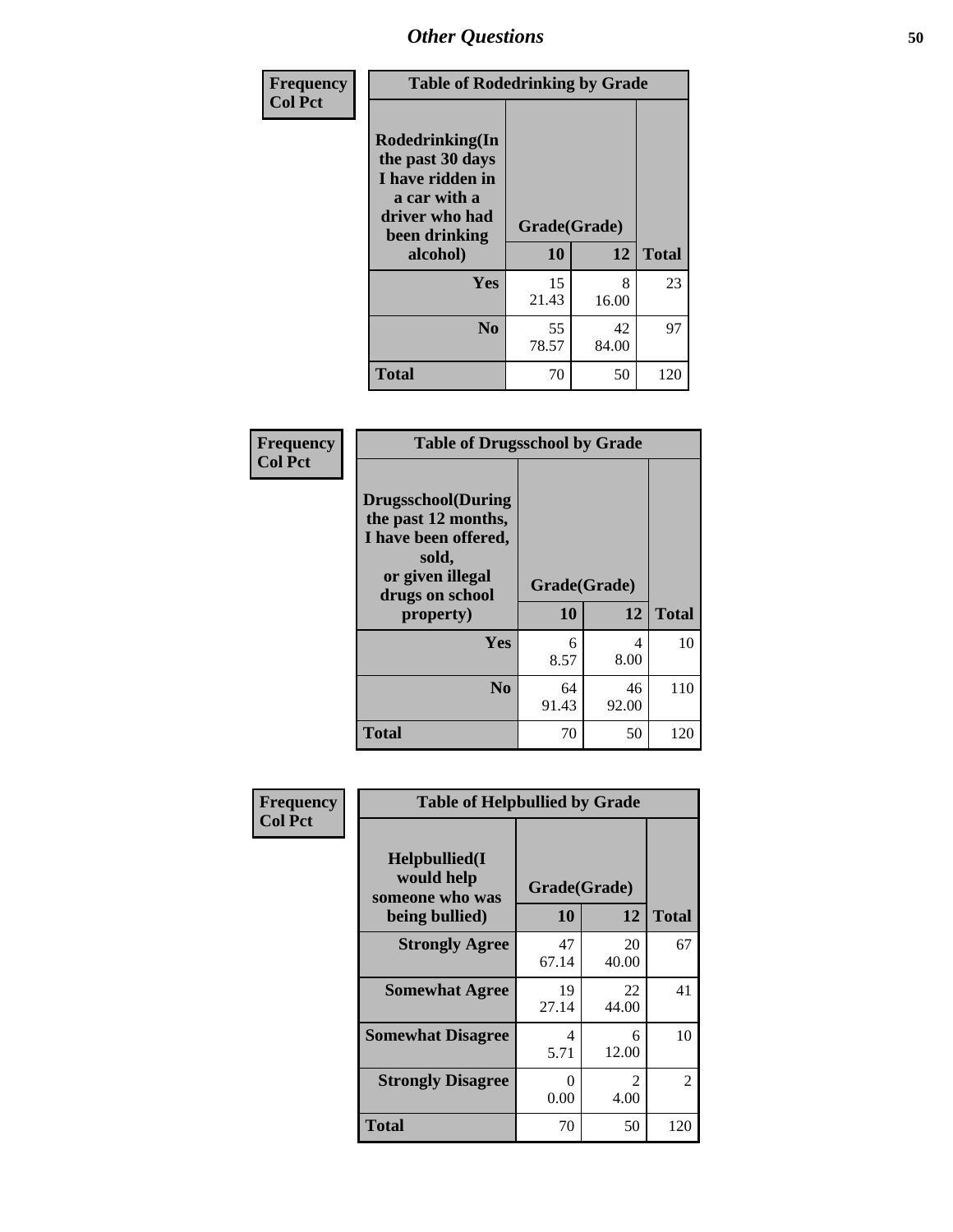# Other Questions

**Frequency**
**Col Pct**

| Table of Rodedrinking by Grade | | | |
|---|---|---|---|
| **Rodedrinking(In the past 30 days I have ridden in a car with a driver who had been drinking alcohol)** | **Grade(Grade)** | | |
| | **10** | **12** | **Total** |
| **Yes** | 15<br>21.43 | 8<br>16.00 | 23 |
| **No** | 55<br>78.57 | 42<br>84.00 | 97 |
| **Total** | 70 | 50 | 120 |

**Frequency**
**Col Pct**

| Table of Drugsschool by Grade | | | |
|---|---|---|---|
| **Drugsschool(During the past 12 months, I have been offered, sold, or given illegal drugs on school property)** | **Grade(Grade)** | | |
| | **10** | **12** | **Total** |
| **Yes** | 6<br>8.57 | 4<br>8.00 | 10 |
| **No** | 64<br>91.43 | 46<br>92.00 | 110 |
| **Total** | 70 | 50 | 120 |

**Frequency**
**Col Pct**

| Table of Helpbullied by Grade | | | |
|---|---|---|---|
| **Helpbullied(I would help someone who was being bullied)** | **Grade(Grade)** | | |
| | **10** | **12** | **Total** |
| **Strongly Agree** | 47<br>67.14 | 20<br>40.00 | 67 |
| **Somewhat Agree** | 19<br>27.14 | 22<br>44.00 | 41 |
| **Somewhat Disagree** | 4<br>5.71 | 6<br>12.00 | 10 |
| **Strongly Disagree** | 0<br>0.00 | 2<br>4.00 | 2 |
| **Total** | 70 | 50 | 120 |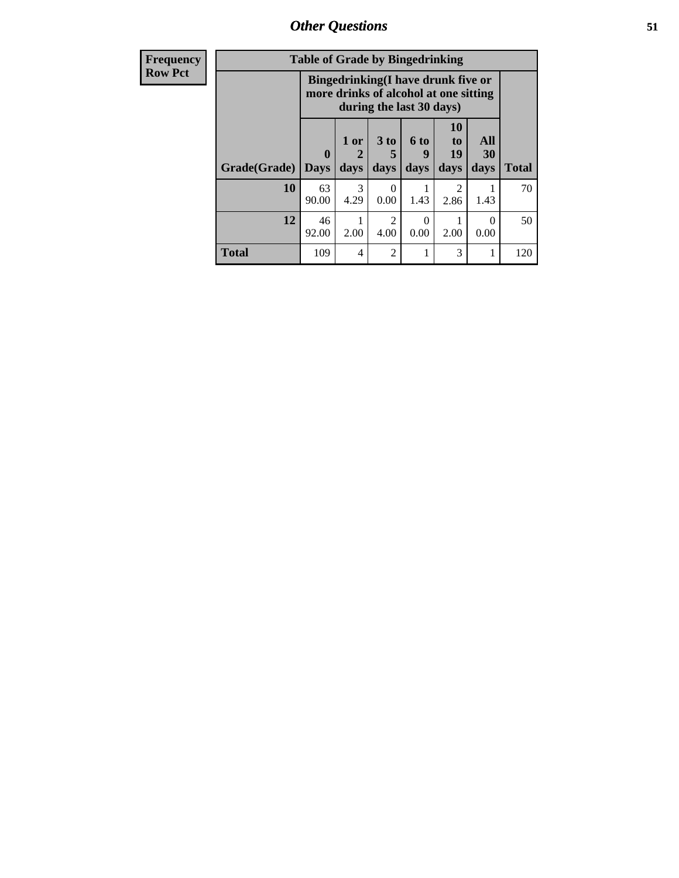## Other Questions

| Frequency Row Pct |
|---|

| Table of Grade by Bingedrinking | | | | | | | |
|---|---|---|---|---|---|---|---|
| | Bingedrinking(I have drunk five or more drinks of alcohol at one sitting during the last 30 days) | | | | | | |
| Grade(Grade) | 0 Days | 1 or 2 days | 3 to 5 days | 6 to 9 days | 10 to 19 days | All 30 days | Total |
| 10 | 63<br>90.00 | 3<br>4.29 | 0<br>0.00 | 1<br>1.43 | 2<br>2.86 | 1<br>1.43 | 70 |
| 12 | 46<br>92.00 | 1<br>2.00 | 2<br>4.00 | 0<br>0.00 | 1<br>2.00 | 0<br>0.00 | 50 |
| Total | 109 | 4 | 2 | 1 | 3 | 1 | 120 |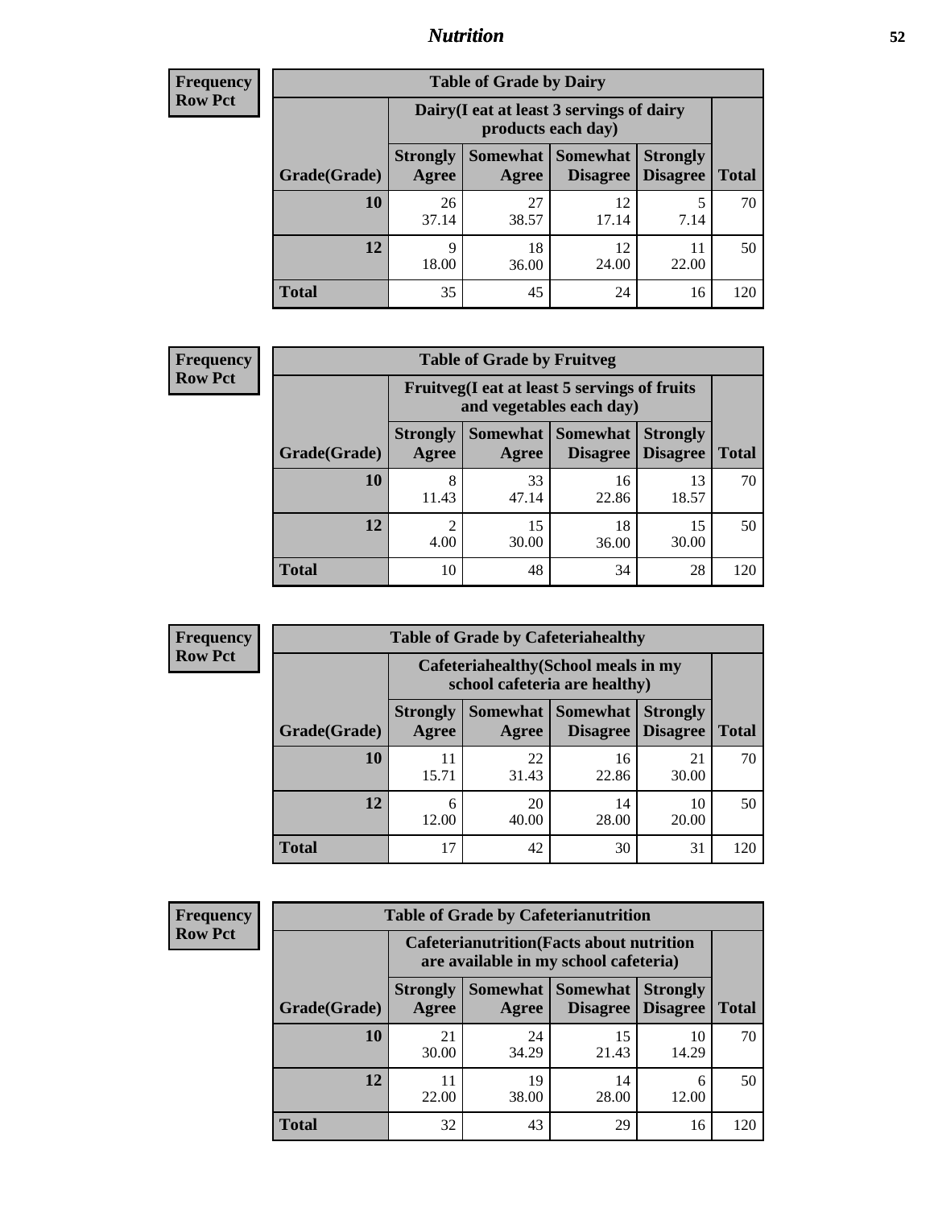## Nutrition

**Frequency**
**Row Pct**

| Table of Grade by Dairy | | | | | |
|---|---|---|---|---|---|
| | Dairy(I eat at least 3 servings of dairy products each day) | | | | |
| Grade(Grade) | Strongly Agree | Somewhat Agree | Somewhat Disagree | Strongly Disagree | Total |
| 10 | 26<br>37.14 | 27<br>38.57 | 12<br>17.14 | 5<br>7.14 | 70 |
| 12 | 9<br>18.00 | 18<br>36.00 | 12<br>24.00 | 11<br>22.00 | 50 |
| Total | 35 | 45 | 24 | 16 | 120 |

**Frequency**
**Row Pct**

| Table of Grade by Fruitveg | | | | | |
|---|---|---|---|---|---|
| | Fruitveg(I eat at least 5 servings of fruits and vegetables each day) | | | | |
| Grade(Grade) | Strongly Agree | Somewhat Agree | Somewhat Disagree | Strongly Disagree | Total |
| 10 | 8<br>11.43 | 33<br>47.14 | 16<br>22.86 | 13<br>18.57 | 70 |
| 12 | 2<br>4.00 | 15<br>30.00 | 18<br>36.00 | 15<br>30.00 | 50 |
| Total | 10 | 48 | 34 | 28 | 120 |

**Frequency**
**Row Pct**

| Table of Grade by Cafeteriahealthy | | | | | |
|---|---|---|---|---|---|
| | Cafeteriahealthy(School meals in my school cafeteria are healthy) | | | | |
| Grade(Grade) | Strongly Agree | Somewhat Agree | Somewhat Disagree | Strongly Disagree | Total |
| 10 | 11<br>15.71 | 22<br>31.43 | 16<br>22.86 | 21<br>30.00 | 70 |
| 12 | 6<br>12.00 | 20<br>40.00 | 14<br>28.00 | 10<br>20.00 | 50 |
| Total | 17 | 42 | 30 | 31 | 120 |

**Frequency**
**Row Pct**

| Table of Grade by Cafeterianutrition | | | | | |
|---|---|---|---|---|---|
| | Cafeterianutrition(Facts about nutrition are available in my school cafeteria) | | | | |
| Grade(Grade) | Strongly Agree | Somewhat Agree | Somewhat Disagree | Strongly Disagree | Total |
| 10 | 21<br>30.00 | 24<br>34.29 | 15<br>21.43 | 10<br>14.29 | 70 |
| 12 | 11<br>22.00 | 19<br>38.00 | 14<br>28.00 | 6<br>12.00 | 50 |
| Total | 32 | 43 | 29 | 16 | 120 |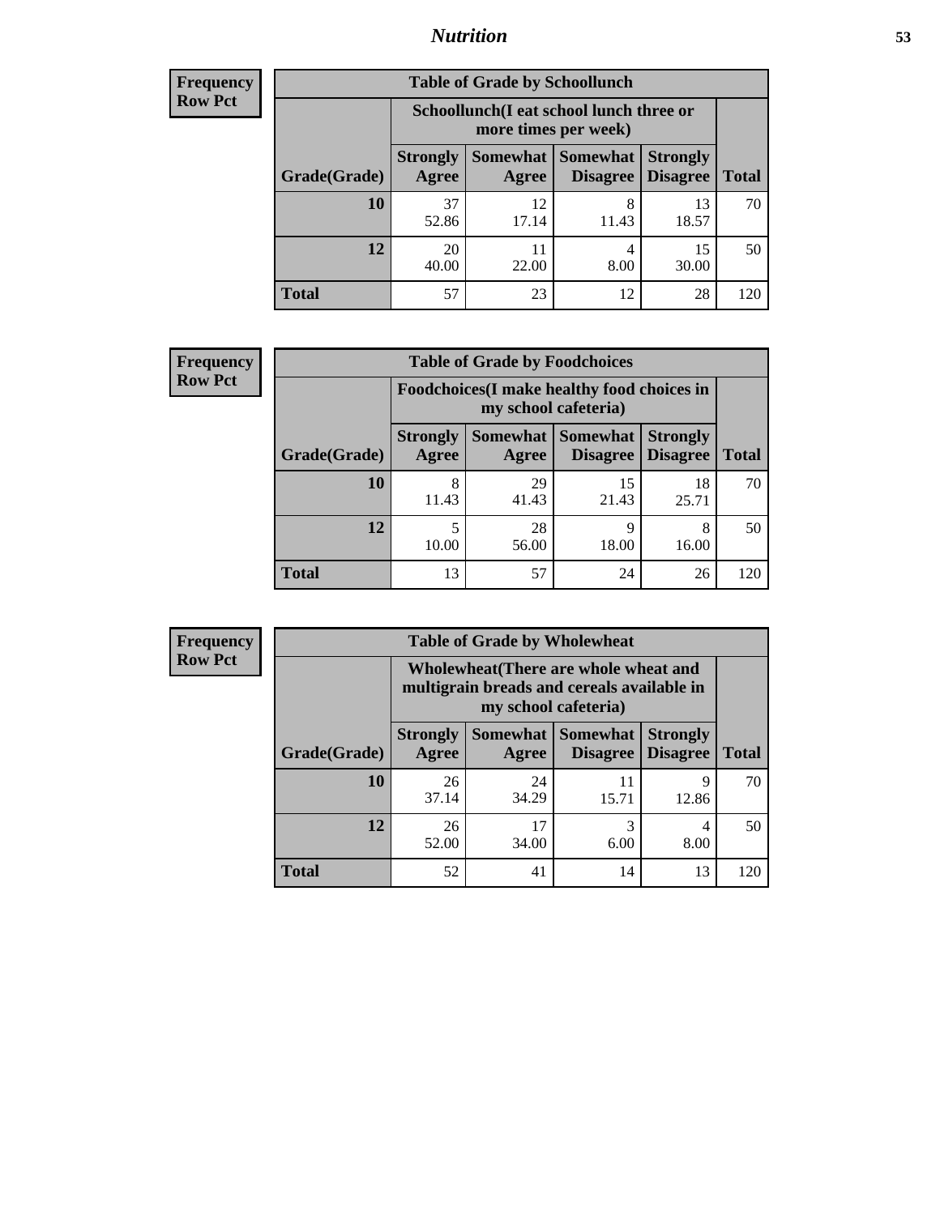## Nutrition

**Frequency**
**Row Pct**

| Table of Grade by Schoollunch | | | | | |
|---|---|---|---|---|---|
| | Schoollunch(I eat school lunch three or more times per week) | | | | |
| Grade(Grade) | Strongly Agree | Somewhat Agree | Somewhat Disagree | Strongly Disagree | Total |
| 10 | 37<br>52.86 | 12<br>17.14 | 8<br>11.43 | 13<br>18.57 | 70 |
| 12 | 20<br>40.00 | 11<br>22.00 | 4<br>8.00 | 15<br>30.00 | 50 |
| Total | 57 | 23 | 12 | 28 | 120 |

**Frequency**
**Row Pct**

| Table of Grade by Foodchoices | | | | | |
|---|---|---|---|---|---|
| | Foodchoices(I make healthy food choices in my school cafeteria) | | | | |
| Grade(Grade) | Strongly Agree | Somewhat Agree | Somewhat Disagree | Strongly Disagree | Total |
| 10 | 8<br>11.43 | 29<br>41.43 | 15<br>21.43 | 18<br>25.71 | 70 |
| 12 | 5<br>10.00 | 28<br>56.00 | 9<br>18.00 | 8<br>16.00 | 50 |
| Total | 13 | 57 | 24 | 26 | 120 |

**Frequency**
**Row Pct**

| Table of Grade by Wholewheat | | | | | |
|---|---|---|---|---|---|
| | Wholewheat(There are whole wheat and multigrain breads and cereals available in my school cafeteria) | | | | |
| Grade(Grade) | Strongly Agree | Somewhat Agree | Somewhat Disagree | Strongly Disagree | Total |
| 10 | 26<br>37.14 | 24<br>34.29 | 11<br>15.71 | 9<br>12.86 | 70 |
| 12 | 26<br>52.00 | 17<br>34.00 | 3<br>6.00 | 4<br>8.00 | 50 |
| Total | 52 | 41 | 14 | 13 | 120 |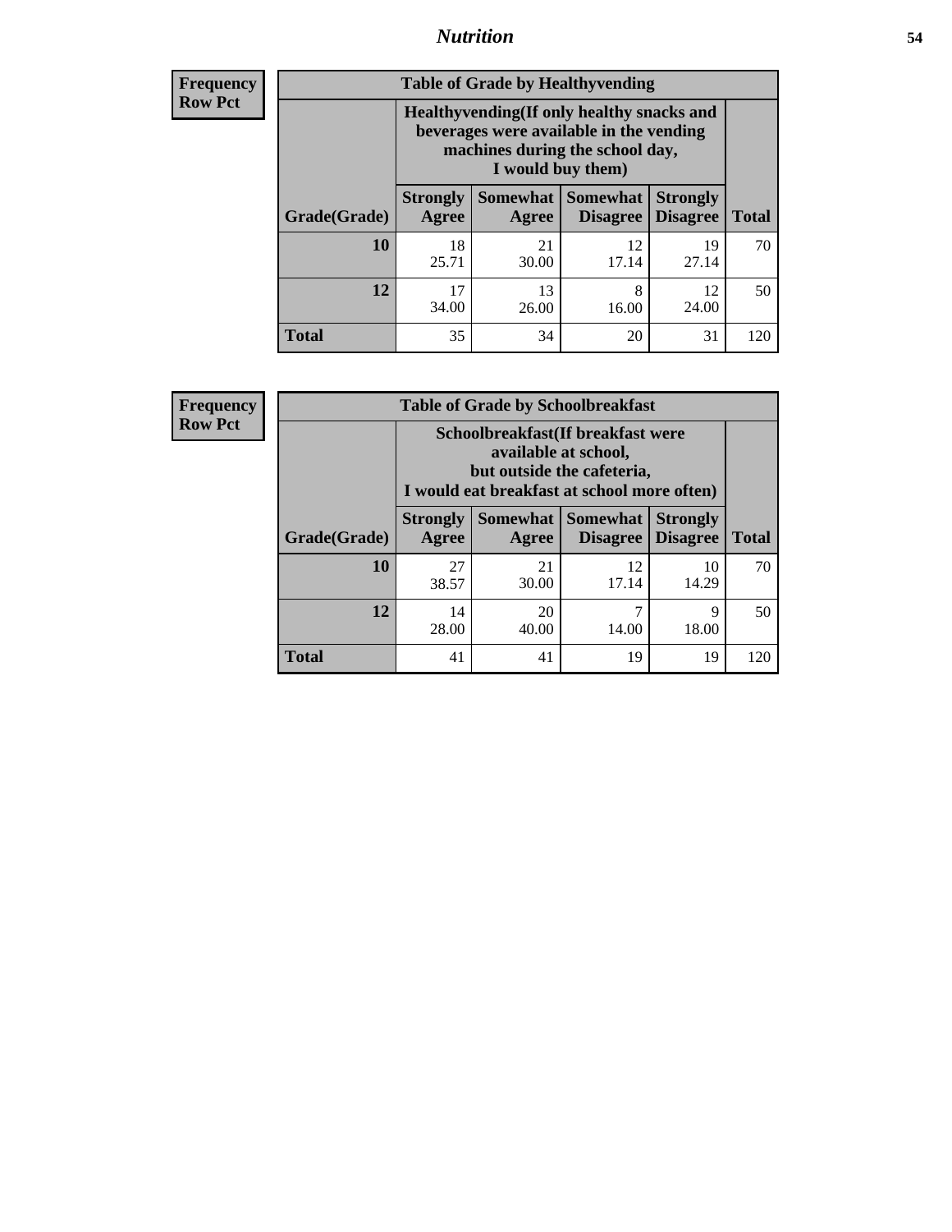**Frequency**
**Row Pct**

| Table of Grade by Healthyvending | | | | | |
|---|---|---|---|---|---|
| | Healthyvending(If only healthy snacks and beverages were available in the vending machines during the school day, I would buy them) | | | | |
| Grade(Grade) | Strongly Agree | Somewhat Agree | Somewhat Disagree | Strongly Disagree | Total |
| **10** | 18<br>25.71 | 21<br>30.00 | 12<br>17.14 | 19<br>27.14 | 70 |
| **12** | 17<br>34.00 | 13<br>26.00 | 8<br>16.00 | 12<br>24.00 | 50 |
| **Total** | 35 | 34 | 20 | 31 | 120 |

**Frequency**
**Row Pct**

| Table of Grade by Schoolbreakfast | | | | | |
|---|---|---|---|---|---|
| | Schoolbreakfast(If breakfast were available at school, but outside the cafeteria, I would eat breakfast at school more often) | | | | |
| Grade(Grade) | Strongly Agree | Somewhat Agree | Somewhat Disagree | Strongly Disagree | Total |
| **10** | 27<br>38.57 | 21<br>30.00 | 12<br>17.14 | 10<br>14.29 | 70 |
| **12** | 14<br>28.00 | 20<br>40.00 | 7<br>14.00 | 9<br>18.00 | 50 |
| **Total** | 41 | 41 | 19 | 19 | 120 |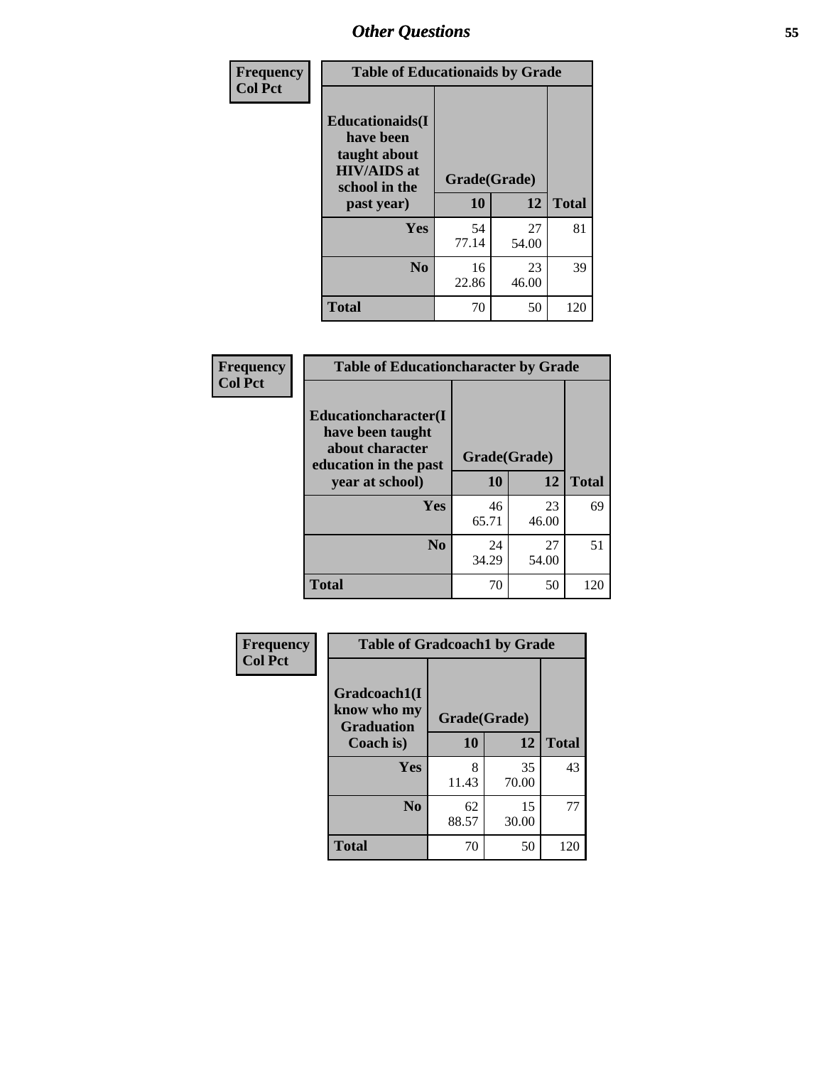## Other Questions

**Frequency**
**Col Pct**

| Table of Educationaids by Grade | | | |
|---|---|---|---|
| **Educationaids(I have been taught about HIV/AIDS at school in the past year)** | **Grade(Grade)** | | |
| | **10** | **12** | **Total** |
| **Yes** | 54<br>77.14 | 27<br>54.00 | 81 |
| **No** | 16<br>22.86 | 23<br>46.00 | 39 |
| **Total** | 70 | 50 | 120 |

**Frequency**
**Col Pct**

| Table of Educationcharacter by Grade | | | |
|---|---|---|---|
| **Educationcharacter(I have been taught about character education in the past year at school)** | **Grade(Grade)** | | |
| | **10** | **12** | **Total** |
| **Yes** | 46<br>65.71 | 23<br>46.00 | 69 |
| **No** | 24<br>34.29 | 27<br>54.00 | 51 |
| **Total** | 70 | 50 | 120 |

**Frequency**
**Col Pct**

| Table of Gradcoach1 by Grade | | | |
|---|---|---|---|
| **Gradcoach1(I know who my Graduation Coach is)** | **Grade(Grade)** | | |
| | **10** | **12** | **Total** |
| **Yes** | 8<br>11.43 | 35<br>70.00 | 43 |
| **No** | 62<br>88.57 | 15<br>30.00 | 77 |
| **Total** | 70 | 50 | 120 |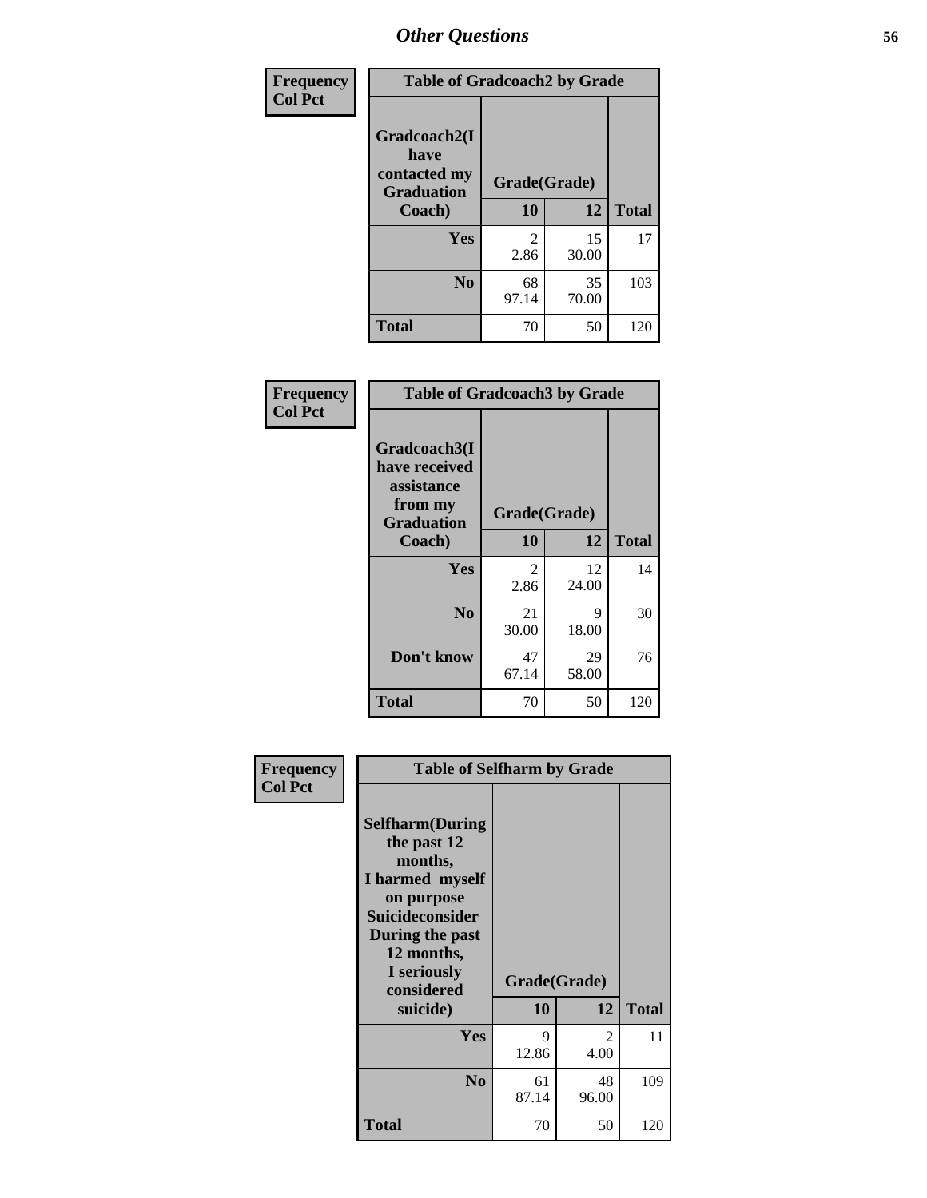## Other Questions

**Frequency**
**Col Pct**

| Gradcoach2(I have contacted my Graduation Coach) | Grade(Grade) 10 | 12 | Total |
|---|---|---|---|
| **Yes** | 2<br>2.86 | 15<br>30.00 | 17 |
| **No** | 68<br>97.14 | 35<br>70.00 | 103 |
| **Total** | 70 | 50 | 120 |

Table of Gradcoach2 by Grade

**Frequency**
**Col Pct**

| Gradcoach3(I have received assistance from my Graduation Coach) | Grade(Grade) 10 | 12 | Total |
|---|---|---|---|
| **Yes** | 2<br>2.86 | 12<br>24.00 | 14 |
| **No** | 21<br>30.00 | 9<br>18.00 | 30 |
| **Don't know** | 47<br>67.14 | 29<br>58.00 | 76 |
| **Total** | 70 | 50 | 120 |

Table of Gradcoach3 by Grade

**Frequency**
**Col Pct**

| Selfharm(During the past 12 months, I harmed myself on purpose Suicideconsider During the past 12 months, I seriously considered suicide) | Grade(Grade) 10 | 12 | Total |
|---|---|---|---|
| **Yes** | 9<br>12.86 | 2<br>4.00 | 11 |
| **No** | 61<br>87.14 | 48<br>96.00 | 109 |
| **Total** | 70 | 50 | 120 |

Table of Selfharm by Grade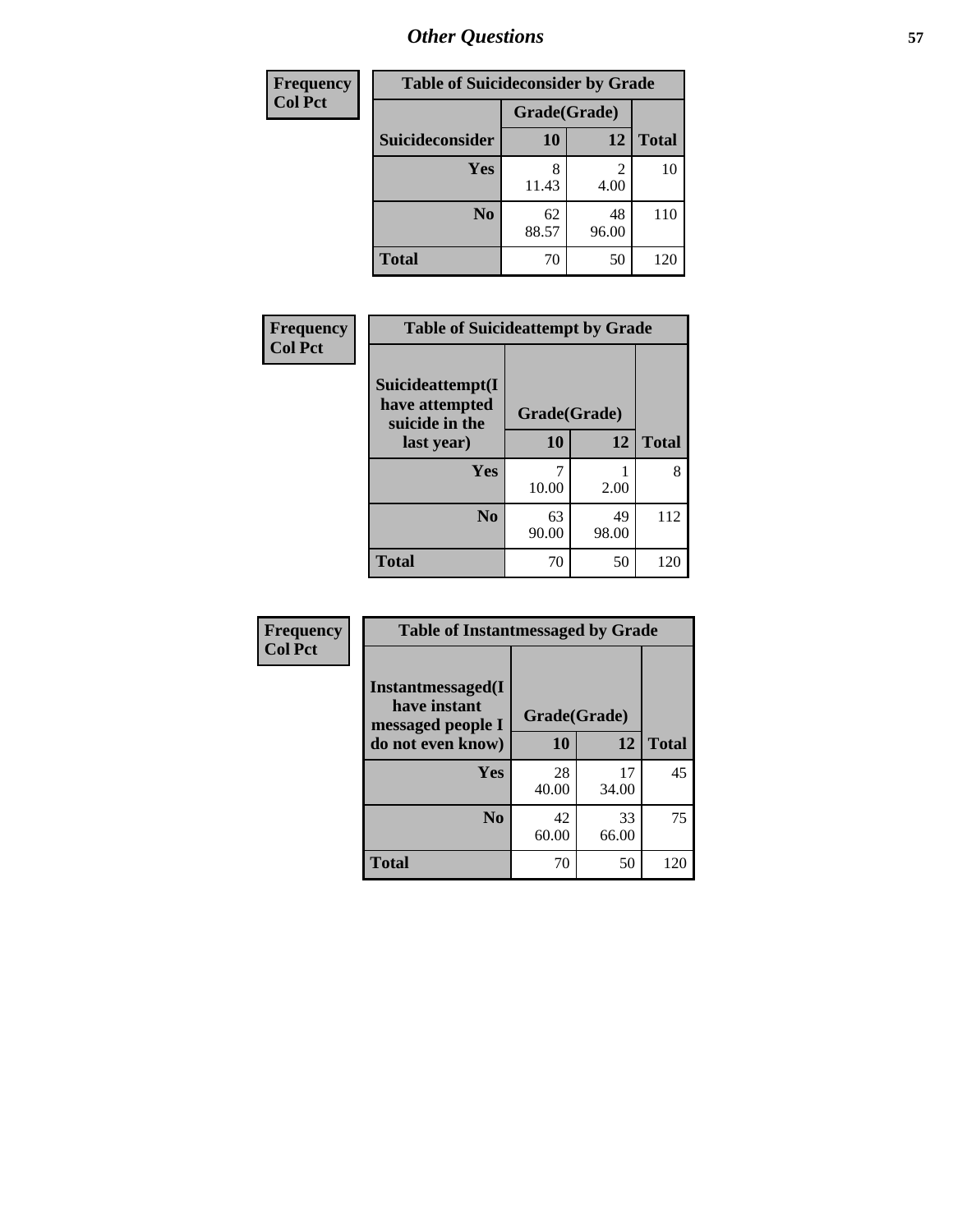| Frequency<br>Col Pct | Table of Suicideconsider by Grade | | |
|---|---|---|---|
| | Grade(Grade) | | |
| Suicideconsider | 10 | 12 | Total |
| Yes | 8<br>11.43 | 2<br>4.00 | 10 |
| No | 62<br>88.57 | 48<br>96.00 | 110 |
| Total | 70 | 50 | 120 |

| Frequency<br>Col Pct | Table of Suicideattempt by Grade | | |
|---|---|---|---|
| | Grade(Grade) | | |
| Suicideattempt(I have attempted suicide in the last year) | 10 | 12 | Total |
| Yes | 7<br>10.00 | 1<br>2.00 | 8 |
| No | 63<br>90.00 | 49<br>98.00 | 112 |
| Total | 70 | 50 | 120 |

| Frequency<br>Col Pct | Table of Instantmessaged by Grade | | |
|---|---|---|---|
| | Grade(Grade) | | |
| Instantmessaged(I have instant messaged people I do not even know) | 10 | 12 | Total |
| Yes | 28<br>40.00 | 17<br>34.00 | 45 |
| No | 42<br>60.00 | 33<br>66.00 | 75 |
| Total | 70 | 50 | 120 |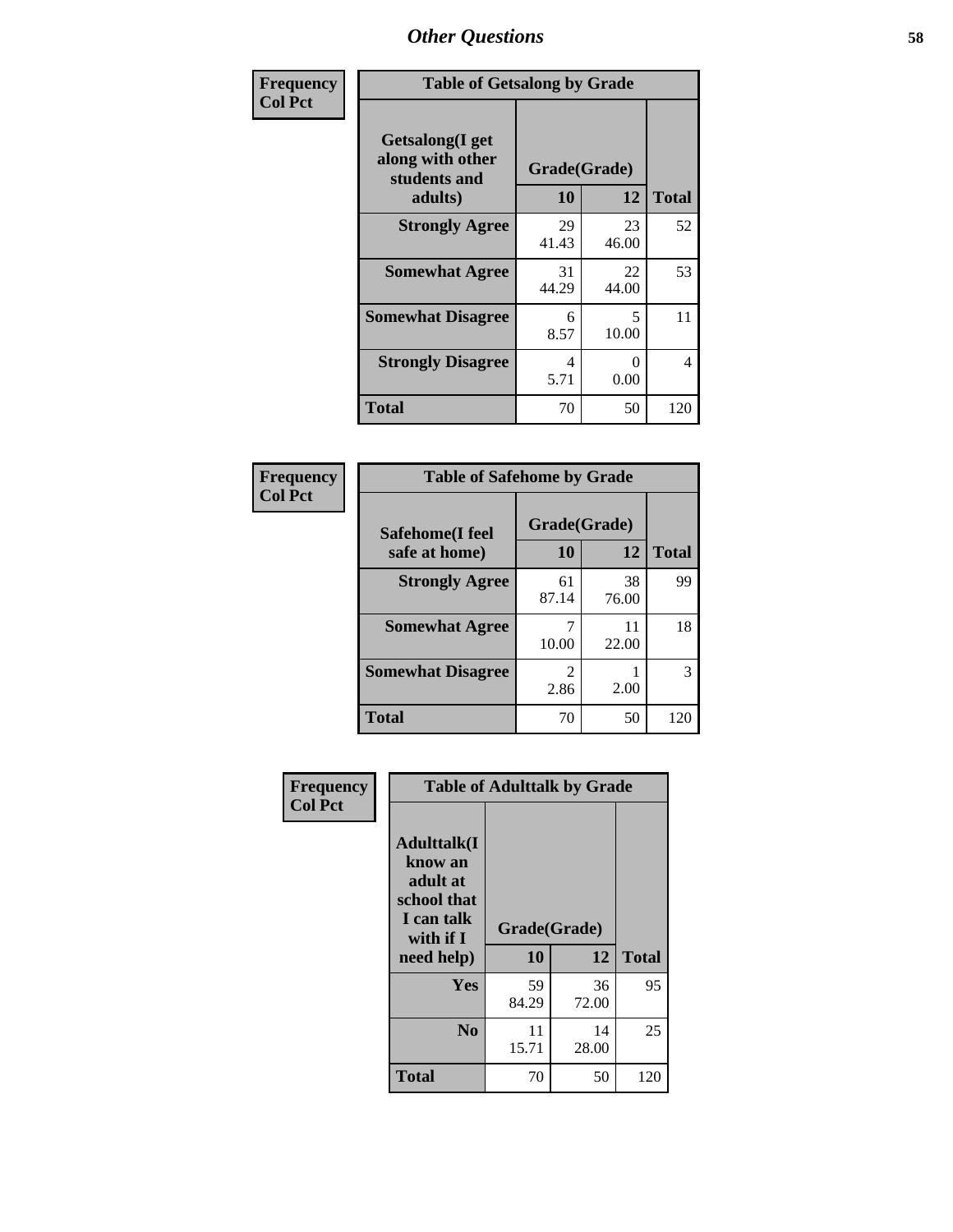# Other Questions

**Frequency**
**Col Pct**

| Table of Getsalong by Grade | | | |
|---|---|---|---|
| **Getsalong(I get along with other students and adults)** | **Grade(Grade)** | | |
| | **10** | **12** | **Total** |
| **Strongly Agree** | 29<br>41.43 | 23<br>46.00 | 52 |
| **Somewhat Agree** | 31<br>44.29 | 22<br>44.00 | 53 |
| **Somewhat Disagree** | 6<br>8.57 | 5<br>10.00 | 11 |
| **Strongly Disagree** | 4<br>5.71 | 0<br>0.00 | 4 |
| **Total** | 70 | 50 | 120 |

**Frequency**
**Col Pct**

| Table of Safehome by Grade | | | |
|---|---|---|---|
| **Safehome(I feel safe at home)** | **Grade(Grade)** | | |
| | **10** | **12** | **Total** |
| **Strongly Agree** | 61<br>87.14 | 38<br>76.00 | 99 |
| **Somewhat Agree** | 7<br>10.00 | 11<br>22.00 | 18 |
| **Somewhat Disagree** | 2<br>2.86 | 1<br>2.00 | 3 |
| **Total** | 70 | 50 | 120 |

**Frequency**
**Col Pct**

| Table of Adulttalk by Grade | | | |
|---|---|---|---|
| **Adulttalk(I know an adult at school that I can talk with if I need help)** | **Grade(Grade)** | | |
| | **10** | **12** | **Total** |
| **Yes** | 59<br>84.29 | 36<br>72.00 | 95 |
| **No** | 11<br>15.71 | 14<br>28.00 | 25 |
| **Total** | 70 | 50 | 120 |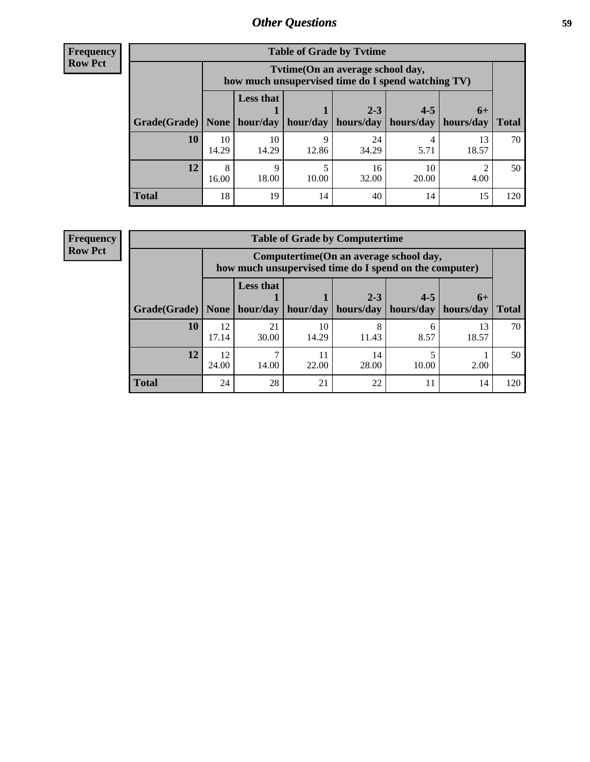# Other Questions

**Frequency**
**Row Pct**

| Table of Grade by Tvtime | | | | | | | |
|---|---|---|---|---|---|---|---|
| | Tvtime(On an average school day, how much unsupervised time do I spend watching TV) | | | | | | |
| Grade(Grade) | None | Less that 1 hour/day | 1 hour/day | 2-3 hours/day | 4-5 hours/day | 6+ hours/day | Total |
| **10** | 10<br>14.29 | 10<br>14.29 | 9<br>12.86 | 24<br>34.29 | 4<br>5.71 | 13<br>18.57 | 70 |
| **12** | 8<br>16.00 | 9<br>18.00 | 5<br>10.00 | 16<br>32.00 | 10<br>20.00 | 2<br>4.00 | 50 |
| **Total** | 18 | 19 | 14 | 40 | 14 | 15 | 120 |

**Frequency**
**Row Pct**

| Table of Grade by Computertime | | | | | | | |
|---|---|---|---|---|---|---|---|
| | Computertime(On an average school day, how much unsupervised time do I spend on the computer) | | | | | | |
| Grade(Grade) | None | Less that 1 hour/day | 1 hour/day | 2-3 hours/day | 4-5 hours/day | 6+ hours/day | Total |
| **10** | 12<br>17.14 | 21<br>30.00 | 10<br>14.29 | 8<br>11.43 | 6<br>8.57 | 13<br>18.57 | 70 |
| **12** | 12<br>24.00 | 7<br>14.00 | 11<br>22.00 | 14<br>28.00 | 5<br>10.00 | 1<br>2.00 | 50 |
| **Total** | 24 | 28 | 21 | 22 | 11 | 14 | 120 |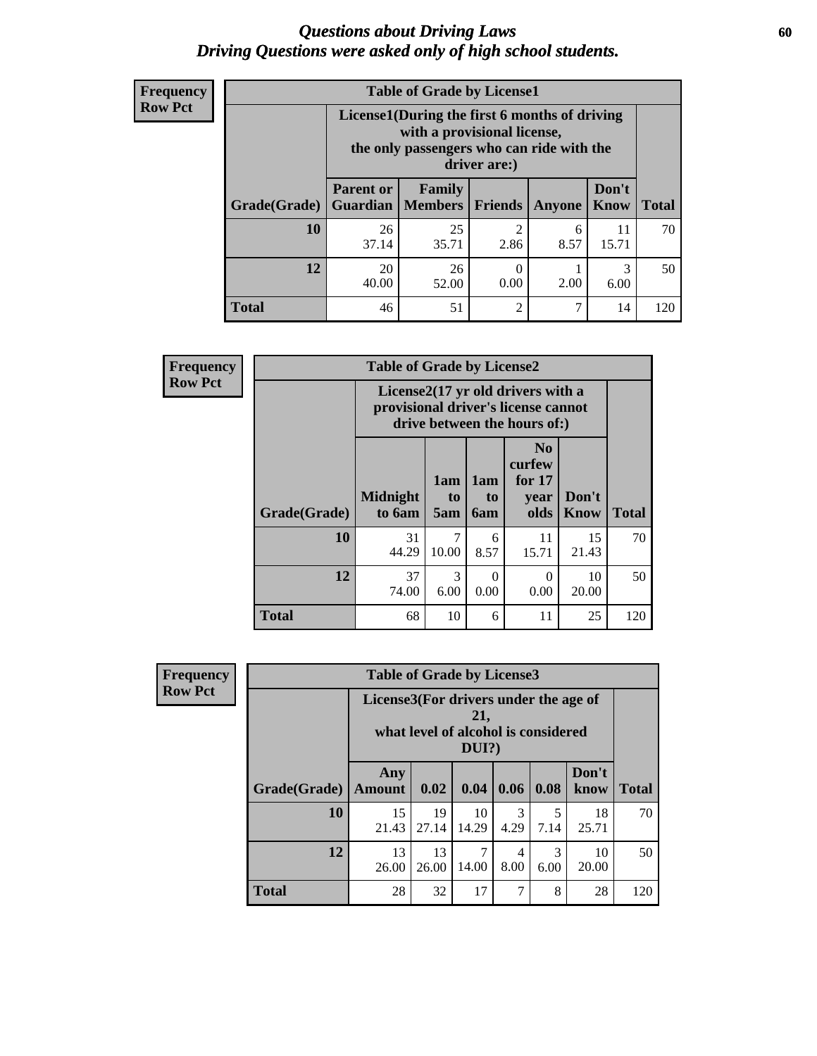# *Questions about Driving Laws*
## *Driving Questions were asked only of high school students.*

**Frequency**
**Row Pct**

| Table of Grade by License1 | | | | | | |
|---|---|---|---|---|---|---|
| | License1(During the first 6 months of driving with a provisional license, the only passengers who can ride with the driver are:) | | | | | |
| Grade(Grade) | Parent or Guardian | Family Members | Friends | Anyone | Don't Know | Total |
| **10** | 26<br>37.14 | 25<br>35.71 | 2<br>2.86 | 6<br>8.57 | 11<br>15.71 | 70 |
| **12** | 20<br>40.00 | 26<br>52.00 | 0<br>0.00 | 1<br>2.00 | 3<br>6.00 | 50 |
| **Total** | 46 | 51 | 2 | 7 | 14 | 120 |

**Frequency**
**Row Pct**

| Table of Grade by License2 | | | | | | |
|---|---|---|---|---|---|---|
| | License2(17 yr old drivers with a provisional driver's license cannot drive between the hours of:) | | | | | |
| Grade(Grade) | Midnight to 6am | 1am to 5am | 1am to 6am | No curfew for 17 year olds | Don't Know | Total |
| **10** | 31<br>44.29 | 7<br>10.00 | 6<br>8.57 | 11<br>15.71 | 15<br>21.43 | 70 |
| **12** | 37<br>74.00 | 3<br>6.00 | 0<br>0.00 | 0<br>0.00 | 10<br>20.00 | 50 |
| **Total** | 68 | 10 | 6 | 11 | 25 | 120 |

**Frequency**
**Row Pct**

| Table of Grade by License3 | | | | | | | |
|---|---|---|---|---|---|---|---|
| | License3(For drivers under the age of 21, what level of alcohol is considered DUI?) | | | | | | |
| Grade(Grade) | Any Amount | 0.02 | 0.04 | 0.06 | 0.08 | Don't know | Total |
| **10** | 15<br>21.43 | 19<br>27.14 | 10<br>14.29 | 3<br>4.29 | 5<br>7.14 | 18<br>25.71 | 70 |
| **12** | 13<br>26.00 | 13<br>26.00 | 7<br>14.00 | 4<br>8.00 | 3<br>6.00 | 10<br>20.00 | 50 |
| **Total** | 28 | 32 | 17 | 7 | 8 | 28 | 120 |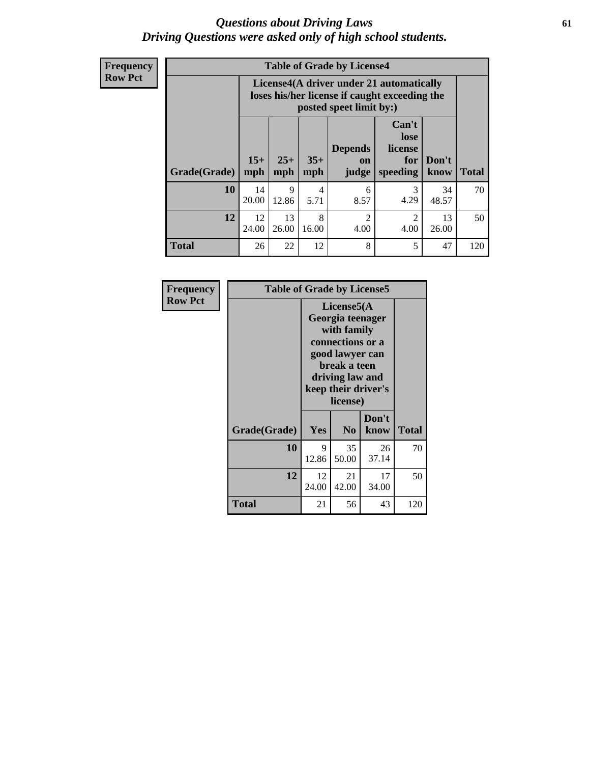# *Questions about Driving Laws*
## *Driving Questions were asked only of high school students.*

**Frequency**
**Row Pct**

| Table of Grade by License4 | | | | | | | |
|---|---|---|---|---|---|---|---|
| | License4(A driver under 21 automatically loses his/her license if caught exceeding the posted speet limit by:) | | | | | | |
| Grade(Grade) | 15+ mph | 25+ mph | 35+ mph | Depends on judge | Can't lose license for speeding | Don't know | Total |
| **10** | 14<br>20.00 | 9<br>12.86 | 4<br>5.71 | 6<br>8.57 | 3<br>4.29 | 34<br>48.57 | 70 |
| **12** | 12<br>24.00 | 13<br>26.00 | 8<br>16.00 | 2<br>4.00 | 2<br>4.00 | 13<br>26.00 | 50 |
| **Total** | 26 | 22 | 12 | 8 | 5 | 47 | 120 |

**Frequency**
**Row Pct**

| Table of Grade by License5 | | | | |
|---|---|---|---|---|
| | License5(A Georgia teenager with family connections or a good lawyer can break a teen driving law and keep their driver's license) | | | |
| Grade(Grade) | Yes | No | Don't know | Total |
| **10** | 9<br>12.86 | 35<br>50.00 | 26<br>37.14 | 70 |
| **12** | 12<br>24.00 | 21<br>42.00 | 17<br>34.00 | 50 |
| **Total** | 21 | 56 | 43 | 120 |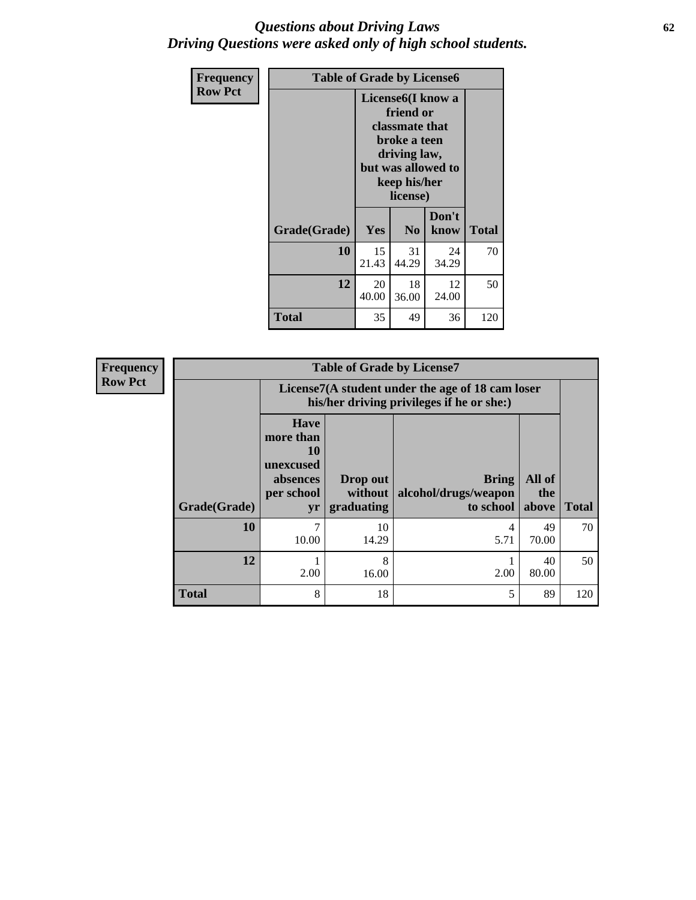# *Questions about Driving Laws*
## *Driving Questions were asked only of high school students.*

**Frequency**
**Row Pct**

| Table of Grade by License6 | | | | |
|---|---|---|---|---|
| | License6(I know a friend or classmate that broke a teen driving law, but was allowed to keep his/her license) | | | |
| Grade(Grade) | Yes | No | Don't know | Total |
| **10** | 15<br>21.43 | 31<br>44.29 | 24<br>34.29 | 70 |
| **12** | 20<br>40.00 | 18<br>36.00 | 12<br>24.00 | 50 |
| **Total** | 35 | 49 | 36 | 120 |

**Frequency**
**Row Pct**

| Table of Grade by License7 | | | | | |
|---|---|---|---|---|---|
| | License7(A student under the age of 18 cam loser his/her driving privileges if he or she:) | | | | |
| Grade(Grade) | Have more than 10 unexcused absences per school yr | Drop out without graduating | Bring alcohol/drugs/weapon to school | All of the above | Total |
| **10** | 7<br>10.00 | 10<br>14.29 | 4<br>5.71 | 49<br>70.00 | 70 |
| **12** | 1<br>2.00 | 8<br>16.00 | 1<br>2.00 | 40<br>80.00 | 50 |
| **Total** | 8 | 18 | 5 | 89 | 120 |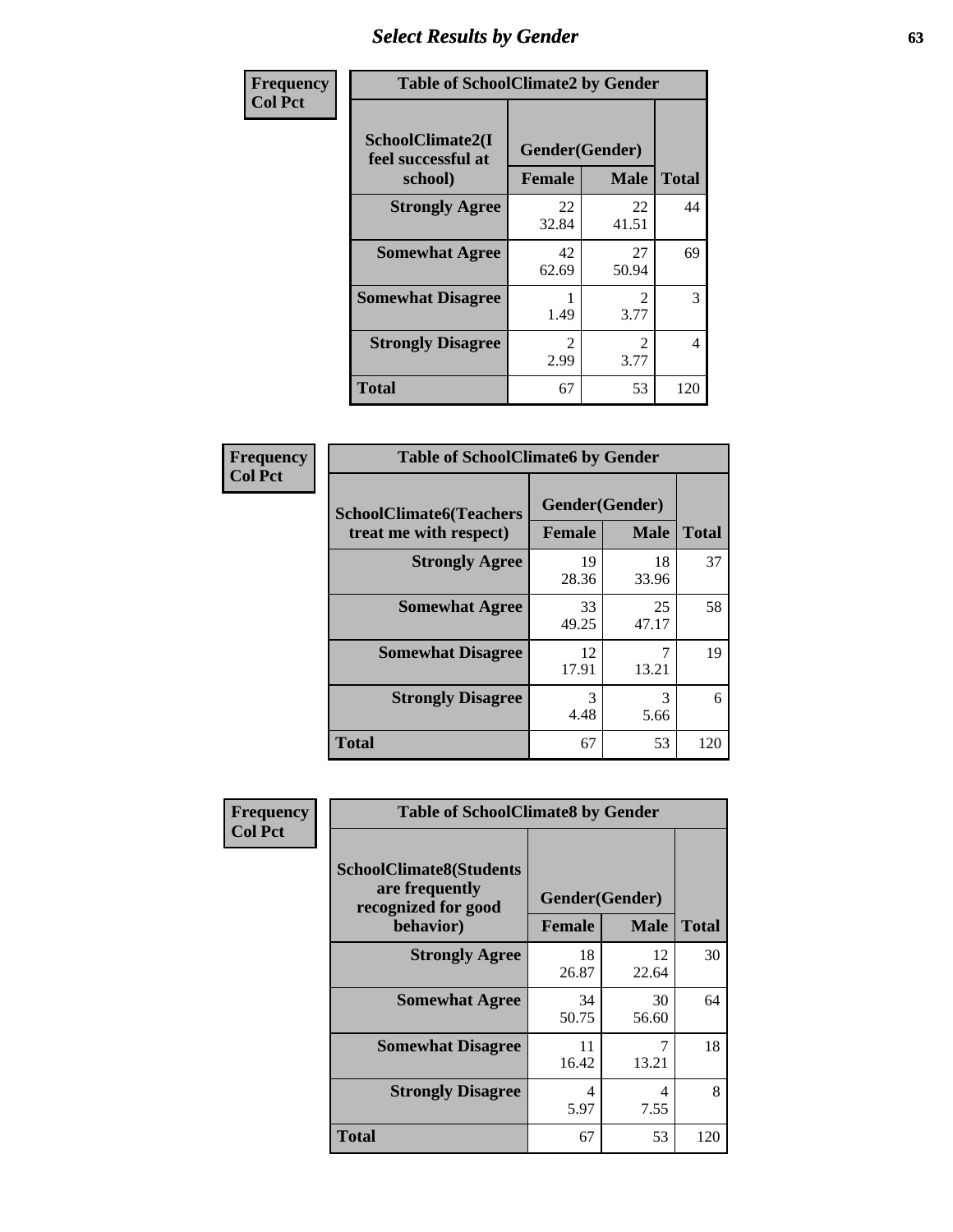# Select Results by Gender

Frequency
Col Pct

| Table of SchoolClimate2 by Gender | | | |
|---|---|---|---|
| SchoolClimate2(I feel successful at school) | Gender(Gender) | | |
| | Female | Male | Total |
| Strongly Agree | 22<br>32.84 | 22<br>41.51 | 44 |
| Somewhat Agree | 42<br>62.69 | 27<br>50.94 | 69 |
| Somewhat Disagree | 1<br>1.49 | 2<br>3.77 | 3 |
| Strongly Disagree | 2<br>2.99 | 2<br>3.77 | 4 |
| Total | 67 | 53 | 120 |

Frequency
Col Pct

| Table of SchoolClimate6 by Gender | | | |
|---|---|---|---|
| SchoolClimate6(Teachers treat me with respect) | Gender(Gender) | | |
| | Female | Male | Total |
| Strongly Agree | 19<br>28.36 | 18<br>33.96 | 37 |
| Somewhat Agree | 33<br>49.25 | 25<br>47.17 | 58 |
| Somewhat Disagree | 12<br>17.91 | 7<br>13.21 | 19 |
| Strongly Disagree | 3<br>4.48 | 3<br>5.66 | 6 |
| Total | 67 | 53 | 120 |

Frequency
Col Pct

| Table of SchoolClimate8 by Gender | | | |
|---|---|---|---|
| SchoolClimate8(Students are frequently recognized for good behavior) | Gender(Gender) | | |
| | Female | Male | Total |
| Strongly Agree | 18<br>26.87 | 12<br>22.64 | 30 |
| Somewhat Agree | 34<br>50.75 | 30<br>56.60 | 64 |
| Somewhat Disagree | 11<br>16.42 | 7<br>13.21 | 18 |
| Strongly Disagree | 4<br>5.97 | 4<br>7.55 | 8 |
| Total | 67 | 53 | 120 |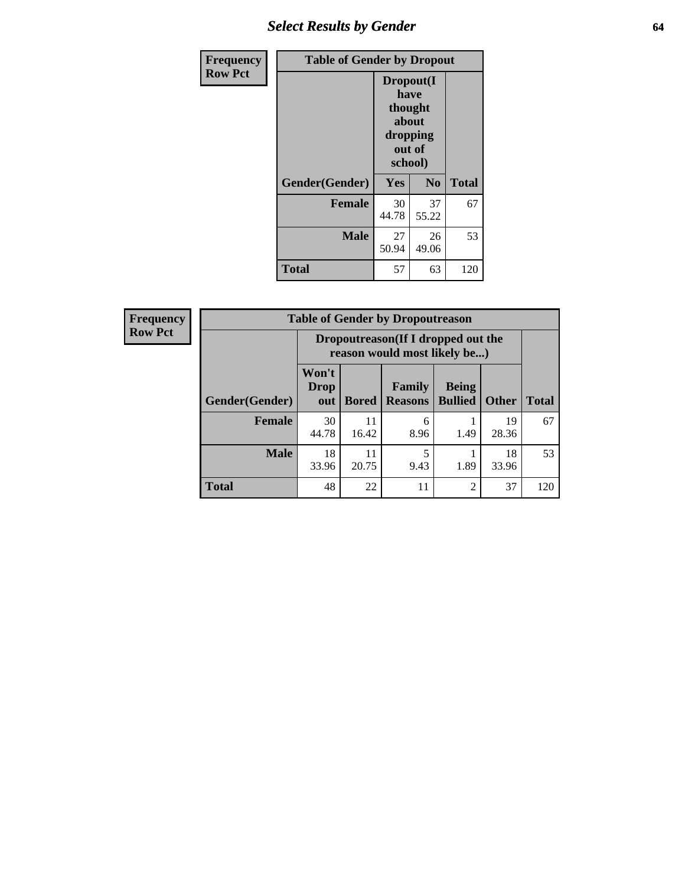| Frequency Row Pct | Table of Gender by Dropout | | |
|---|---|---|---|
| | Dropout(I have thought about dropping out of school) | | |
| Gender(Gender) | Yes | No | Total |
| Female | 30<br>44.78 | 37<br>55.22 | 67 |
| Male | 27<br>50.94 | 26<br>49.06 | 53 |
| Total | 57 | 63 | 120 |

| Frequency Row Pct | Table of Gender by Dropoutreason | | | | | |
|---|---|---|---|---|---|---|
| | Dropoutreason(If I dropped out the reason would most likely be...) | | | | | |
| Gender(Gender) | Won't Drop out | Bored | Family Reasons | Being Bullied | Other | Total |
| Female | 30<br>44.78 | 11<br>16.42 | 6<br>8.96 | 1<br>1.49 | 19<br>28.36 | 67 |
| Male | 18<br>33.96 | 11<br>20.75 | 5<br>9.43 | 1<br>1.89 | 18<br>33.96 | 53 |
| Total | 48 | 22 | 11 | 2 | 37 | 120 |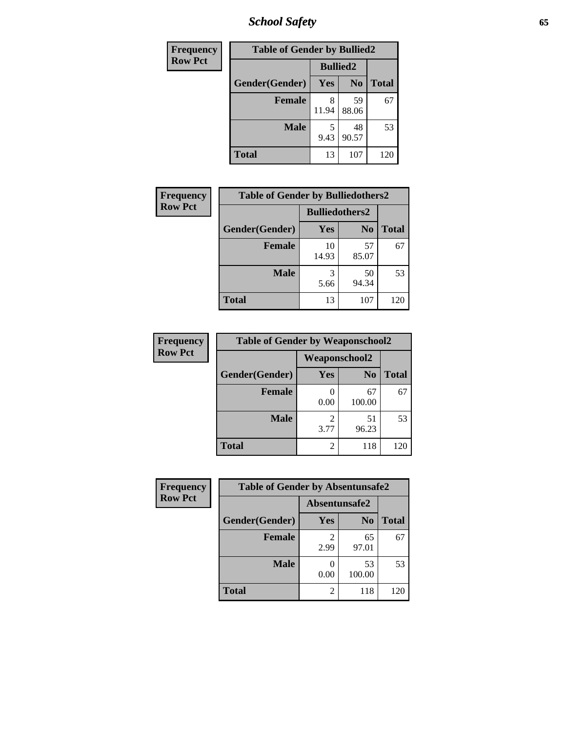| Frequency Row Pct | Table of Gender by Bullied2 | | |
|---|---|---|---|
| | Bullied2 | | |
| Gender(Gender) | Yes | No | Total |
| Female | 8<br>11.94 | 59<br>88.06 | 67 |
| Male | 5<br>9.43 | 48<br>90.57 | 53 |
| Total | 13 | 107 | 120 |

| Frequency Row Pct | Table of Gender by Bulliedothers2 | | |
|---|---|---|---|
| | Bulliedothers2 | | |
| Gender(Gender) | Yes | No | Total |
| Female | 10<br>14.93 | 57<br>85.07 | 67 |
| Male | 3<br>5.66 | 50<br>94.34 | 53 |
| Total | 13 | 107 | 120 |

| Frequency Row Pct | Table of Gender by Weaponschool2 | | |
|---|---|---|---|
| | Weaponschool2 | | |
| Gender(Gender) | Yes | No | Total |
| Female | 0<br>0.00 | 67<br>100.00 | 67 |
| Male | 2<br>3.77 | 51<br>96.23 | 53 |
| Total | 2 | 118 | 120 |

| Frequency Row Pct | Table of Gender by Absentunsafe2 | | |
|---|---|---|---|
| | Absentunsafe2 | | |
| Gender(Gender) | Yes | No | Total |
| Female | 2<br>2.99 | 65<br>97.01 | 67 |
| Male | 0<br>0.00 | 53<br>100.00 | 53 |
| Total | 2 | 118 | 120 |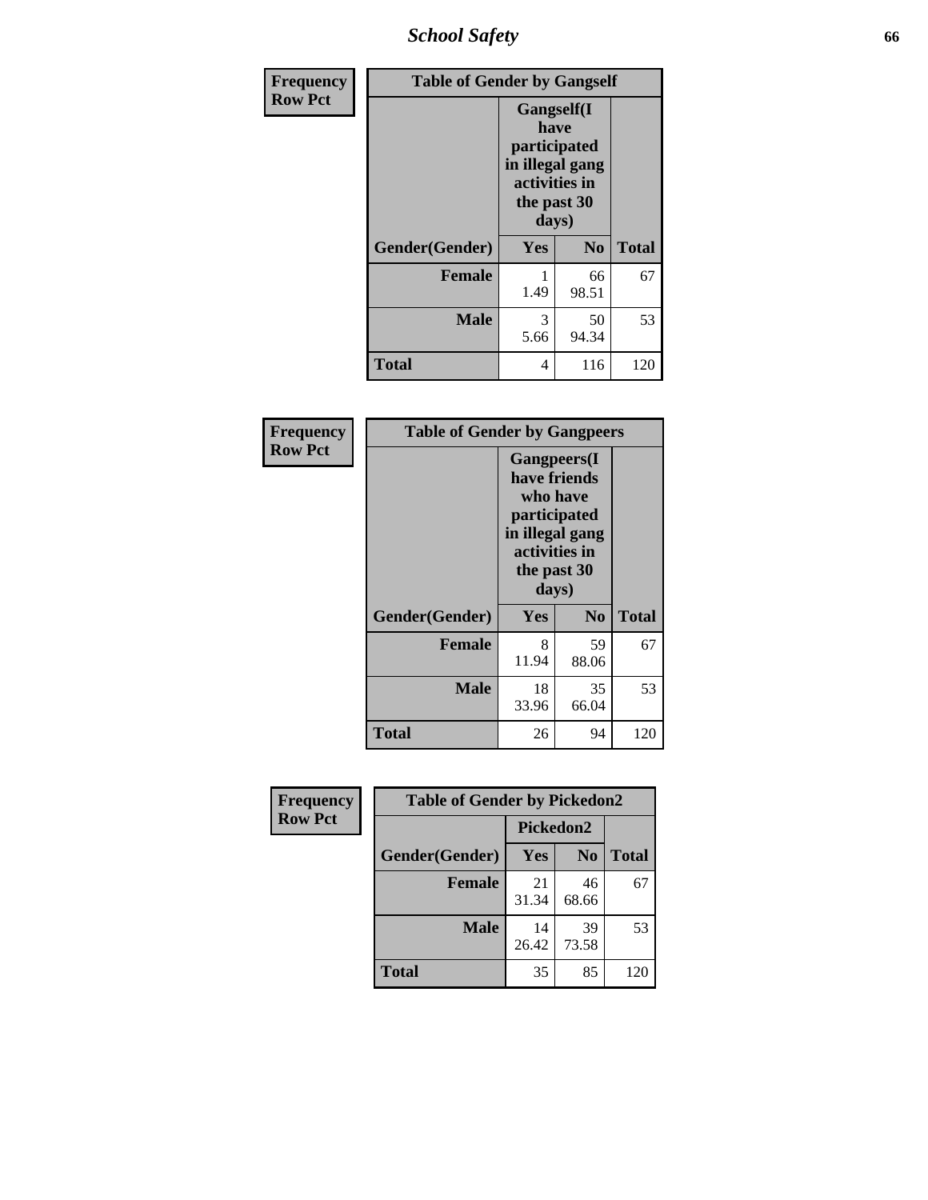| Frequency<br>Row Pct | Table of Gender by Gangself | | |
|---|---|---|---|
| | Gangself(I have participated in illegal gang activities in the past 30 days) | | |
| Gender(Gender) | Yes | No | Total |
| Female | 1<br>1.49 | 66<br>98.51 | 67 |
| Male | 3<br>5.66 | 50<br>94.34 | 53 |
| Total | 4 | 116 | 120 |

| Frequency<br>Row Pct | Table of Gender by Gangpeers | | |
|---|---|---|---|
| | Gangpeers(I have friends who have participated in illegal gang activities in the past 30 days) | | |
| Gender(Gender) | Yes | No | Total |
| Female | 8<br>11.94 | 59<br>88.06 | 67 |
| Male | 18<br>33.96 | 35<br>66.04 | 53 |
| Total | 26 | 94 | 120 |

| Frequency<br>Row Pct | Table of Gender by Pickedon2 | | |
|---|---|---|---|
| | Pickedon2 | | |
| Gender(Gender) | Yes | No | Total |
| Female | 21<br>31.34 | 46<br>68.66 | 67 |
| Male | 14<br>26.42 | 39<br>73.58 | 53 |
| Total | 35 | 85 | 120 |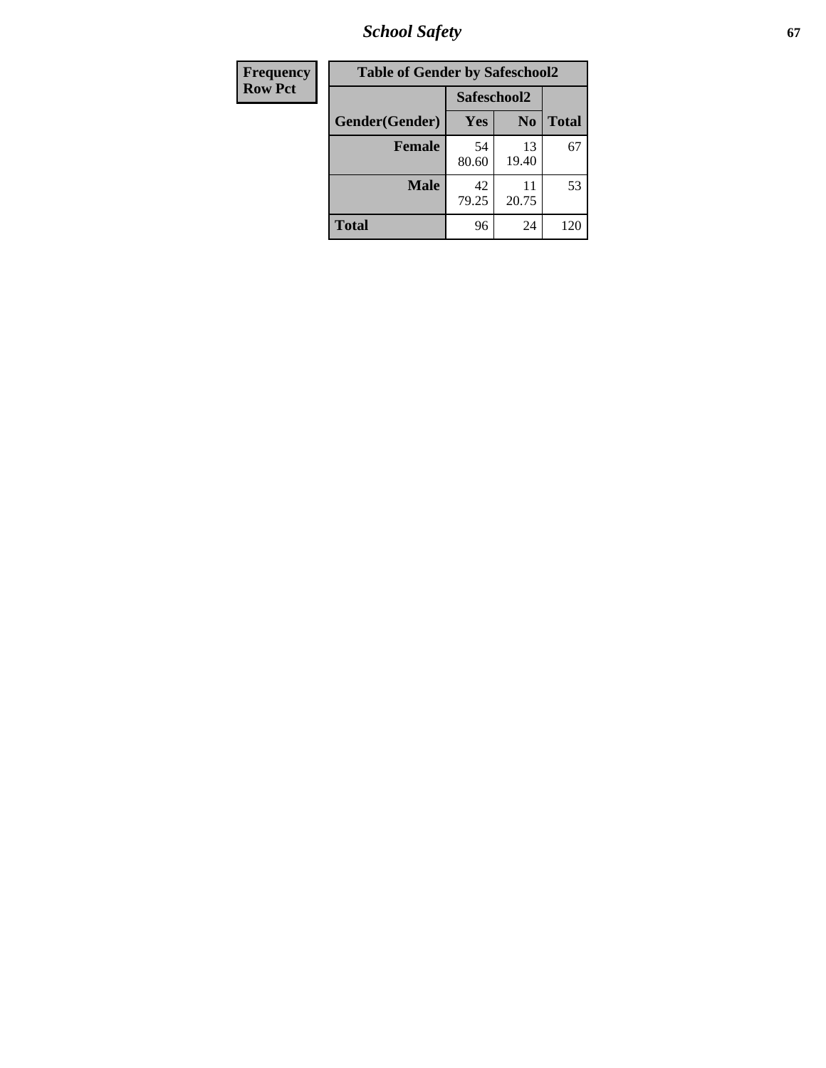| Frequency Row Pct |
|---|

**Table of Gender by Safeschool2**

| Gender(Gender) | Safeschool2 Yes | Safeschool2 No | Total |
|---|---|---|---|
| **Female** | 54<br>80.60 | 13<br>19.40 | 67 |
| **Male** | 42<br>79.25 | 11<br>20.75 | 53 |
| **Total** | 96 | 24 | 120 |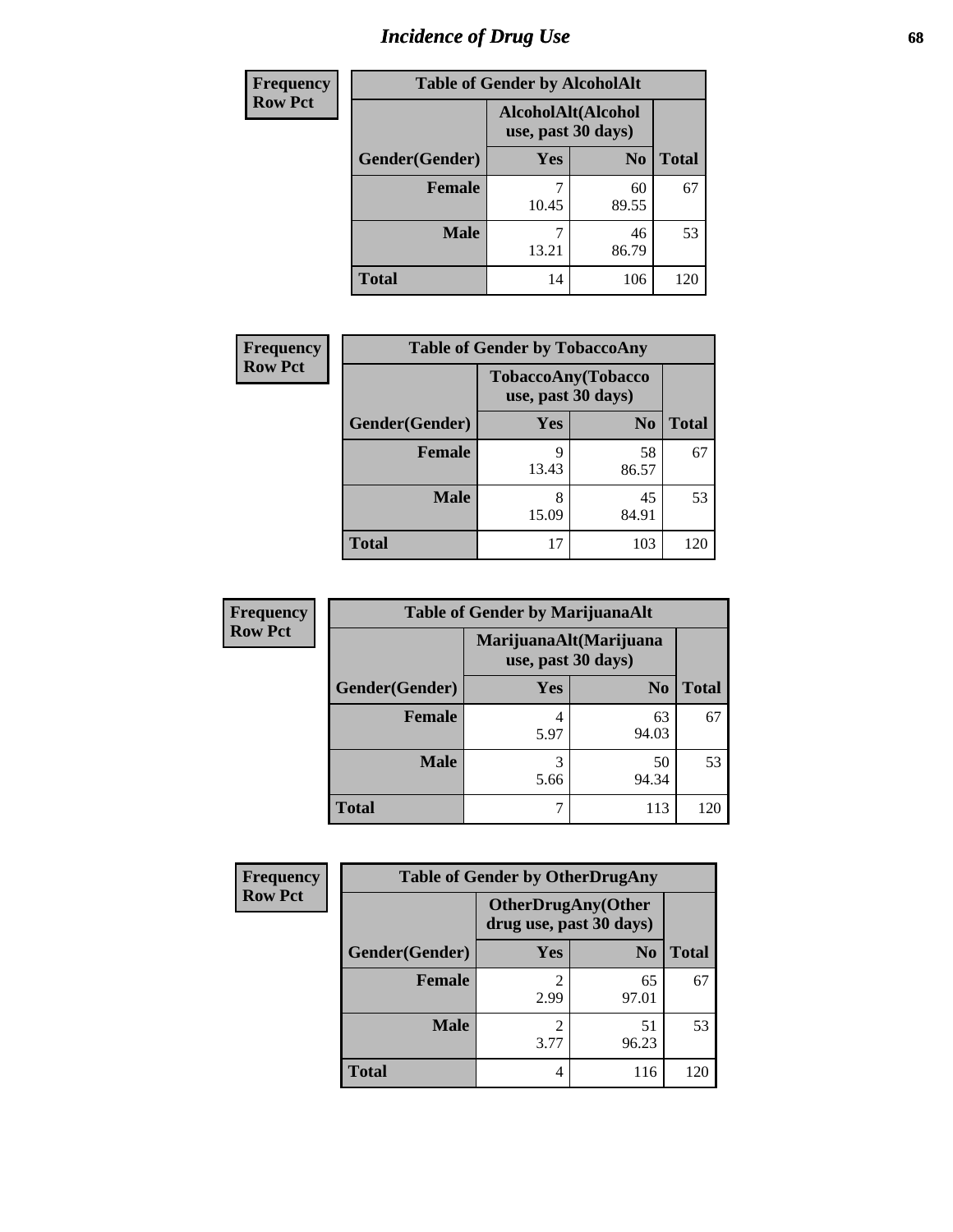# Incidence of Drug Use

**Frequency**
**Row Pct**

| Table of Gender by AlcoholAlt | | | |
|---|---|---|---|
| | AlcoholAlt(Alcohol use, past 30 days) | | |
| Gender(Gender) | Yes | No | Total |
| Female | 7<br>10.45 | 60<br>89.55 | 67 |
| Male | 7<br>13.21 | 46<br>86.79 | 53 |
| Total | 14 | 106 | 120 |

**Frequency**
**Row Pct**

| Table of Gender by TobaccoAny | | | |
|---|---|---|---|
| | TobaccoAny(Tobacco use, past 30 days) | | |
| Gender(Gender) | Yes | No | Total |
| Female | 9<br>13.43 | 58<br>86.57 | 67 |
| Male | 8<br>15.09 | 45<br>84.91 | 53 |
| Total | 17 | 103 | 120 |

**Frequency**
**Row Pct**

| Table of Gender by MarijuanaAlt | | | |
|---|---|---|---|
| | MarijuanaAlt(Marijuana use, past 30 days) | | |
| Gender(Gender) | Yes | No | Total |
| Female | 4<br>5.97 | 63<br>94.03 | 67 |
| Male | 3<br>5.66 | 50<br>94.34 | 53 |
| Total | 7 | 113 | 120 |

**Frequency**
**Row Pct**

| Table of Gender by OtherDrugAny | | | |
|---|---|---|---|
| | OtherDrugAny(Other drug use, past 30 days) | | |
| Gender(Gender) | Yes | No | Total |
| Female | 2<br>2.99 | 65<br>97.01 | 67 |
| Male | 2<br>3.77 | 51<br>96.23 | 53 |
| Total | 4 | 116 | 120 |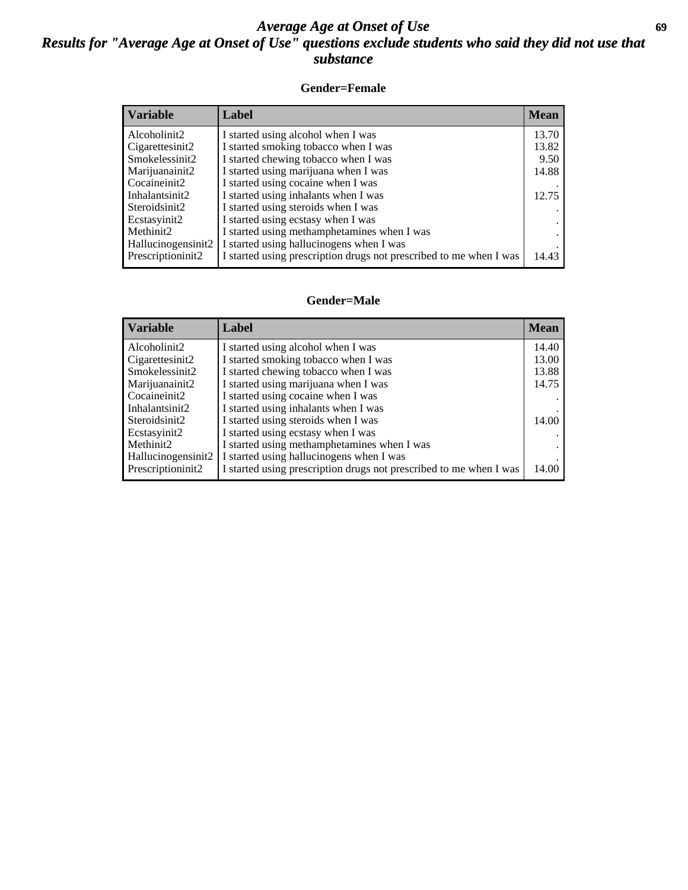# *Average Age at Onset of Use*

## *Results for "Average Age at Onset of Use" questions exclude students who said they did not use that substance*

### Gender=Female

| Variable | Label | Mean |
|---|---|---|
| Alcoholinit2 | I started using alcohol when I was | 13.70 |
| Cigarettesinit2 | I started smoking tobacco when I was | 13.82 |
| Smokelessinit2 | I started chewing tobacco when I was | 9.50 |
| Marijuanainit2 | I started using marijuana when I was | 14.88 |
| Cocaineinit2 | I started using cocaine when I was | . |
| Inhalantsinit2 | I started using inhalants when I was | 12.75 |
| Steroidsinit2 | I started using steroids when I was | . |
| Ecstasyinit2 | I started using ecstasy when I was | . |
| Methinit2 | I started using methamphetamines when I was | . |
| Hallucinogensinit2 | I started using hallucinogens when I was | . |
| Prescriptioninit2 | I started using prescription drugs not prescribed to me when I was | 14.43 |

### Gender=Male

| Variable | Label | Mean |
|---|---|---|
| Alcoholinit2 | I started using alcohol when I was | 14.40 |
| Cigarettesinit2 | I started smoking tobacco when I was | 13.00 |
| Smokelessinit2 | I started chewing tobacco when I was | 13.88 |
| Marijuanainit2 | I started using marijuana when I was | 14.75 |
| Cocaineinit2 | I started using cocaine when I was | . |
| Inhalantsinit2 | I started using inhalants when I was | . |
| Steroidsinit2 | I started using steroids when I was | 14.00 |
| Ecstasyinit2 | I started using ecstasy when I was | . |
| Methinit2 | I started using methamphetamines when I was | . |
| Hallucinogensinit2 | I started using hallucinogens when I was | . |
| Prescriptioninit2 | I started using prescription drugs not prescribed to me when I was | 14.00 |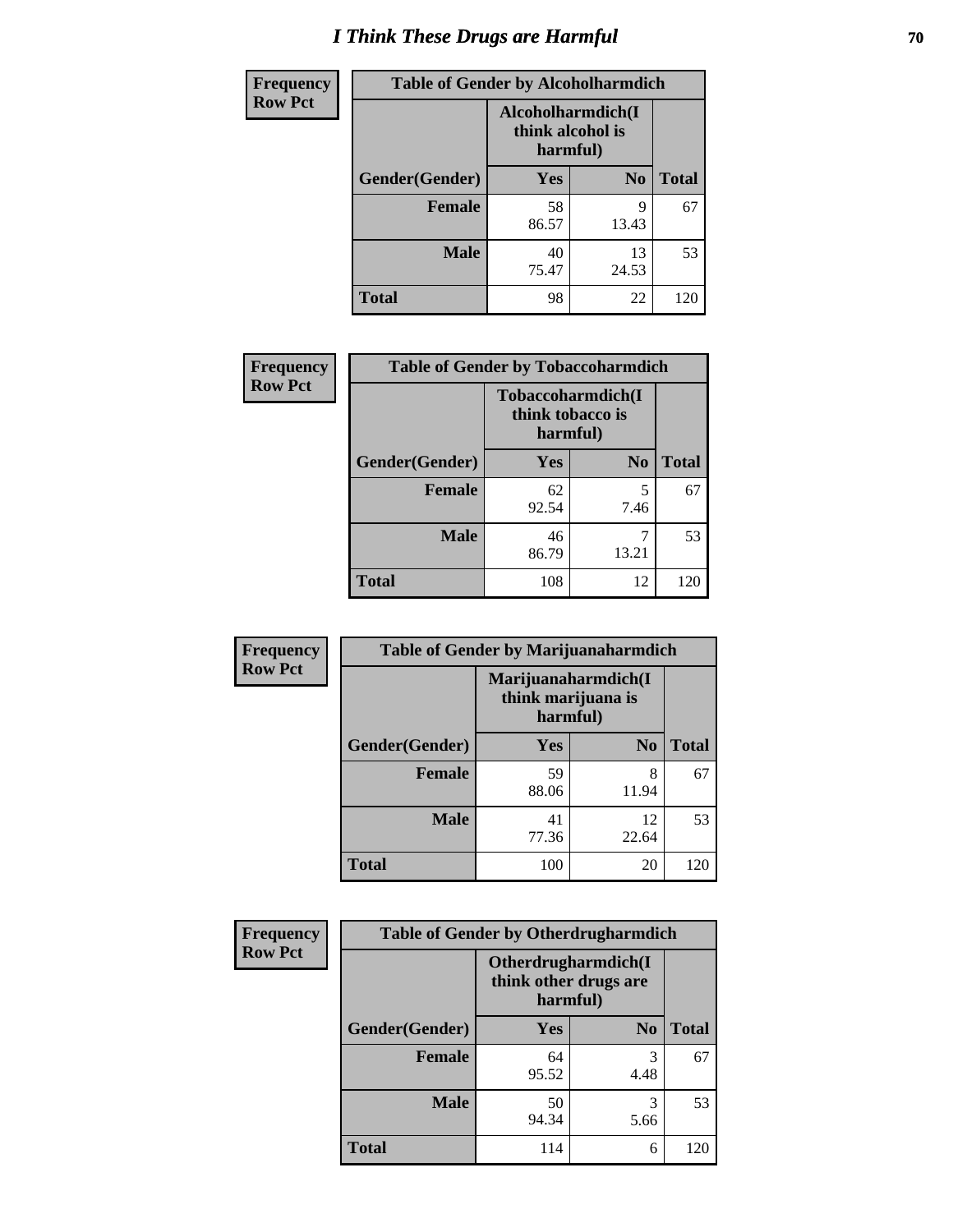# I Think These Drugs are Harmful

| Frequency Row Pct | Table of Gender by Alcoholharmdich | | |
|---|---|---|---|
| | Alcoholharmdich(I think alcohol is harmful) | | |
| Gender(Gender) | Yes | No | Total |
| Female | 58<br>86.57 | 9<br>13.43 | 67 |
| Male | 40<br>75.47 | 13<br>24.53 | 53 |
| Total | 98 | 22 | 120 |

| Frequency Row Pct | Table of Gender by Tobaccoharmdich | | |
|---|---|---|---|
| | Tobaccoharmdich(I think tobacco is harmful) | | |
| Gender(Gender) | Yes | No | Total |
| Female | 62<br>92.54 | 5<br>7.46 | 67 |
| Male | 46<br>86.79 | 7<br>13.21 | 53 |
| Total | 108 | 12 | 120 |

| Frequency Row Pct | Table of Gender by Marijuanaharmdich | | |
|---|---|---|---|
| | Marijuanaharmdich(I think marijuana is harmful) | | |
| Gender(Gender) | Yes | No | Total |
| Female | 59<br>88.06 | 8<br>11.94 | 67 |
| Male | 41<br>77.36 | 12<br>22.64 | 53 |
| Total | 100 | 20 | 120 |

| Frequency Row Pct | Table of Gender by Otherdrugharmdich | | |
|---|---|---|---|
| | Otherdrugharmdich(I think other drugs are harmful) | | |
| Gender(Gender) | Yes | No | Total |
| Female | 64<br>95.52 | 3<br>4.48 | 67 |
| Male | 50<br>94.34 | 3<br>5.66 | 53 |
| Total | 114 | 6 | 120 |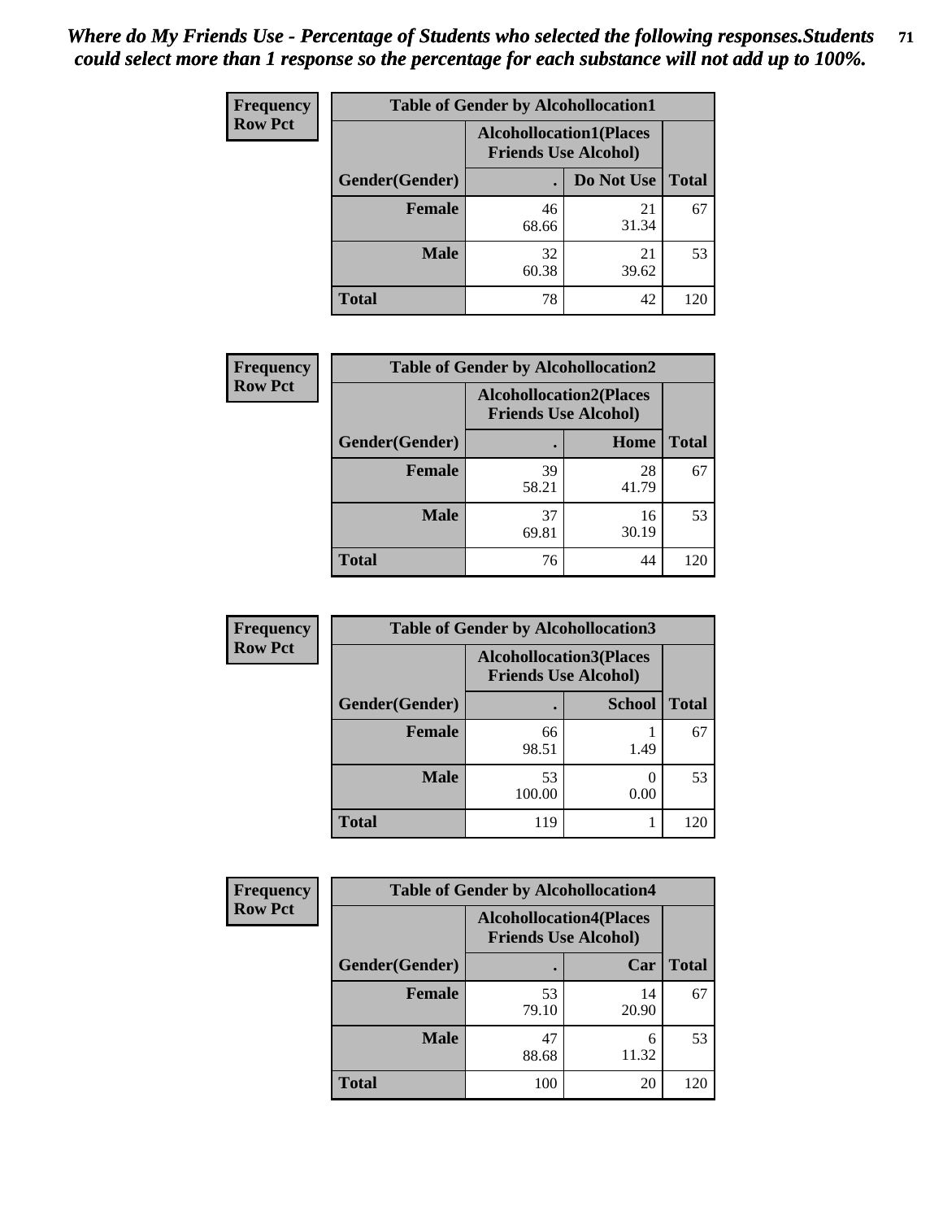*Where do My Friends Use - Percentage of Students who selected the following responses.Students could select more than 1 response so the percentage for each substance will not add up to 100%.*

**Frequency**
**Row Pct**

| Table of Gender by Alcohollocation1 | | | |
|---|---|---|---|
| | Alcohollocation1(Places Friends Use Alcohol) | | |
| Gender(Gender) | . | Do Not Use | Total |
| **Female** | 46<br>68.66 | 21<br>31.34 | 67 |
| **Male** | 32<br>60.38 | 21<br>39.62 | 53 |
| **Total** | 78 | 42 | 120 |

**Frequency**
**Row Pct**

| Table of Gender by Alcohollocation2 | | | |
|---|---|---|---|
| | Alcohollocation2(Places Friends Use Alcohol) | | |
| Gender(Gender) | . | Home | Total |
| **Female** | 39<br>58.21 | 28<br>41.79 | 67 |
| **Male** | 37<br>69.81 | 16<br>30.19 | 53 |
| **Total** | 76 | 44 | 120 |

**Frequency**
**Row Pct**

| Table of Gender by Alcohollocation3 | | | |
|---|---|---|---|
| | Alcohollocation3(Places Friends Use Alcohol) | | |
| Gender(Gender) | . | School | Total |
| **Female** | 66<br>98.51 | 1<br>1.49 | 67 |
| **Male** | 53<br>100.00 | 0<br>0.00 | 53 |
| **Total** | 119 | 1 | 120 |

**Frequency**
**Row Pct**

| Table of Gender by Alcohollocation4 | | | |
|---|---|---|---|
| | Alcohollocation4(Places Friends Use Alcohol) | | |
| Gender(Gender) | . | Car | Total |
| **Female** | 53<br>79.10 | 14<br>20.90 | 67 |
| **Male** | 47<br>88.68 | 6<br>11.32 | 53 |
| **Total** | 100 | 20 | 120 |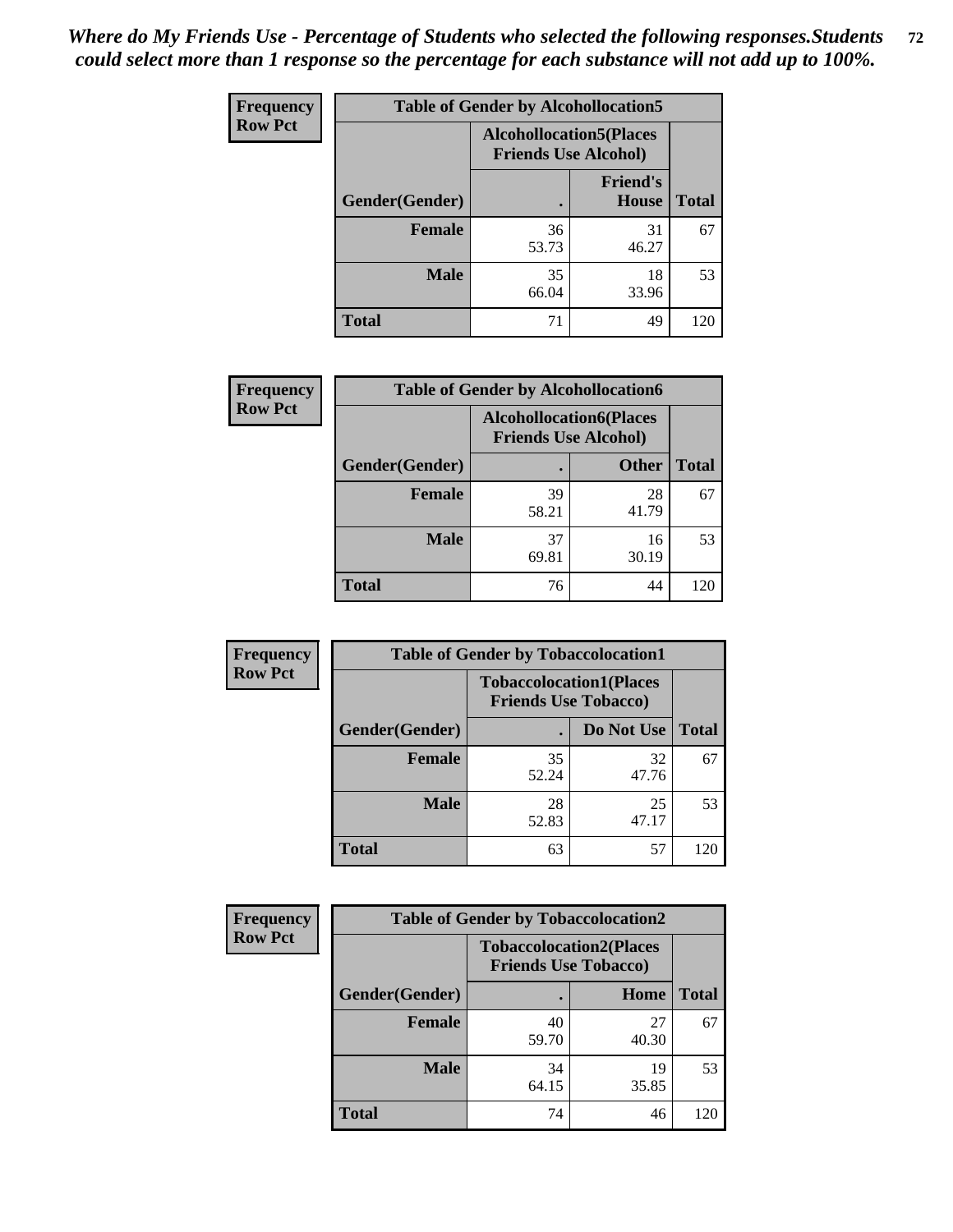*Where do My Friends Use - Percentage of Students who selected the following responses.Students could select more than 1 response so the percentage for each substance will not add up to 100%.*

**Frequency**
**Row Pct**

| Table of Gender by Alcohollocation5 | | | |
|---|---|---|---|
| | Alcohollocation5(Places Friends Use Alcohol) | | |
| Gender(Gender) | . | Friend's House | Total |
| **Female** | 36<br>53.73 | 31<br>46.27 | 67 |
| **Male** | 35<br>66.04 | 18<br>33.96 | 53 |
| **Total** | 71 | 49 | 120 |

**Frequency**
**Row Pct**

| Table of Gender by Alcohollocation6 | | | |
|---|---|---|---|
| | Alcohollocation6(Places Friends Use Alcohol) | | |
| Gender(Gender) | . | Other | Total |
| **Female** | 39<br>58.21 | 28<br>41.79 | 67 |
| **Male** | 37<br>69.81 | 16<br>30.19 | 53 |
| **Total** | 76 | 44 | 120 |

**Frequency**
**Row Pct**

| Table of Gender by Tobaccolocation1 | | | |
|---|---|---|---|
| | Tobaccolocation1(Places Friends Use Tobacco) | | |
| Gender(Gender) | . | Do Not Use | Total |
| **Female** | 35<br>52.24 | 32<br>47.76 | 67 |
| **Male** | 28<br>52.83 | 25<br>47.17 | 53 |
| **Total** | 63 | 57 | 120 |

**Frequency**
**Row Pct**

| Table of Gender by Tobaccolocation2 | | | |
|---|---|---|---|
| | Tobaccolocation2(Places Friends Use Tobacco) | | |
| Gender(Gender) | . | Home | Total |
| **Female** | 40<br>59.70 | 27<br>40.30 | 67 |
| **Male** | 34<br>64.15 | 19<br>35.85 | 53 |
| **Total** | 74 | 46 | 120 |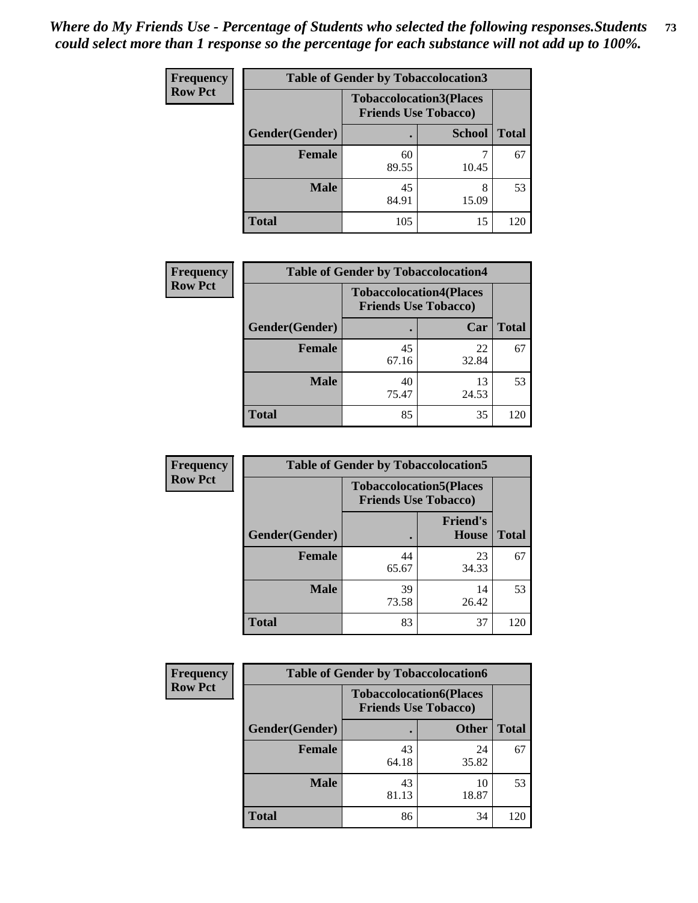*Where do My Friends Use - Percentage of Students who selected the following responses.Students could select more than 1 response so the percentage for each substance will not add up to 100%.*

**Frequency**
**Row Pct**

| Table of Gender by Tobaccolocation3 | | | |
|---|---|---|---|
| | Tobaccolocation3(Places Friends Use Tobacco) | | |
| Gender(Gender) | . | School | Total |
| Female | 60<br>89.55 | 7<br>10.45 | 67 |
| Male | 45<br>84.91 | 8<br>15.09 | 53 |
| Total | 105 | 15 | 120 |

**Frequency**
**Row Pct**

| Table of Gender by Tobaccolocation4 | | | |
|---|---|---|---|
| | Tobaccolocation4(Places Friends Use Tobacco) | | |
| Gender(Gender) | . | Car | Total |
| Female | 45<br>67.16 | 22<br>32.84 | 67 |
| Male | 40<br>75.47 | 13<br>24.53 | 53 |
| Total | 85 | 35 | 120 |

**Frequency**
**Row Pct**

| Table of Gender by Tobaccolocation5 | | | |
|---|---|---|---|
| | Tobaccolocation5(Places Friends Use Tobacco) | | |
| Gender(Gender) | . | Friend's House | Total |
| Female | 44<br>65.67 | 23<br>34.33 | 67 |
| Male | 39<br>73.58 | 14<br>26.42 | 53 |
| Total | 83 | 37 | 120 |

**Frequency**
**Row Pct**

| Table of Gender by Tobaccolocation6 | | | |
|---|---|---|---|
| | Tobaccolocation6(Places Friends Use Tobacco) | | |
| Gender(Gender) | . | Other | Total |
| Female | 43<br>64.18 | 24<br>35.82 | 67 |
| Male | 43<br>81.13 | 10<br>18.87 | 53 |
| Total | 86 | 34 | 120 |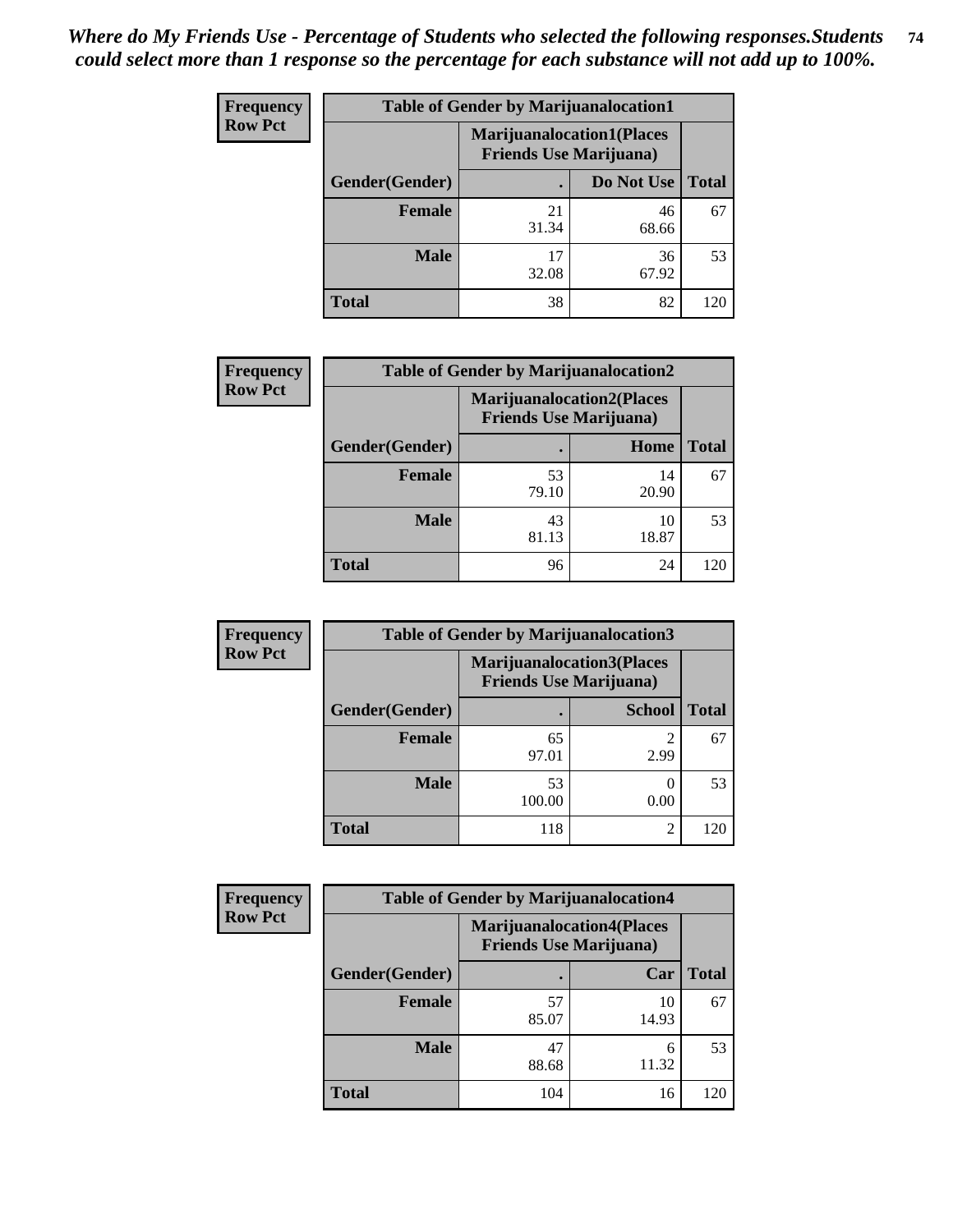*Where do My Friends Use - Percentage of Students who selected the following responses.Students could select more than 1 response so the percentage for each substance will not add up to 100%.*

**Frequency Row Pct**

| Table of Gender by Marijuanalocation1 | | | |
|---|---|---|---|
| | Marijuanalocation1(Places Friends Use Marijuana) | | |
| Gender(Gender) | . | Do Not Use | Total |
| Female | 21<br>31.34 | 46<br>68.66 | 67 |
| Male | 17<br>32.08 | 36<br>67.92 | 53 |
| Total | 38 | 82 | 120 |

**Frequency Row Pct**

| Table of Gender by Marijuanalocation2 | | | |
|---|---|---|---|
| | Marijuanalocation2(Places Friends Use Marijuana) | | |
| Gender(Gender) | . | Home | Total |
| Female | 53<br>79.10 | 14<br>20.90 | 67 |
| Male | 43<br>81.13 | 10<br>18.87 | 53 |
| Total | 96 | 24 | 120 |

**Frequency Row Pct**

| Table of Gender by Marijuanalocation3 | | | |
|---|---|---|---|
| | Marijuanalocation3(Places Friends Use Marijuana) | | |
| Gender(Gender) | . | School | Total |
| Female | 65<br>97.01 | 2<br>2.99 | 67 |
| Male | 53<br>100.00 | 0<br>0.00 | 53 |
| Total | 118 | 2 | 120 |

**Frequency Row Pct**

| Table of Gender by Marijuanalocation4 | | | |
|---|---|---|---|
| | Marijuanalocation4(Places Friends Use Marijuana) | | |
| Gender(Gender) | . | Car | Total |
| Female | 57<br>85.07 | 10<br>14.93 | 67 |
| Male | 47<br>88.68 | 6<br>11.32 | 53 |
| Total | 104 | 16 | 120 |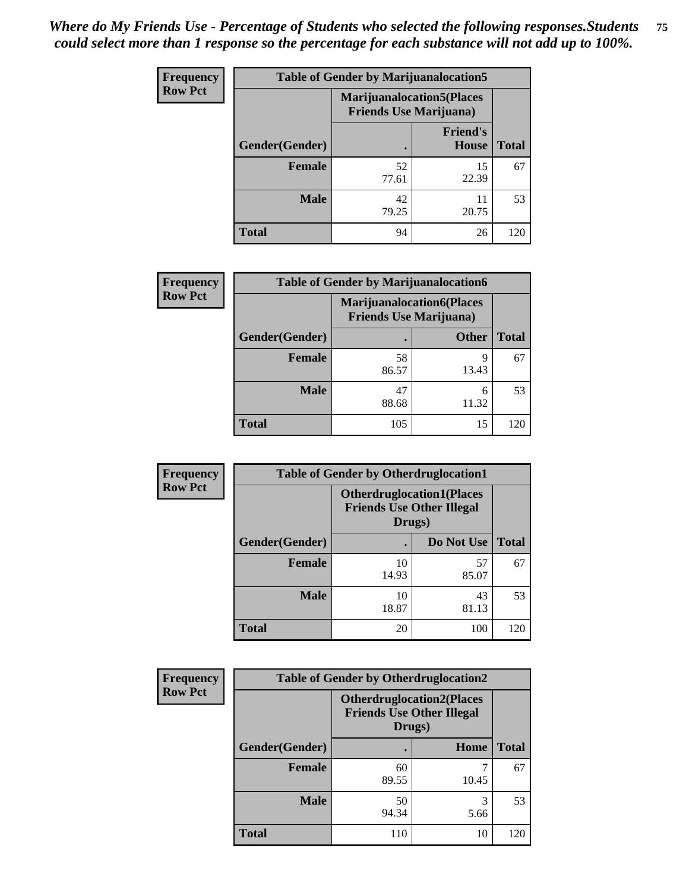*Where do My Friends Use - Percentage of Students who selected the following responses.Students could select more than 1 response so the percentage for each substance will not add up to 100%.*

**Frequency**
**Row Pct**

| Table of Gender by Marijuanalocation5 | | | |
|---|---|---|---|
| | Marijuanalocation5(Places Friends Use Marijuana) | | |
| Gender(Gender) | . | Friend's House | Total |
| **Female** | 52<br>77.61 | 15<br>22.39 | 67 |
| **Male** | 42<br>79.25 | 11<br>20.75 | 53 |
| **Total** | 94 | 26 | 120 |

**Frequency**
**Row Pct**

| Table of Gender by Marijuanalocation6 | | | |
|---|---|---|---|
| | Marijuanalocation6(Places Friends Use Marijuana) | | |
| Gender(Gender) | . | Other | Total |
| **Female** | 58<br>86.57 | 9<br>13.43 | 67 |
| **Male** | 47<br>88.68 | 6<br>11.32 | 53 |
| **Total** | 105 | 15 | 120 |

**Frequency**
**Row Pct**

| Table of Gender by Otherdruglocation1 | | | |
|---|---|---|---|
| | Otherdruglocation1(Places Friends Use Other Illegal Drugs) | | |
| Gender(Gender) | . | Do Not Use | Total |
| **Female** | 10<br>14.93 | 57<br>85.07 | 67 |
| **Male** | 10<br>18.87 | 43<br>81.13 | 53 |
| **Total** | 20 | 100 | 120 |

**Frequency**
**Row Pct**

| Table of Gender by Otherdruglocation2 | | | |
|---|---|---|---|
| | Otherdruglocation2(Places Friends Use Other Illegal Drugs) | | |
| Gender(Gender) | . | Home | Total |
| **Female** | 60<br>89.55 | 7<br>10.45 | 67 |
| **Male** | 50<br>94.34 | 3<br>5.66 | 53 |
| **Total** | 110 | 10 | 120 |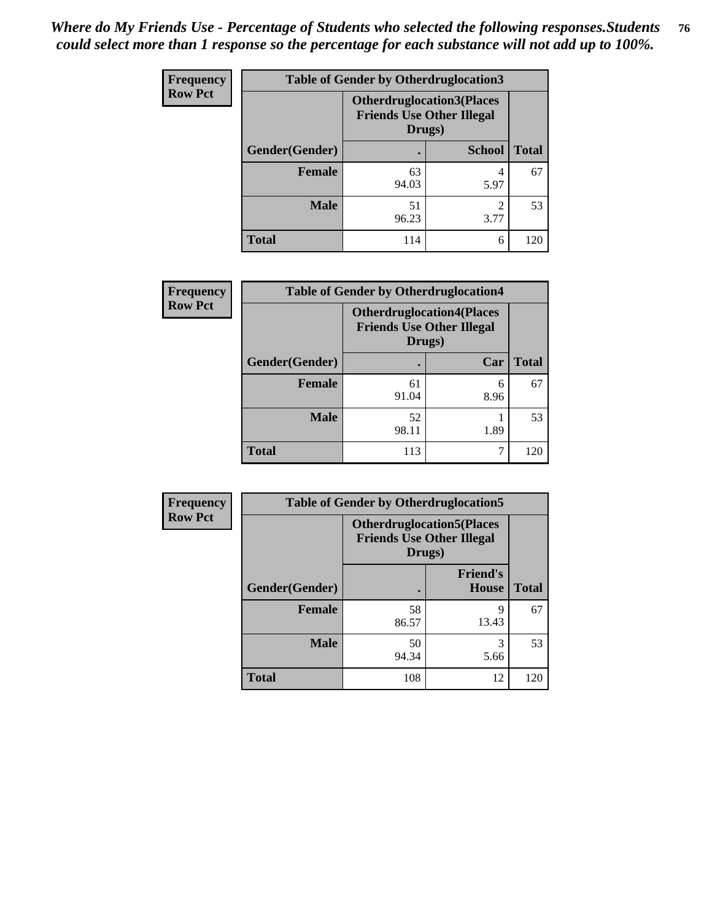*Where do My Friends Use - Percentage of Students who selected the following responses.Students could select more than 1 response so the percentage for each substance will not add up to 100%.*

**Frequency**
**Row Pct**

| Table of Gender by Otherdruglocation3 | | | |
|---|---|---|---|
| | Otherdruglocation3(Places Friends Use Other Illegal Drugs) | | |
| Gender(Gender) | . | School | Total |
| **Female** | 63<br>94.03 | 4<br>5.97 | 67 |
| **Male** | 51<br>96.23 | 2<br>3.77 | 53 |
| **Total** | 114 | 6 | 120 |

**Frequency**
**Row Pct**

| Table of Gender by Otherdruglocation4 | | | |
|---|---|---|---|
| | Otherdruglocation4(Places Friends Use Other Illegal Drugs) | | |
| Gender(Gender) | . | Car | Total |
| **Female** | 61<br>91.04 | 6<br>8.96 | 67 |
| **Male** | 52<br>98.11 | 1<br>1.89 | 53 |
| **Total** | 113 | 7 | 120 |

**Frequency**
**Row Pct**

| Table of Gender by Otherdruglocation5 | | | |
|---|---|---|---|
| | Otherdruglocation5(Places Friends Use Other Illegal Drugs) | | |
| Gender(Gender) | . | Friend's House | Total |
| **Female** | 58<br>86.57 | 9<br>13.43 | 67 |
| **Male** | 50<br>94.34 | 3<br>5.66 | 53 |
| **Total** | 108 | 12 | 120 |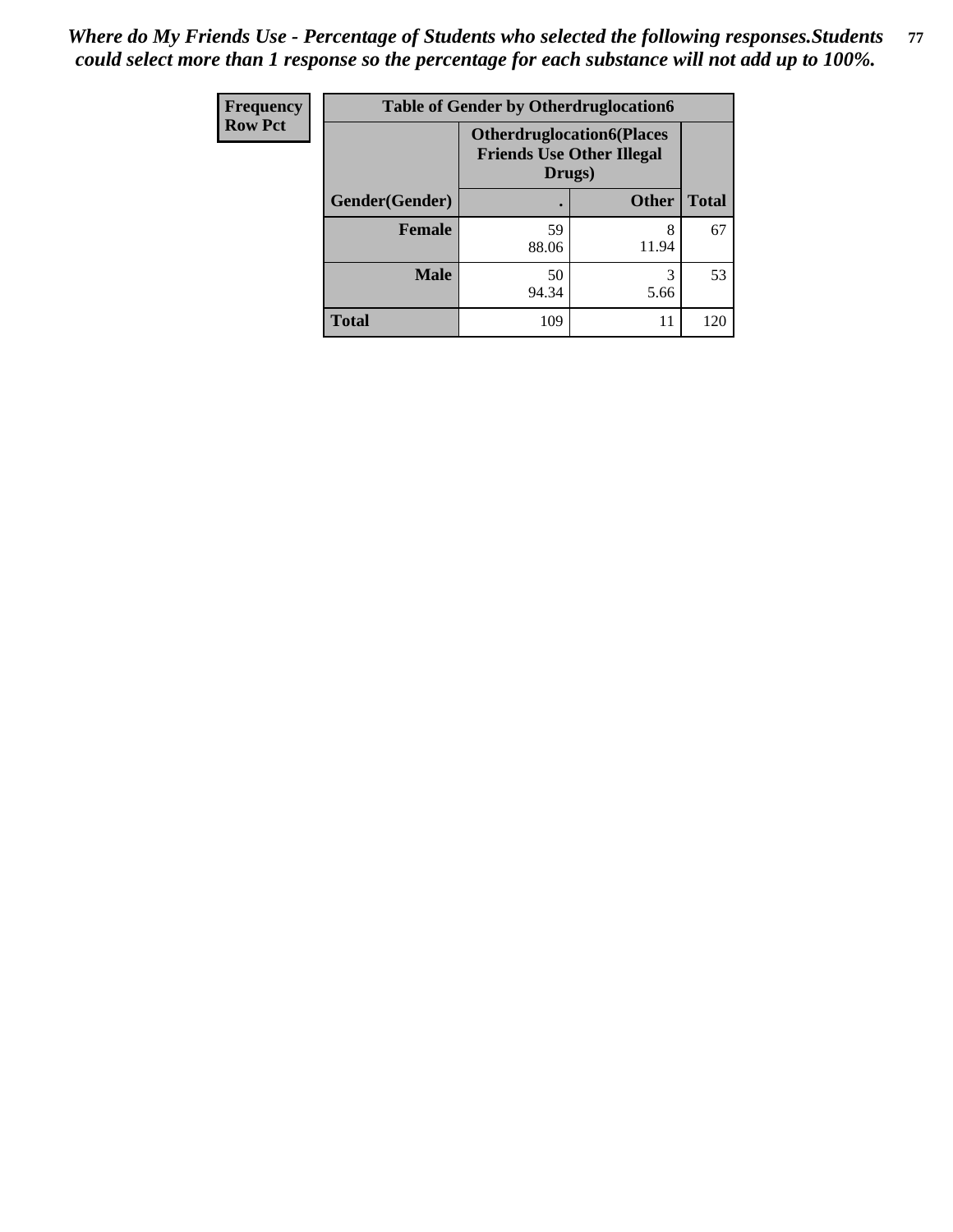*Where do My Friends Use - Percentage of Students who selected the following responses.Students could select more than 1 response so the percentage for each substance will not add up to 100%.*

| Frequency<br>Row Pct | Table of Gender by Otherdruglocation6 | | |
|---|---|---|---|
| | Otherdruglocation6(Places Friends Use Other Illegal Drugs) | | |
| Gender(Gender) | . | Other | Total |
| Female | 59<br>88.06 | 8<br>11.94 | 67 |
| Male | 50<br>94.34 | 3<br>5.66 | 53 |
| Total | 109 | 11 | 120 |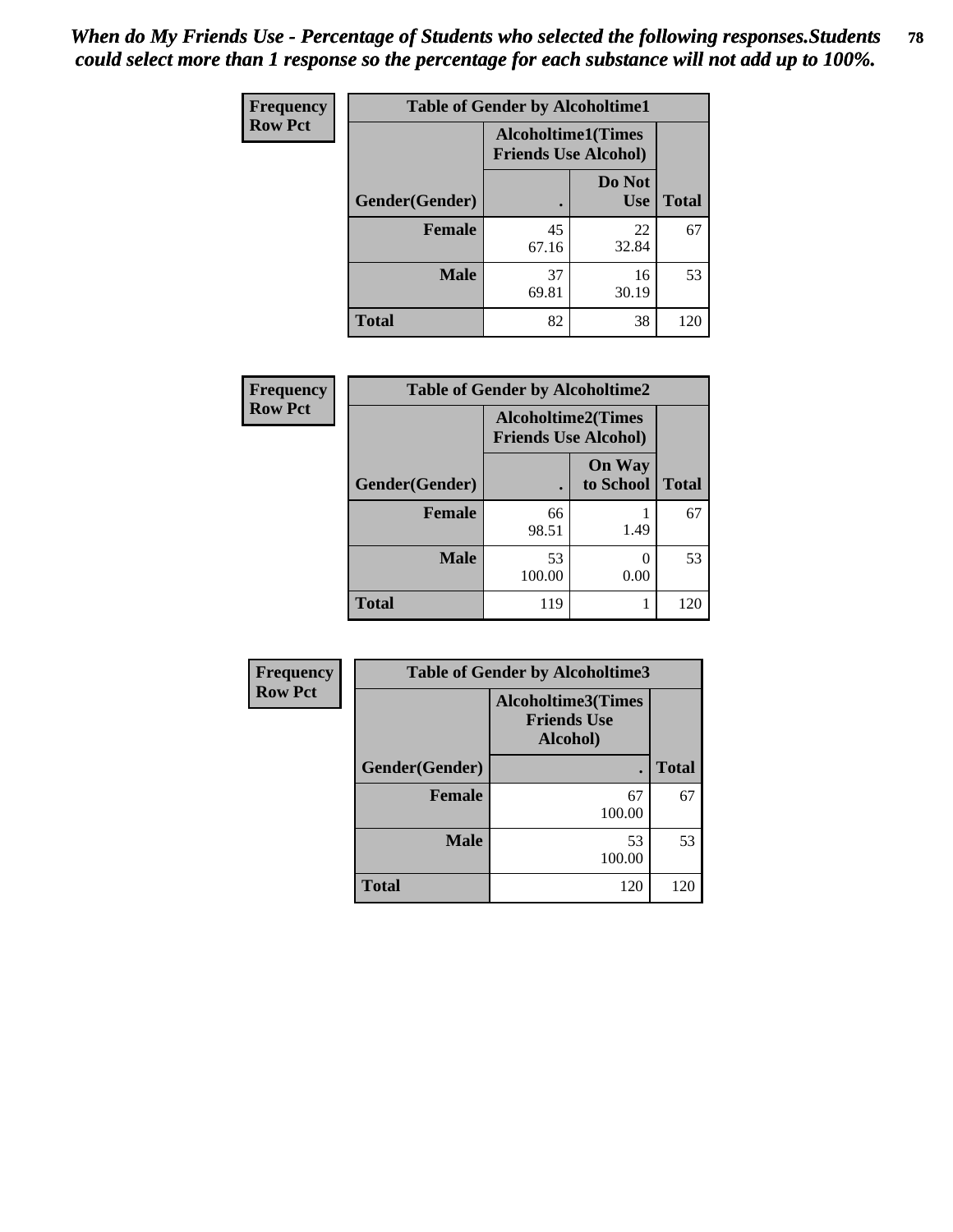*When do My Friends Use - Percentage of Students who selected the following responses.Students could select more than 1 response so the percentage for each substance will not add up to 100%.*

**Frequency**
**Row Pct**

| Table of Gender by Alcoholtime1 | | | |
|---|---|---|---|
| | Alcoholtime1(Times Friends Use Alcohol) | | |
| Gender(Gender) | . | Do Not Use | Total |
| Female | 45<br>67.16 | 22<br>32.84 | 67 |
| Male | 37<br>69.81 | 16<br>30.19 | 53 |
| Total | 82 | 38 | 120 |

**Frequency**
**Row Pct**

| Table of Gender by Alcoholtime2 | | | |
|---|---|---|---|
| | Alcoholtime2(Times Friends Use Alcohol) | | |
| Gender(Gender) | . | On Way to School | Total |
| Female | 66<br>98.51 | 1<br>1.49 | 67 |
| Male | 53<br>100.00 | 0<br>0.00 | 53 |
| Total | 119 | 1 | 120 |

**Frequency**
**Row Pct**

| Table of Gender by Alcoholtime3 | | |
|---|---|---|
| | Alcoholtime3(Times Friends Use Alcohol) | |
| Gender(Gender) | . | Total |
| Female | 67<br>100.00 | 67 |
| Male | 53<br>100.00 | 53 |
| Total | 120 | 120 |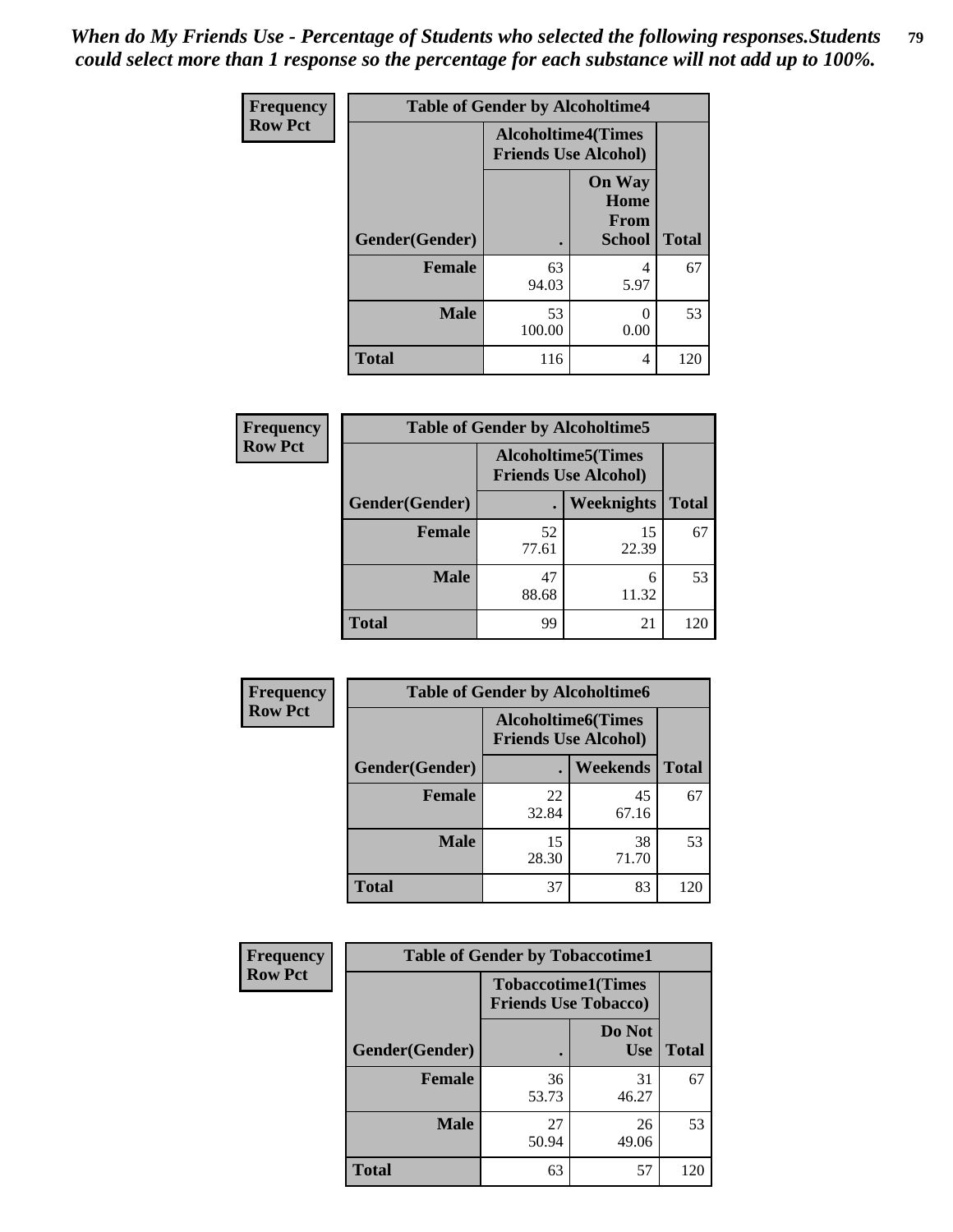*When do My Friends Use - Percentage of Students who selected the following responses.Students could select more than 1 response so the percentage for each substance will not add up to 100%.*

**Frequency Row Pct**

| Table of Gender by Alcoholtime4 | | | |
|---|---|---|---|
| | Alcoholtime4(Times Friends Use Alcohol) | | |
| Gender(Gender) | . | On Way Home From School | Total |
| Female | 63<br>94.03 | 4<br>5.97 | 67 |
| Male | 53<br>100.00 | 0<br>0.00 | 53 |
| Total | 116 | 4 | 120 |

**Frequency Row Pct**

| Table of Gender by Alcoholtime5 | | | |
|---|---|---|---|
| | Alcoholtime5(Times Friends Use Alcohol) | | |
| Gender(Gender) | . | Weeknights | Total |
| Female | 52<br>77.61 | 15<br>22.39 | 67 |
| Male | 47<br>88.68 | 6<br>11.32 | 53 |
| Total | 99 | 21 | 120 |

**Frequency Row Pct**

| Table of Gender by Alcoholtime6 | | | |
|---|---|---|---|
| | Alcoholtime6(Times Friends Use Alcohol) | | |
| Gender(Gender) | . | Weekends | Total |
| Female | 22<br>32.84 | 45<br>67.16 | 67 |
| Male | 15<br>28.30 | 38<br>71.70 | 53 |
| Total | 37 | 83 | 120 |

**Frequency Row Pct**

| Table of Gender by Tobaccotime1 | | | |
|---|---|---|---|
| | Tobaccotime1(Times Friends Use Tobacco) | | |
| Gender(Gender) | . | Do Not Use | Total |
| Female | 36<br>53.73 | 31<br>46.27 | 67 |
| Male | 27<br>50.94 | 26<br>49.06 | 53 |
| Total | 63 | 57 | 120 |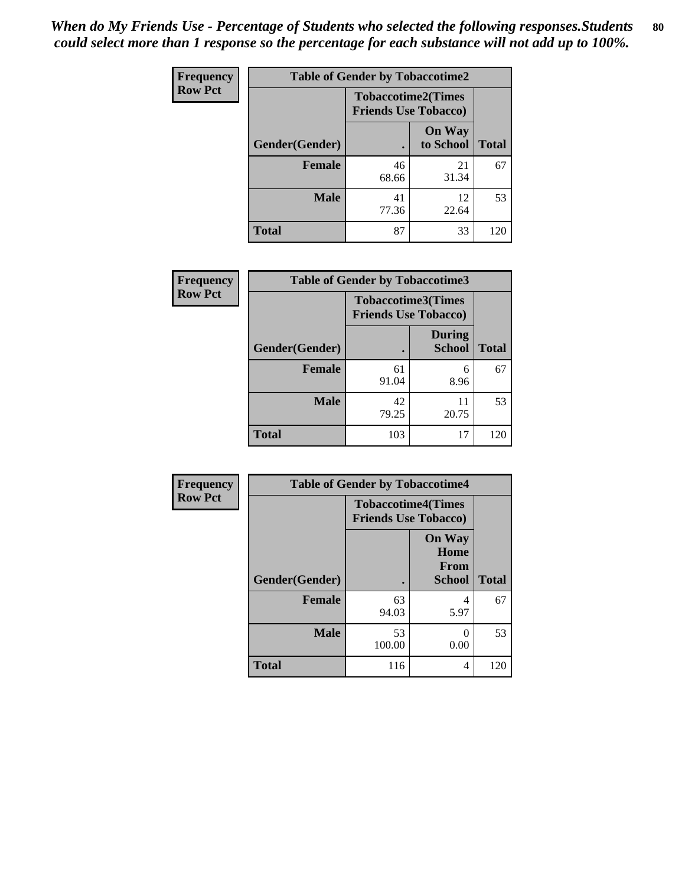*When do My Friends Use - Percentage of Students who selected the following responses.Students could select more than 1 response so the percentage for each substance will not add up to 100%.*

**Frequency**
**Row Pct**

| Table of Gender by Tobaccotime2 | | | |
|---|---|---|---|
| | Tobaccotime2(Times Friends Use Tobacco) | | |
| Gender(Gender) | . | On Way to School | Total |
| **Female** | 46<br>68.66 | 21<br>31.34 | 67 |
| **Male** | 41<br>77.36 | 12<br>22.64 | 53 |
| **Total** | 87 | 33 | 120 |

**Frequency**
**Row Pct**

| Table of Gender by Tobaccotime3 | | | |
|---|---|---|---|
| | Tobaccotime3(Times Friends Use Tobacco) | | |
| Gender(Gender) | . | During School | Total |
| **Female** | 61<br>91.04 | 6<br>8.96 | 67 |
| **Male** | 42<br>79.25 | 11<br>20.75 | 53 |
| **Total** | 103 | 17 | 120 |

**Frequency**
**Row Pct**

| Table of Gender by Tobaccotime4 | | | |
|---|---|---|---|
| | Tobaccotime4(Times Friends Use Tobacco) | | |
| Gender(Gender) | . | On Way Home From School | Total |
| **Female** | 63<br>94.03 | 4<br>5.97 | 67 |
| **Male** | 53<br>100.00 | 0<br>0.00 | 53 |
| **Total** | 116 | 4 | 120 |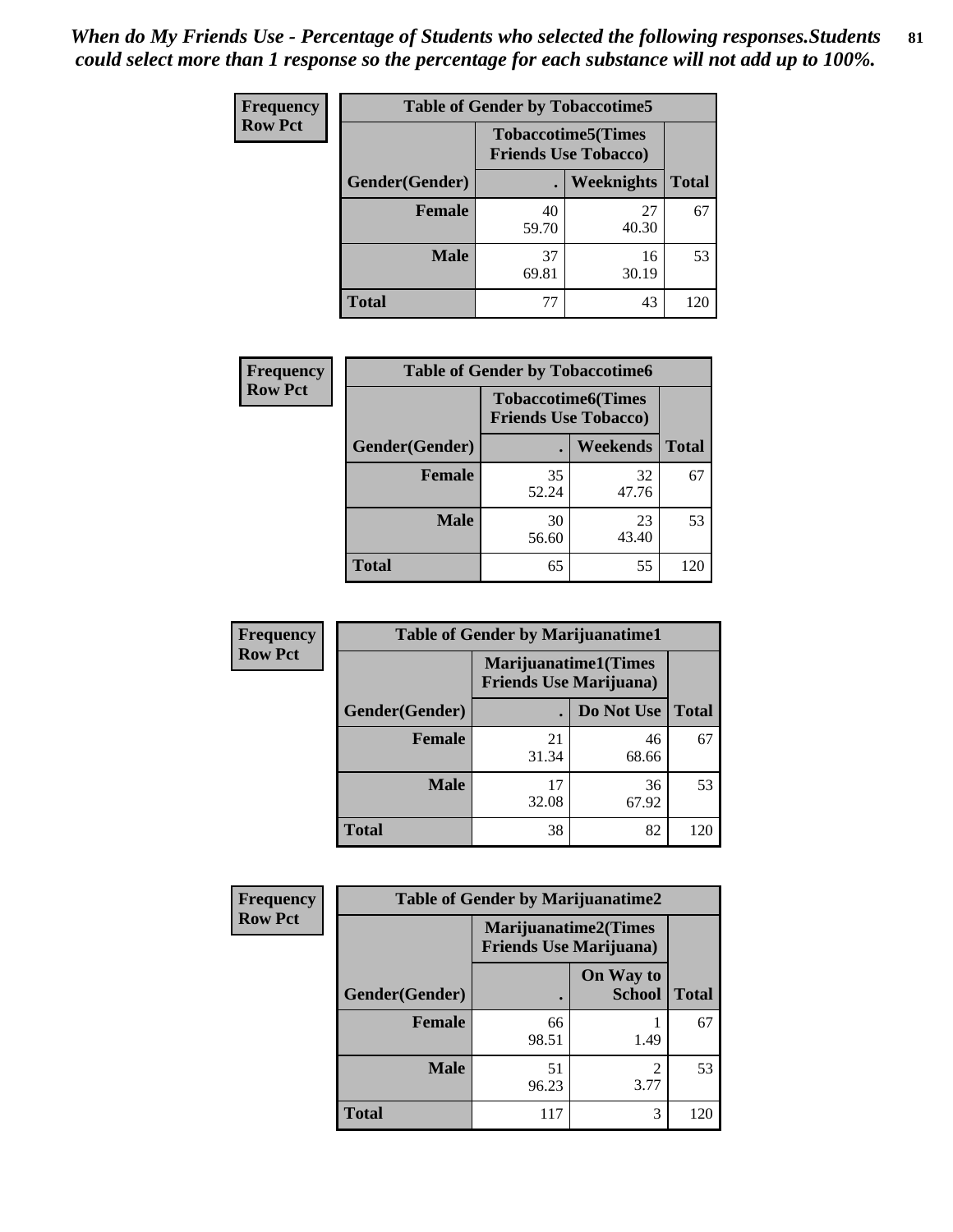*When do My Friends Use - Percentage of Students who selected the following responses.Students could select more than 1 response so the percentage for each substance will not add up to 100%.*

**Frequency**
**Row Pct**

| Table of Gender by Tobaccotime5 | | | |
|---|---|---|---|
| | Tobaccotime5(Times Friends Use Tobacco) | | |
| Gender(Gender) | . | Weeknights | Total |
| **Female** | 40<br>59.70 | 27<br>40.30 | 67 |
| **Male** | 37<br>69.81 | 16<br>30.19 | 53 |
| **Total** | 77 | 43 | 120 |

**Frequency**
**Row Pct**

| Table of Gender by Tobaccotime6 | | | |
|---|---|---|---|
| | Tobaccotime6(Times Friends Use Tobacco) | | |
| Gender(Gender) | . | Weekends | Total |
| **Female** | 35<br>52.24 | 32<br>47.76 | 67 |
| **Male** | 30<br>56.60 | 23<br>43.40 | 53 |
| **Total** | 65 | 55 | 120 |

**Frequency**
**Row Pct**

| Table of Gender by Marijuanatime1 | | | |
|---|---|---|---|
| | Marijuanatime1(Times Friends Use Marijuana) | | |
| Gender(Gender) | . | Do Not Use | Total |
| **Female** | 21<br>31.34 | 46<br>68.66 | 67 |
| **Male** | 17<br>32.08 | 36<br>67.92 | 53 |
| **Total** | 38 | 82 | 120 |

**Frequency**
**Row Pct**

| Table of Gender by Marijuanatime2 | | | |
|---|---|---|---|
| | Marijuanatime2(Times Friends Use Marijuana) | | |
| Gender(Gender) | . | On Way to School | Total |
| **Female** | 66<br>98.51 | 1<br>1.49 | 67 |
| **Male** | 51<br>96.23 | 2<br>3.77 | 53 |
| **Total** | 117 | 3 | 120 |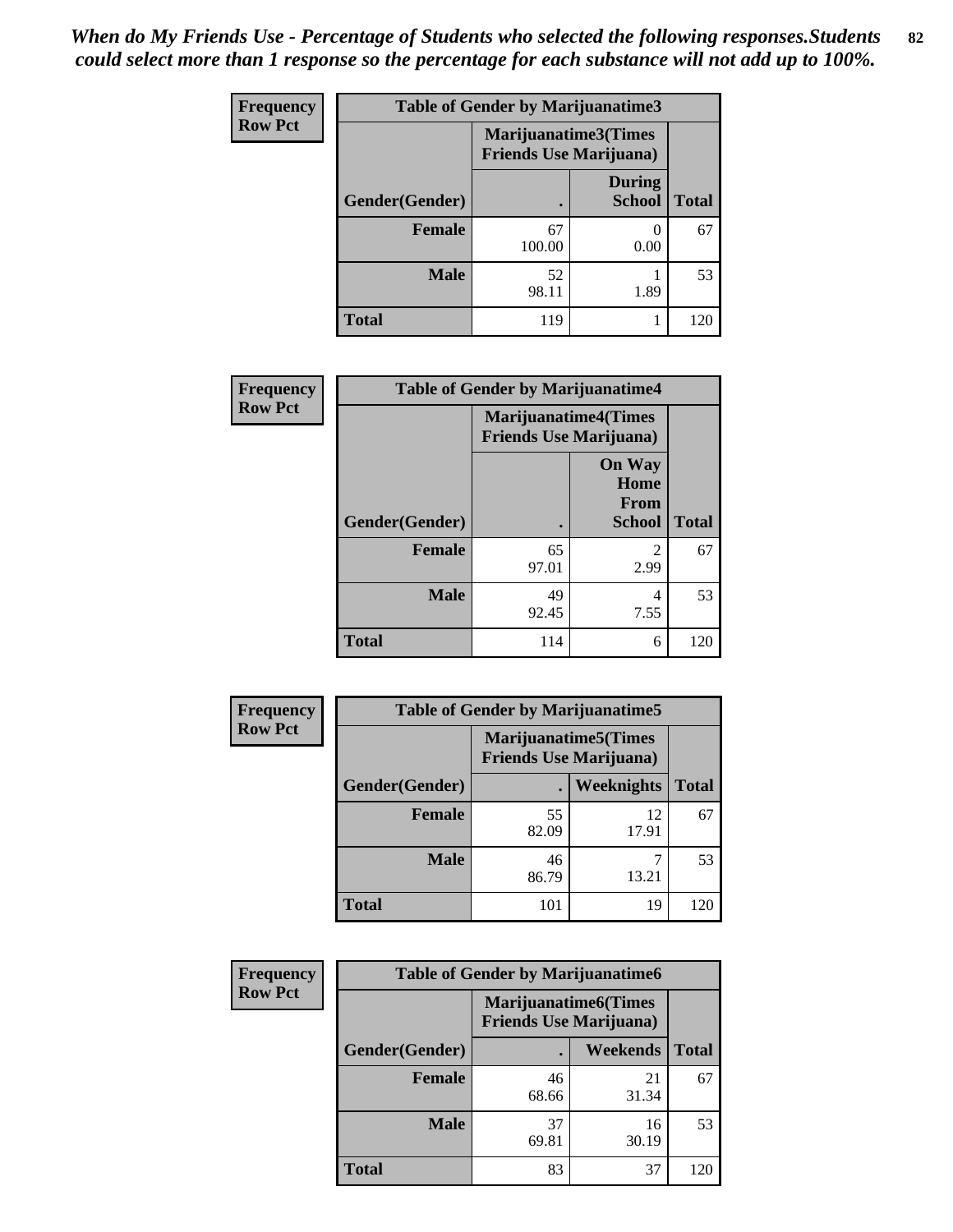*When do My Friends Use - Percentage of Students who selected the following responses.Students could select more than 1 response so the percentage for each substance will not add up to 100%.*

**Frequency Row Pct**

| Table of Gender by Marijuanatime3 | | | |
|---|---|---|---|
| | Marijuanatime3(Times Friends Use Marijuana) | | |
| Gender(Gender) | . | During School | Total |
| **Female** | 67<br>100.00 | 0<br>0.00 | 67 |
| **Male** | 52<br>98.11 | 1<br>1.89 | 53 |
| **Total** | 119 | 1 | 120 |

**Frequency Row Pct**

| Table of Gender by Marijuanatime4 | | | |
|---|---|---|---|
| | Marijuanatime4(Times Friends Use Marijuana) | | |
| Gender(Gender) | . | On Way Home From School | Total |
| **Female** | 65<br>97.01 | 2<br>2.99 | 67 |
| **Male** | 49<br>92.45 | 4<br>7.55 | 53 |
| **Total** | 114 | 6 | 120 |

**Frequency Row Pct**

| Table of Gender by Marijuanatime5 | | | |
|---|---|---|---|
| | Marijuanatime5(Times Friends Use Marijuana) | | |
| Gender(Gender) | . | Weeknights | Total |
| **Female** | 55<br>82.09 | 12<br>17.91 | 67 |
| **Male** | 46<br>86.79 | 7<br>13.21 | 53 |
| **Total** | 101 | 19 | 120 |

**Frequency Row Pct**

| Table of Gender by Marijuanatime6 | | | |
|---|---|---|---|
| | Marijuanatime6(Times Friends Use Marijuana) | | |
| Gender(Gender) | . | Weekends | Total |
| **Female** | 46<br>68.66 | 21<br>31.34 | 67 |
| **Male** | 37<br>69.81 | 16<br>30.19 | 53 |
| **Total** | 83 | 37 | 120 |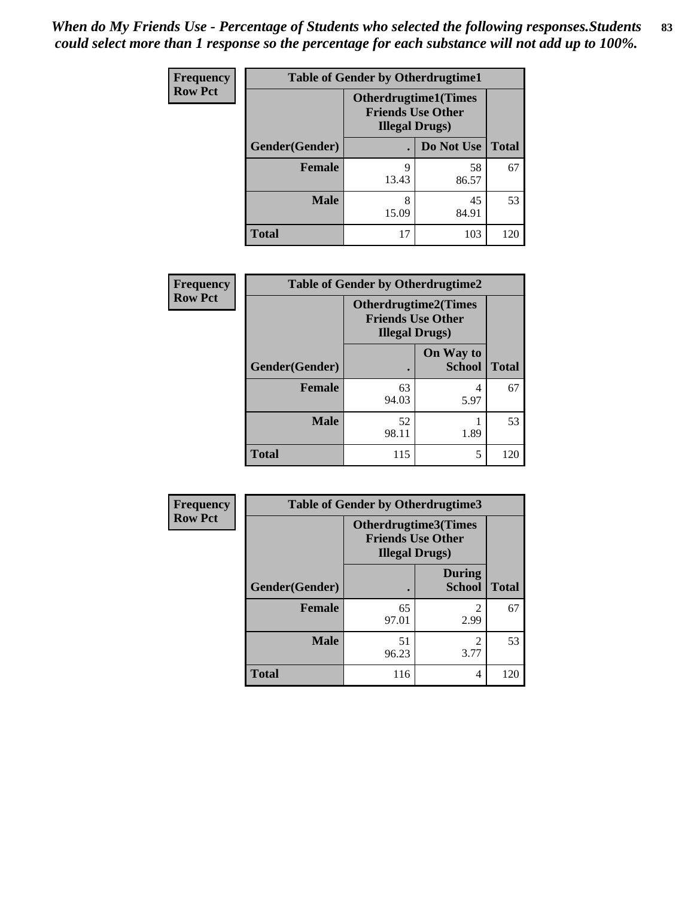*When do My Friends Use - Percentage of Students who selected the following responses.Students could select more than 1 response so the percentage for each substance will not add up to 100%.*

**Frequency**
**Row Pct**

| Table of Gender by Otherdrugtime1 | | | |
|---|---|---|---|
| | Otherdrugtime1(Times Friends Use Other Illegal Drugs) | | |
| Gender(Gender) | . | Do Not Use | Total |
| **Female** | 9<br>13.43 | 58<br>86.57 | 67 |
| **Male** | 8<br>15.09 | 45<br>84.91 | 53 |
| **Total** | 17 | 103 | 120 |

**Frequency**
**Row Pct**

| Table of Gender by Otherdrugtime2 | | | |
|---|---|---|---|
| | Otherdrugtime2(Times Friends Use Other Illegal Drugs) | | |
| Gender(Gender) | . | On Way to School | Total |
| **Female** | 63<br>94.03 | 4<br>5.97 | 67 |
| **Male** | 52<br>98.11 | 1<br>1.89 | 53 |
| **Total** | 115 | 5 | 120 |

**Frequency**
**Row Pct**

| Table of Gender by Otherdrugtime3 | | | |
|---|---|---|---|
| | Otherdrugtime3(Times Friends Use Other Illegal Drugs) | | |
| Gender(Gender) | . | During School | Total |
| **Female** | 65<br>97.01 | 2<br>2.99 | 67 |
| **Male** | 51<br>96.23 | 2<br>3.77 | 53 |
| **Total** | 116 | 4 | 120 |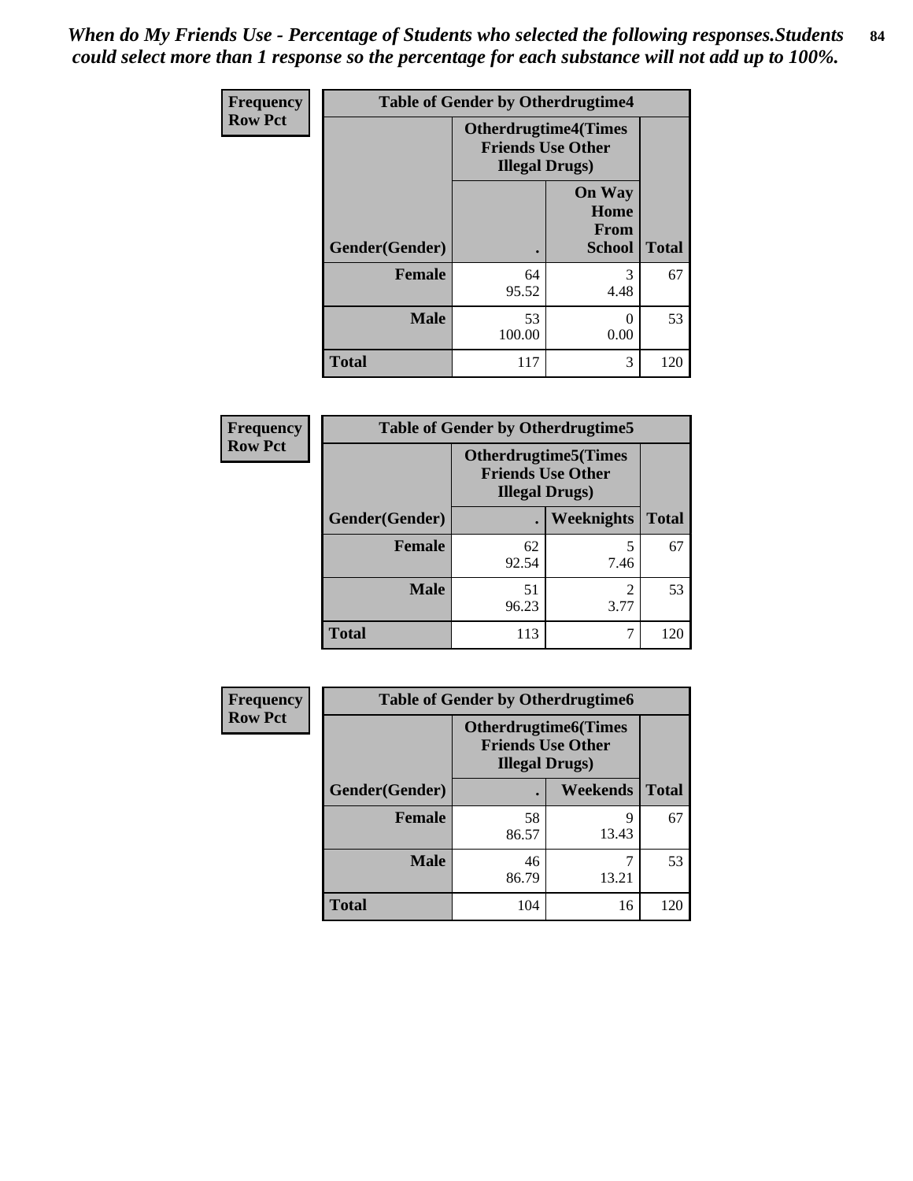*When do My Friends Use - Percentage of Students who selected the following responses.Students could select more than 1 response so the percentage for each substance will not add up to 100%.*

**Frequency**
**Row Pct**

| Table of Gender by Otherdrugtime4 | | | |
|---|---|---|---|
| | Otherdrugtime4(Times Friends Use Other Illegal Drugs) | | |
| Gender(Gender) | . | On Way Home From School | Total |
| **Female** | 64<br>95.52 | 3<br>4.48 | 67 |
| **Male** | 53<br>100.00 | 0<br>0.00 | 53 |
| **Total** | 117 | 3 | 120 |

**Frequency**
**Row Pct**

| Table of Gender by Otherdrugtime5 | | | |
|---|---|---|---|
| | Otherdrugtime5(Times Friends Use Other Illegal Drugs) | | |
| Gender(Gender) | . | Weeknights | Total |
| **Female** | 62<br>92.54 | 5<br>7.46 | 67 |
| **Male** | 51<br>96.23 | 2<br>3.77 | 53 |
| **Total** | 113 | 7 | 120 |

**Frequency**
**Row Pct**

| Table of Gender by Otherdrugtime6 | | | |
|---|---|---|---|
| | Otherdrugtime6(Times Friends Use Other Illegal Drugs) | | |
| Gender(Gender) | . | Weekends | Total |
| **Female** | 58<br>86.57 | 9<br>13.43 | 67 |
| **Male** | 46<br>86.79 | 7<br>13.21 | 53 |
| **Total** | 104 | 16 | 120 |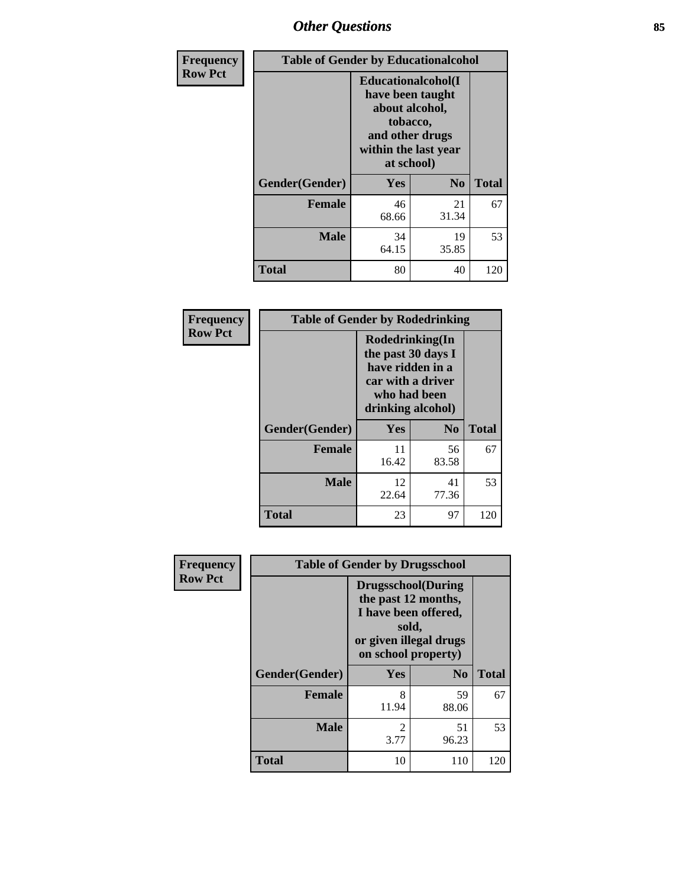# Other Questions

| Frequency Row Pct | Table of Gender by Educationalcohol | | |
|---|---|---|---|
| | Educationalcohol(I have been taught about alcohol, tobacco, and other drugs within the last year at school) | | |
| Gender(Gender) | Yes | No | Total |
| Female | 46<br>68.66 | 21<br>31.34 | 67 |
| Male | 34<br>64.15 | 19<br>35.85 | 53 |
| Total | 80 | 40 | 120 |

| Frequency Row Pct | Table of Gender by Rodedrinking | | |
|---|---|---|---|
| | Rodedrinking(In the past 30 days I have ridden in a car with a driver who had been drinking alcohol) | | |
| Gender(Gender) | Yes | No | Total |
| Female | 11<br>16.42 | 56<br>83.58 | 67 |
| Male | 12<br>22.64 | 41<br>77.36 | 53 |
| Total | 23 | 97 | 120 |

| Frequency Row Pct | Table of Gender by Drugsschool | | |
|---|---|---|---|
| | Drugsschool(During the past 12 months, I have been offered, sold, or given illegal drugs on school property) | | |
| Gender(Gender) | Yes | No | Total |
| Female | 8<br>11.94 | 59<br>88.06 | 67 |
| Male | 2<br>3.77 | 51<br>96.23 | 53 |
| Total | 10 | 110 | 120 |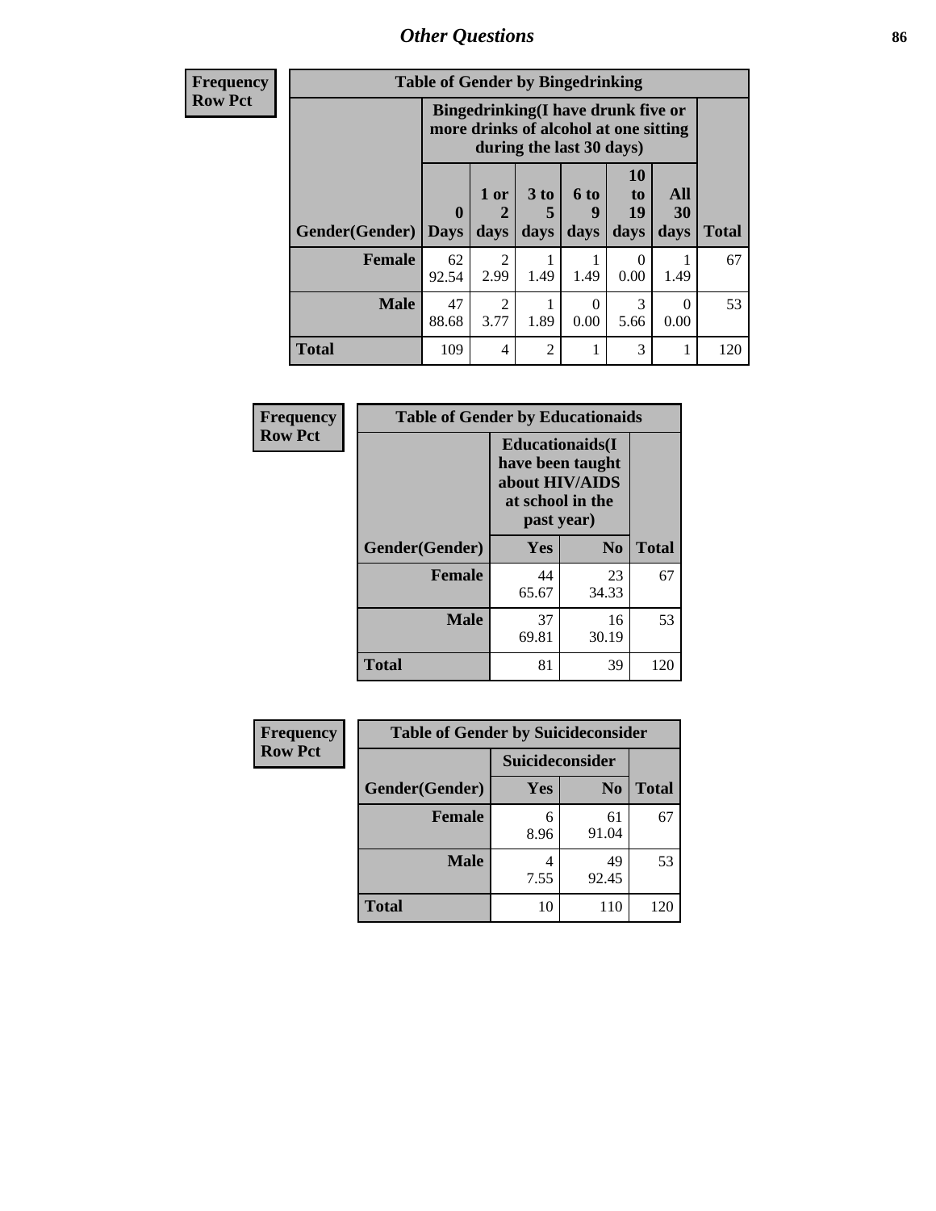## Other Questions

**Frequency Row Pct**

| Table of Gender by Bingedrinking | | | | | | | |
|---|---|---|---|---|---|---|---|
| | Bingedrinking(I have drunk five or more drinks of alcohol at one sitting during the last 30 days) | | | | | | |
| Gender(Gender) | 0 Days | 1 or 2 days | 3 to 5 days | 6 to 9 days | 10 to 19 days | All 30 days | Total |
| **Female** | 62<br>92.54 | 2<br>2.99 | 1<br>1.49 | 1<br>1.49 | 0<br>0.00 | 1<br>1.49 | 67 |
| **Male** | 47<br>88.68 | 2<br>3.77 | 1<br>1.89 | 0<br>0.00 | 3<br>5.66 | 0<br>0.00 | 53 |
| **Total** | 109 | 4 | 2 | 1 | 3 | 1 | 120 |

**Frequency Row Pct**

| Table of Gender by Educationaids | | | |
|---|---|---|---|
| | Educationaids(I have been taught about HIV/AIDS at school in the past year) | | |
| Gender(Gender) | Yes | No | Total |
| **Female** | 44<br>65.67 | 23<br>34.33 | 67 |
| **Male** | 37<br>69.81 | 16<br>30.19 | 53 |
| **Total** | 81 | 39 | 120 |

**Frequency Row Pct**

| Table of Gender by Suicideconsider | | | |
|---|---|---|---|
| | Suicideconsider | | |
| Gender(Gender) | Yes | No | Total |
| **Female** | 6<br>8.96 | 61<br>91.04 | 67 |
| **Male** | 4<br>7.55 | 49<br>92.45 | 53 |
| **Total** | 10 | 110 | 120 |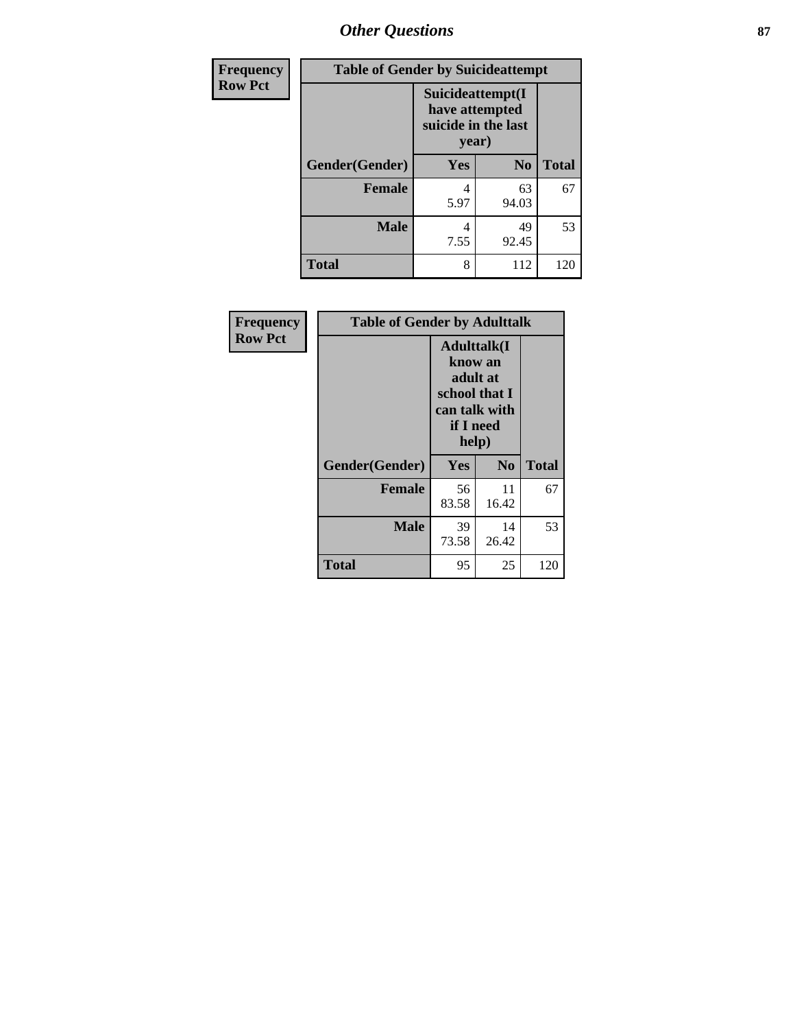## Other Questions

| Frequency Row Pct | | | |
|---|---|---|---|

**Table of Gender by Suicideattempt**

| | Suicideattempt(I have attempted suicide in the last year) | | |
|---|---|---|---|
| Gender(Gender) | Yes | No | Total |
| Female | 4<br>5.97 | 63<br>94.03 | 67 |
| Male | 4<br>7.55 | 49<br>92.45 | 53 |
| Total | 8 | 112 | 120 |

| Frequency Row Pct | | | |
|---|---|---|---|

**Table of Gender by Adulttalk**

| | Adulttalk(I know an adult at school that I can talk with if I need help) | | |
|---|---|---|---|
| Gender(Gender) | Yes | No | Total |
| Female | 56<br>83.58 | 11<br>16.42 | 67 |
| Male | 39<br>73.58 | 14<br>26.42 | 53 |
| Total | 95 | 25 | 120 |